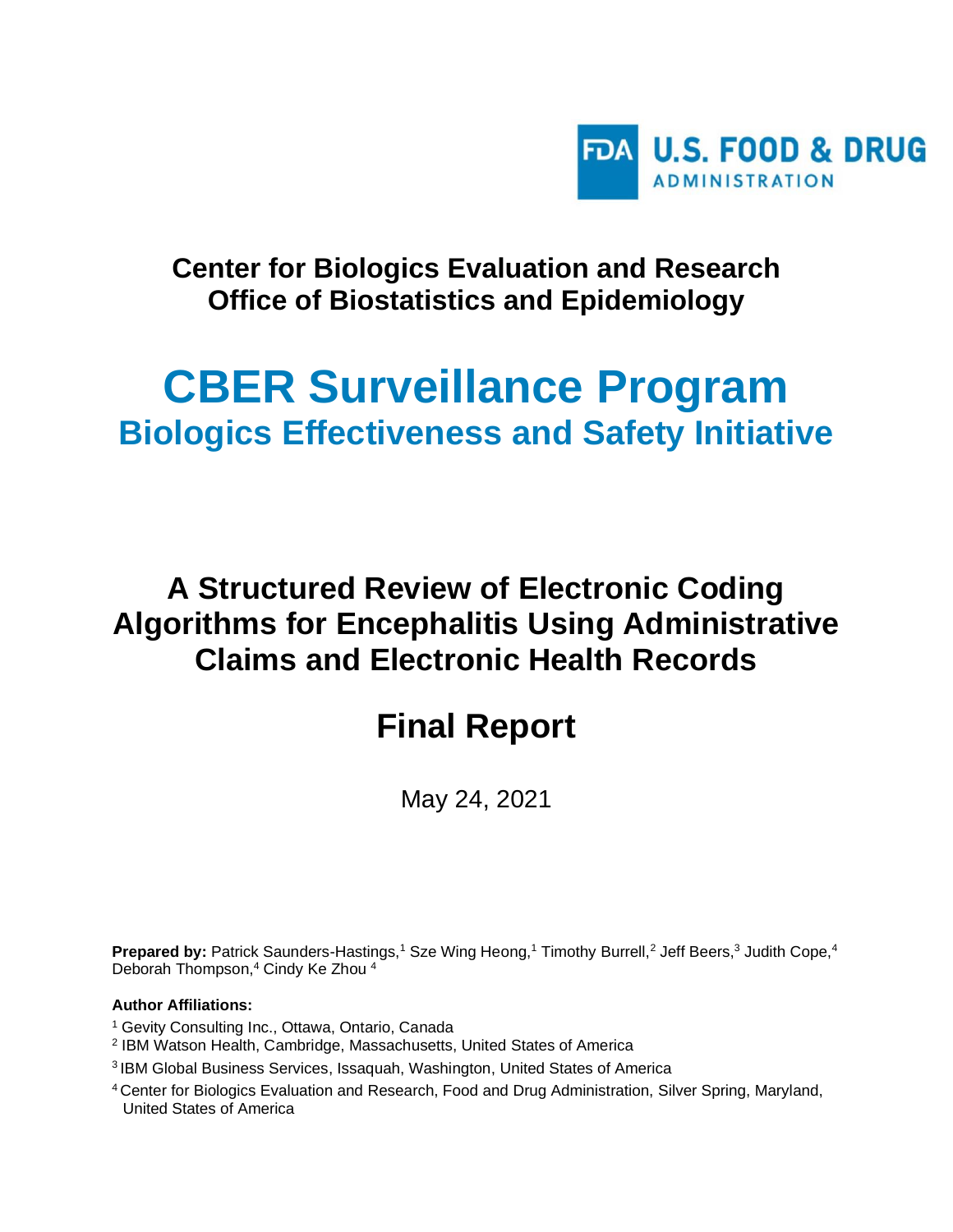FDA U.S. FOOD & DRUG ADMINISTRATION

**Center for Biologics Evaluation and Research**
**Office of Biostatistics and Epidemiology**

# CBER Surveillance Program

## Biologics Effectiveness and Safety Initiative

# A Structured Review of Electronic Coding Algorithms for Encephalitis Using Administrative Claims and Electronic Health Records

# Final Report

May 24, 2021

**Prepared by:** Patrick Saunders-Hastings,[1] Sze Wing Heong,[1] Timothy Burrell,[2] Jeff Beers,[3] Judith Cope,[4] Deborah Thompson,[4] Cindy Ke Zhou [4]

**Author Affiliations:**

[1] Gevity Consulting Inc., Ottawa, Ontario, Canada

[2] IBM Watson Health, Cambridge, Massachusetts, United States of America

[3] IBM Global Business Services, Issaquah, Washington, United States of America

[4] Center for Biologics Evaluation and Research, Food and Drug Administration, Silver Spring, Maryland, United States of America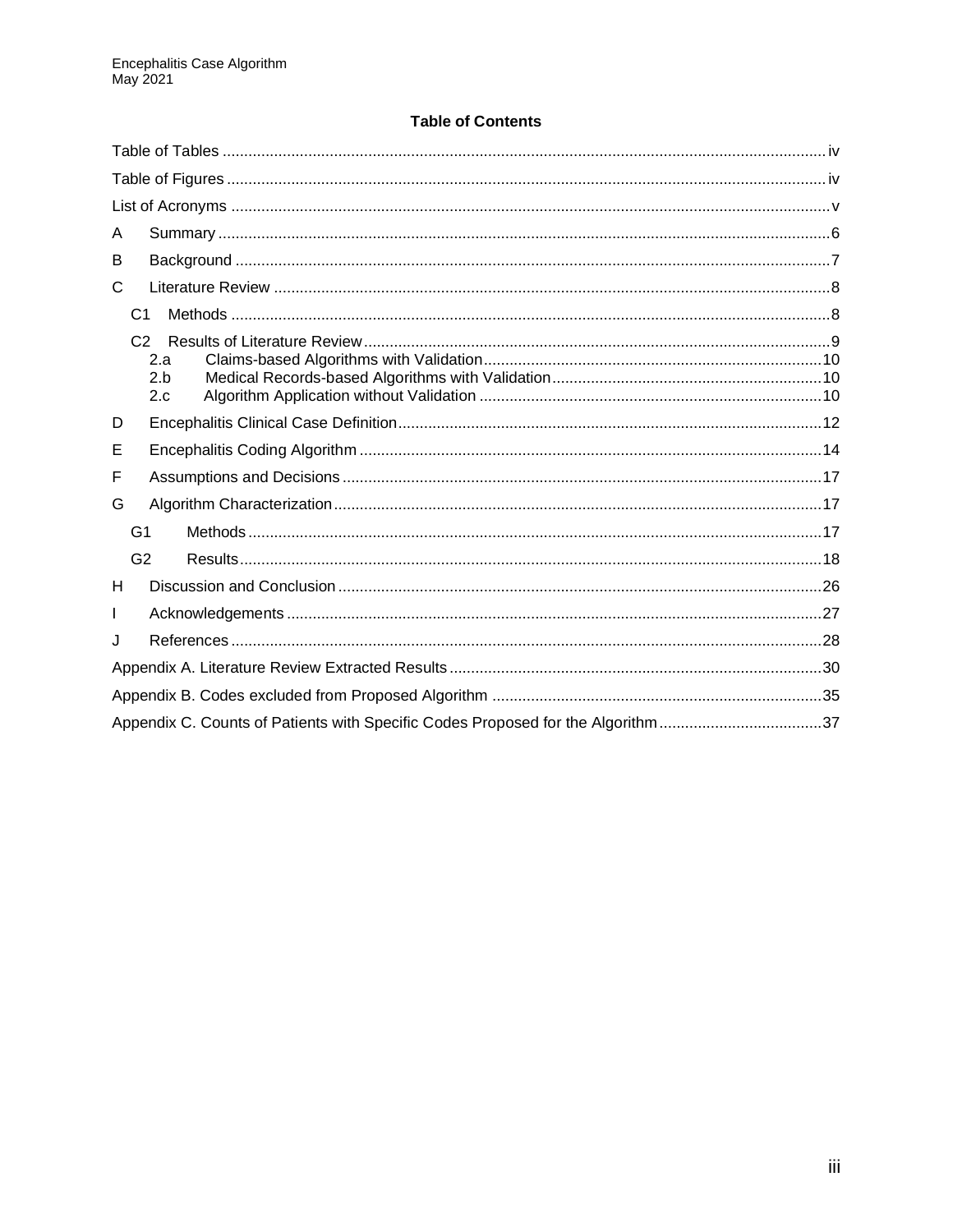# Table of Contents

Table of Tables ..... iv

Table of Figures ..... iv

List of Acronyms ..... v

A Summary ..... 6

B Background ..... 7

C Literature Review ..... 8

- C1 Methods ..... 8
- C2 Results of Literature Review ..... 9
  - 2.a Claims-based Algorithms with Validation ..... 10
  - 2.b Medical Records-based Algorithms with Validation ..... 10
  - 2.c Algorithm Application without Validation ..... 10

D Encephalitis Clinical Case Definition ..... 12

E Encephalitis Coding Algorithm ..... 14

F Assumptions and Decisions ..... 17

G Algorithm Characterization ..... 17

- G1 Methods ..... 17
- G2 Results ..... 18

H Discussion and Conclusion ..... 26

I Acknowledgements ..... 27

J References ..... 28

Appendix A. Literature Review Extracted Results ..... 30

Appendix B. Codes excluded from Proposed Algorithm ..... 35

Appendix C. Counts of Patients with Specific Codes Proposed for the Algorithm ..... 37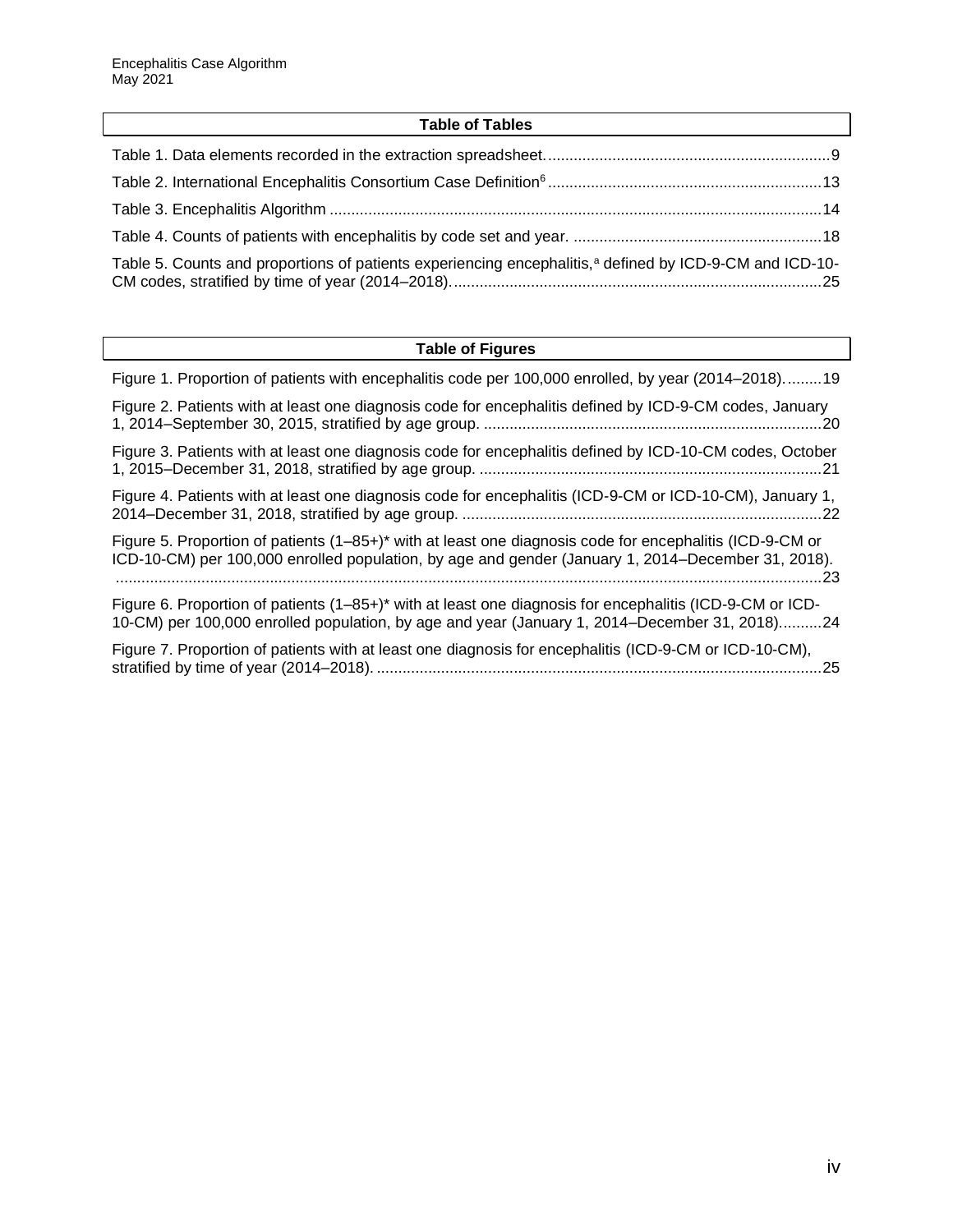## Table of Tables

Table 1. Data elements recorded in the extraction spreadsheet. ..........9

Table 2. International Encephalitis Consortium Case Definition[6] ..........13

Table 3. Encephalitis Algorithm ..........14

Table 4. Counts of patients with encephalitis by code set and year. ..........18

Table 5. Counts and proportions of patients experiencing encephalitis,[a] defined by ICD-9-CM and ICD-10-CM codes, stratified by time of year (2014–2018). ..........25

## Table of Figures

Figure 1. Proportion of patients with encephalitis code per 100,000 enrolled, by year (2014–2018). ..........19

Figure 2. Patients with at least one diagnosis code for encephalitis defined by ICD-9-CM codes, January 1, 2014–September 30, 2015, stratified by age group. ..........20

Figure 3. Patients with at least one diagnosis code for encephalitis defined by ICD-10-CM codes, October 1, 2015–December 31, 2018, stratified by age group. ..........21

Figure 4. Patients with at least one diagnosis code for encephalitis (ICD-9-CM or ICD-10-CM), January 1, 2014–December 31, 2018, stratified by age group. ..........22

Figure 5. Proportion of patients (1–85+)* with at least one diagnosis code for encephalitis (ICD-9-CM or ICD-10-CM) per 100,000 enrolled population, by age and gender (January 1, 2014–December 31, 2018). ..........23

Figure 6. Proportion of patients (1–85+)* with at least one diagnosis for encephalitis (ICD-9-CM or ICD-10-CM) per 100,000 enrolled population, by age and year (January 1, 2014–December 31, 2018). ..........24

Figure 7. Proportion of patients with at least one diagnosis for encephalitis (ICD-9-CM or ICD-10-CM), stratified by time of year (2014–2018). ..........25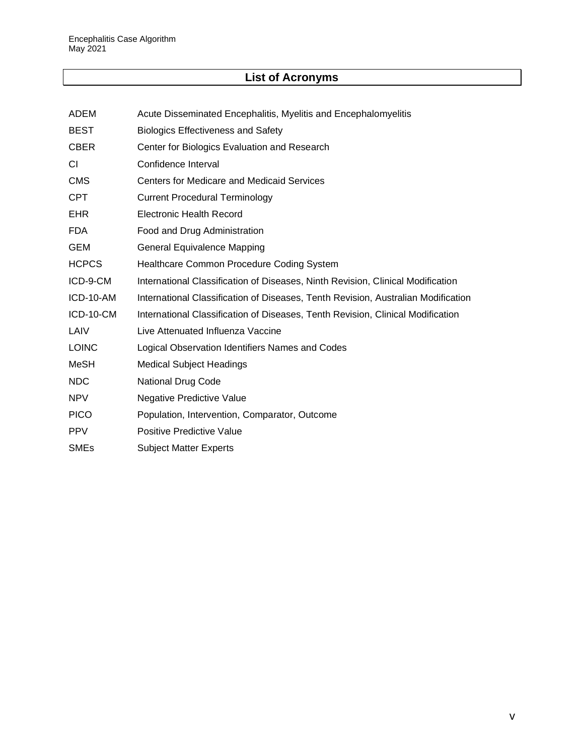# List of Acronyms

| | |
|---|---|
| ADEM | Acute Disseminated Encephalitis, Myelitis and Encephalomyelitis |
| BEST | Biologics Effectiveness and Safety |
| CBER | Center for Biologics Evaluation and Research |
| CI | Confidence Interval |
| CMS | Centers for Medicare and Medicaid Services |
| CPT | Current Procedural Terminology |
| EHR | Electronic Health Record |
| FDA | Food and Drug Administration |
| GEM | General Equivalence Mapping |
| HCPCS | Healthcare Common Procedure Coding System |
| ICD-9-CM | International Classification of Diseases, Ninth Revision, Clinical Modification |
| ICD-10-AM | International Classification of Diseases, Tenth Revision, Australian Modification |
| ICD-10-CM | International Classification of Diseases, Tenth Revision, Clinical Modification |
| LAIV | Live Attenuated Influenza Vaccine |
| LOINC | Logical Observation Identifiers Names and Codes |
| MeSH | Medical Subject Headings |
| NDC | National Drug Code |
| NPV | Negative Predictive Value |
| PICO | Population, Intervention, Comparator, Outcome |
| PPV | Positive Predictive Value |
| SMEs | Subject Matter Experts |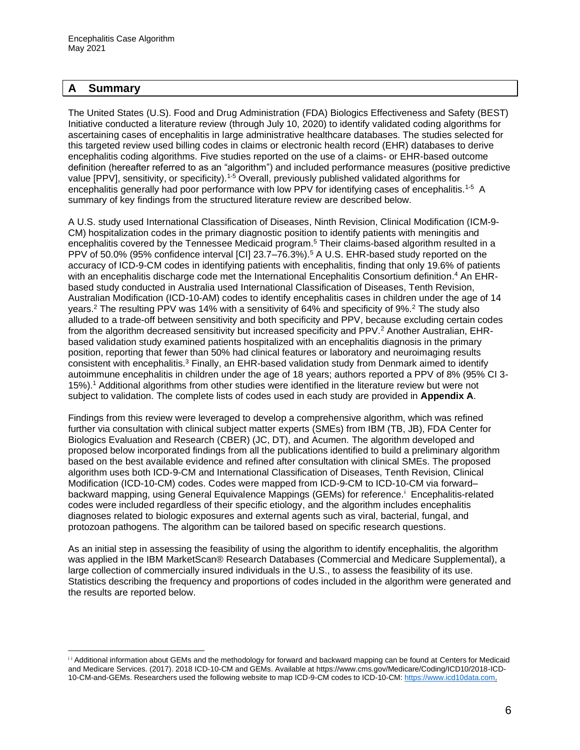## A Summary

The United States (U.S). Food and Drug Administration (FDA) Biologics Effectiveness and Safety (BEST) Initiative conducted a literature review (through July 10, 2020) to identify validated coding algorithms for ascertaining cases of encephalitis in large administrative healthcare databases. The studies selected for this targeted review used billing codes in claims or electronic health record (EHR) databases to derive encephalitis coding algorithms. Five studies reported on the use of a claims- or EHR-based outcome definition (hereafter referred to as an "algorithm") and included performance measures (positive predictive value [PPV], sensitivity, or specificity).[1-5] Overall, previously published validated algorithms for encephalitis generally had poor performance with low PPV for identifying cases of encephalitis.[1-5] A summary of key findings from the structured literature review are described below.

A U.S. study used International Classification of Diseases, Ninth Revision, Clinical Modification (ICM-9-CM) hospitalization codes in the primary diagnostic position to identify patients with meningitis and encephalitis covered by the Tennessee Medicaid program.[5] Their claims-based algorithm resulted in a PPV of 50.0% (95% confidence interval [CI] 23.7–76.3%).[5] A U.S. EHR-based study reported on the accuracy of ICD-9-CM codes in identifying patients with encephalitis, finding that only 19.6% of patients with an encephalitis discharge code met the International Encephalitis Consortium definition.[4] An EHR-based study conducted in Australia used International Classification of Diseases, Tenth Revision, Australian Modification (ICD-10-AM) codes to identify encephalitis cases in children under the age of 14 years.[2] The resulting PPV was 14% with a sensitivity of 64% and specificity of 9%.[2] The study also alluded to a trade-off between sensitivity and both specificity and PPV, because excluding certain codes from the algorithm decreased sensitivity but increased specificity and PPV.[2] Another Australian, EHR-based validation study examined patients hospitalized with an encephalitis diagnosis in the primary position, reporting that fewer than 50% had clinical features or laboratory and neuroimaging results consistent with encephalitis.[3] Finally, an EHR-based validation study from Denmark aimed to identify autoimmune encephalitis in children under the age of 18 years; authors reported a PPV of 8% (95% CI 3-15%).[1] Additional algorithms from other studies were identified in the literature review but were not subject to validation. The complete lists of codes used in each study are provided in **Appendix A**.

Findings from this review were leveraged to develop a comprehensive algorithm, which was refined further via consultation with clinical subject matter experts (SMEs) from IBM (TB, JB), FDA Center for Biologics Evaluation and Research (CBER) (JC, DT), and Acumen. The algorithm developed and proposed below incorporated findings from all the publications identified to build a preliminary algorithm based on the best available evidence and refined after consultation with clinical SMEs. The proposed algorithm uses both ICD-9-CM and International Classification of Diseases, Tenth Revision, Clinical Modification (ICD-10-CM) codes. Codes were mapped from ICD-9-CM to ICD-10-CM via forward–backward mapping, using General Equivalence Mappings (GEMs) for reference.[i] Encephalitis-related codes were included regardless of their specific etiology, and the algorithm includes encephalitis diagnoses related to biologic exposures and external agents such as viral, bacterial, fungal, and protozoan pathogens. The algorithm can be tailored based on specific research questions.

As an initial step in assessing the feasibility of using the algorithm to identify encephalitis, the algorithm was applied in the IBM MarketScan® Research Databases (Commercial and Medicare Supplemental), a large collection of commercially insured individuals in the U.S., to assess the feasibility of its use. Statistics describing the frequency and proportions of codes included in the algorithm were generated and the results are reported below.

---

[i] Additional information about GEMs and the methodology for forward and backward mapping can be found at Centers for Medicaid and Medicare Services. (2017). 2018 ICD-10-CM and GEMs. Available at https://www.cms.gov/Medicare/Coding/ICD10/2018-ICD-10-CM-and-GEMs. Researchers used the following website to map ICD-9-CM codes to ICD-10-CM: https://www.icd10data.com.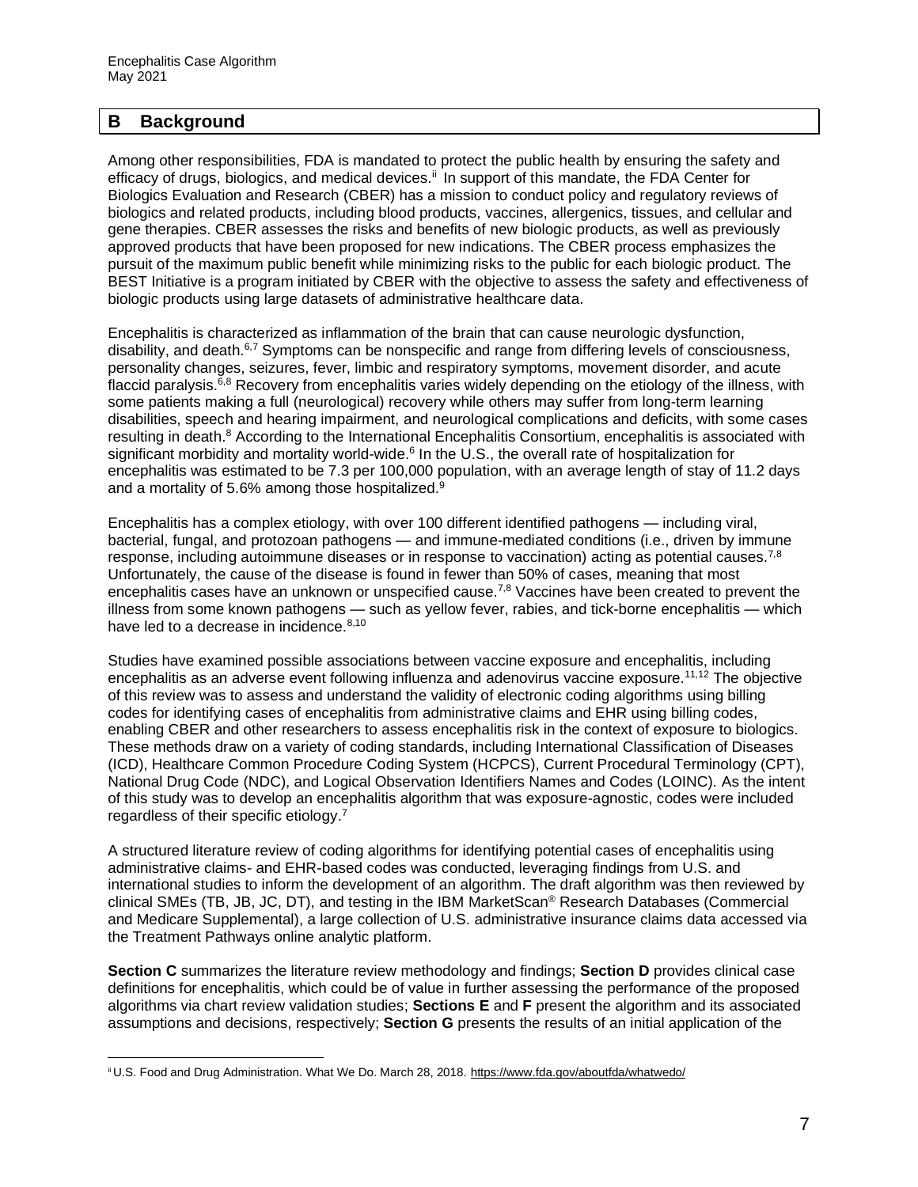## B Background

Among other responsibilities, FDA is mandated to protect the public health by ensuring the safety and efficacy of drugs, biologics, and medical devices.[ii] In support of this mandate, the FDA Center for Biologics Evaluation and Research (CBER) has a mission to conduct policy and regulatory reviews of biologics and related products, including blood products, vaccines, allergenics, tissues, and cellular and gene therapies. CBER assesses the risks and benefits of new biologic products, as well as previously approved products that have been proposed for new indications. The CBER process emphasizes the pursuit of the maximum public benefit while minimizing risks to the public for each biologic product. The BEST Initiative is a program initiated by CBER with the objective to assess the safety and effectiveness of biologic products using large datasets of administrative healthcare data.

Encephalitis is characterized as inflammation of the brain that can cause neurologic dysfunction, disability, and death.[6,7] Symptoms can be nonspecific and range from differing levels of consciousness, personality changes, seizures, fever, limbic and respiratory symptoms, movement disorder, and acute flaccid paralysis.[6,8] Recovery from encephalitis varies widely depending on the etiology of the illness, with some patients making a full (neurological) recovery while others may suffer from long-term learning disabilities, speech and hearing impairment, and neurological complications and deficits, with some cases resulting in death.[8] According to the International Encephalitis Consortium, encephalitis is associated with significant morbidity and mortality world-wide.[6] In the U.S., the overall rate of hospitalization for encephalitis was estimated to be 7.3 per 100,000 population, with an average length of stay of 11.2 days and a mortality of 5.6% among those hospitalized.[9]

Encephalitis has a complex etiology, with over 100 different identified pathogens — including viral, bacterial, fungal, and protozoan pathogens — and immune-mediated conditions (i.e., driven by immune response, including autoimmune diseases or in response to vaccination) acting as potential causes.[7,8] Unfortunately, the cause of the disease is found in fewer than 50% of cases, meaning that most encephalitis cases have an unknown or unspecified cause.[7,8] Vaccines have been created to prevent the illness from some known pathogens — such as yellow fever, rabies, and tick-borne encephalitis — which have led to a decrease in incidence.[8,10]

Studies have examined possible associations between vaccine exposure and encephalitis, including encephalitis as an adverse event following influenza and adenovirus vaccine exposure.[11,12] The objective of this review was to assess and understand the validity of electronic coding algorithms using billing codes for identifying cases of encephalitis from administrative claims and EHR using billing codes, enabling CBER and other researchers to assess encephalitis risk in the context of exposure to biologics. These methods draw on a variety of coding standards, including International Classification of Diseases (ICD), Healthcare Common Procedure Coding System (HCPCS), Current Procedural Terminology (CPT), National Drug Code (NDC), and Logical Observation Identifiers Names and Codes (LOINC). As the intent of this study was to develop an encephalitis algorithm that was exposure-agnostic, codes were included regardless of their specific etiology.[7]

A structured literature review of coding algorithms for identifying potential cases of encephalitis using administrative claims- and EHR-based codes was conducted, leveraging findings from U.S. and international studies to inform the development of an algorithm. The draft algorithm was then reviewed by clinical SMEs (TB, JB, JC, DT), and testing in the IBM MarketScan® Research Databases (Commercial and Medicare Supplemental), a large collection of U.S. administrative insurance claims data accessed via the Treatment Pathways online analytic platform.

**Section C** summarizes the literature review methodology and findings; **Section D** provides clinical case definitions for encephalitis, which could be of value in further assessing the performance of the proposed algorithms via chart review validation studies; **Sections E** and **F** present the algorithm and its associated assumptions and decisions, respectively; **Section G** presents the results of an initial application of the

[ii] U.S. Food and Drug Administration. What We Do. March 28, 2018. https://www.fda.gov/aboutfda/whatwedo/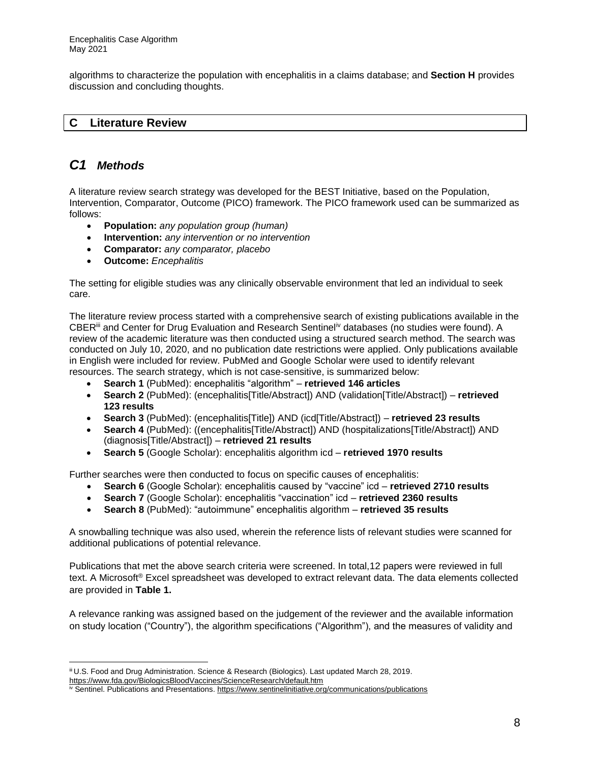algorithms to characterize the population with encephalitis in a claims database; and **Section H** provides discussion and concluding thoughts.

# C Literature Review

## *C1 Methods*

A literature review search strategy was developed for the BEST Initiative, based on the Population, Intervention, Comparator, Outcome (PICO) framework. The PICO framework used can be summarized as follows:

- **Population:** *any population group (human)*
- **Intervention:** *any intervention or no intervention*
- **Comparator:** *any comparator, placebo*
- **Outcome:** *Encephalitis*

The setting for eligible studies was any clinically observable environment that led an individual to seek care.

The literature review process started with a comprehensive search of existing publications available in the CBER[iii] and Center for Drug Evaluation and Research Sentinel[iv] databases (no studies were found). A review of the academic literature was then conducted using a structured search method. The search was conducted on July 10, 2020, and no publication date restrictions were applied. Only publications available in English were included for review. PubMed and Google Scholar were used to identify relevant resources. The search strategy, which is not case-sensitive, is summarized below:

- **Search 1** (PubMed): encephalitis "algorithm" – **retrieved 146 articles**
- **Search 2** (PubMed): (encephalitis[Title/Abstract]) AND (validation[Title/Abstract]) – **retrieved 123 results**
- **Search 3** (PubMed): (encephalitis[Title]) AND (icd[Title/Abstract]) – **retrieved 23 results**
- **Search 4** (PubMed): ((encephalitis[Title/Abstract]) AND (hospitalizations[Title/Abstract]) AND (diagnosis[Title/Abstract]) – **retrieved 21 results**
- **Search 5** (Google Scholar): encephalitis algorithm icd – **retrieved 1970 results**

Further searches were then conducted to focus on specific causes of encephalitis:

- **Search 6** (Google Scholar): encephalitis caused by "vaccine" icd – **retrieved 2710 results**
- **Search 7** (Google Scholar): encephalitis "vaccination" icd – **retrieved 2360 results**
- **Search 8** (PubMed): "autoimmune" encephalitis algorithm – **retrieved 35 results**

A snowballing technique was also used, wherein the reference lists of relevant studies were scanned for additional publications of potential relevance.

Publications that met the above search criteria were screened. In total,12 papers were reviewed in full text. A Microsoft® Excel spreadsheet was developed to extract relevant data. The data elements collected are provided in **Table 1.**

A relevance ranking was assigned based on the judgement of the reviewer and the available information on study location ("Country"), the algorithm specifications ("Algorithm"), and the measures of validity and

---

[iii] U.S. Food and Drug Administration. Science & Research (Biologics). Last updated March 28, 2019. https://www.fda.gov/BiologicsBloodVaccines/ScienceResearch/default.htm

[iv] Sentinel. Publications and Presentations. https://www.sentinelinitiative.org/communications/publications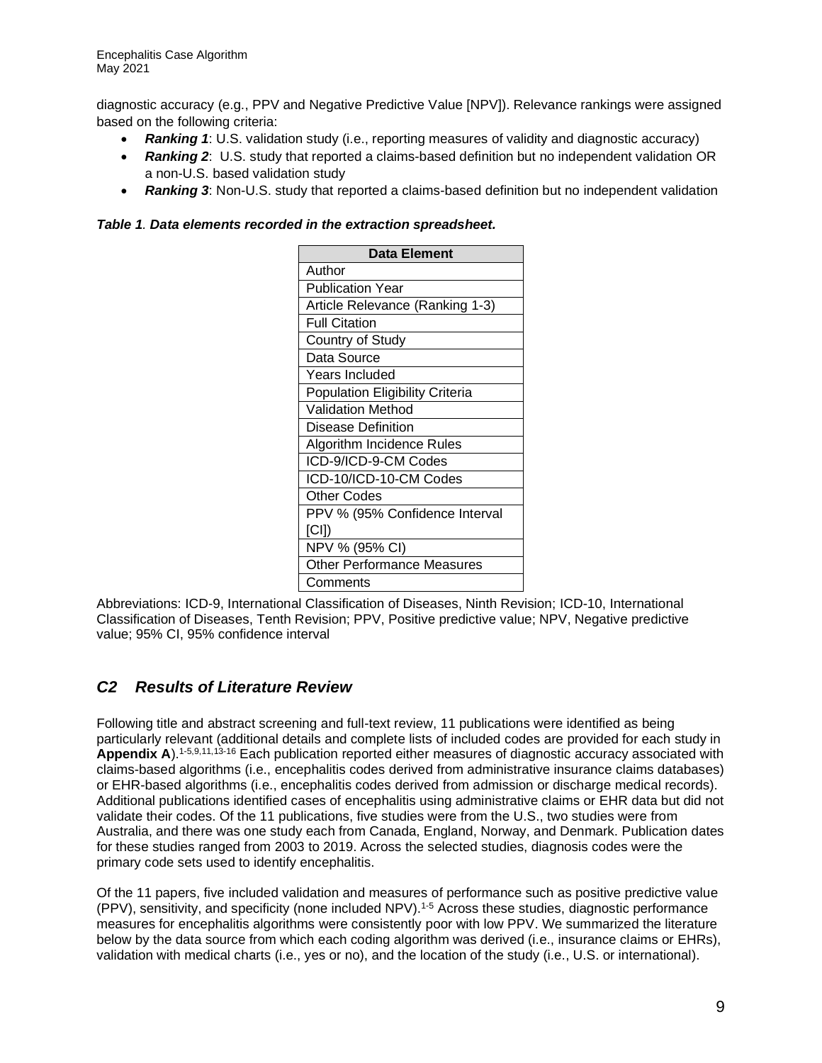diagnostic accuracy (e.g., PPV and Negative Predictive Value [NPV]). Relevance rankings were assigned based on the following criteria:

- ***Ranking 1***: U.S. validation study (i.e., reporting measures of validity and diagnostic accuracy)
- ***Ranking 2***: U.S. study that reported a claims-based definition but no independent validation OR a non-U.S. based validation study
- ***Ranking 3***: Non-U.S. study that reported a claims-based definition but no independent validation

***Table 1. Data elements recorded in the extraction spreadsheet.***

| Data Element |
|---|
| Author |
| Publication Year |
| Article Relevance (Ranking 1-3) |
| Full Citation |
| Country of Study |
| Data Source |
| Years Included |
| Population Eligibility Criteria |
| Validation Method |
| Disease Definition |
| Algorithm Incidence Rules |
| ICD-9/ICD-9-CM Codes |
| ICD-10/ICD-10-CM Codes |
| Other Codes |
| PPV % (95% Confidence Interval [CI]) |
| NPV % (95% CI) |
| Other Performance Measures |
| Comments |

Abbreviations: ICD-9, International Classification of Diseases, Ninth Revision; ICD-10, International Classification of Diseases, Tenth Revision; PPV, Positive predictive value; NPV, Negative predictive value; 95% CI, 95% confidence interval

## *C2 Results of Literature Review*

Following title and abstract screening and full-text review, 11 publications were identified as being particularly relevant (additional details and complete lists of included codes are provided for each study in **Appendix A**).[1-5,9,11,13-16] Each publication reported either measures of diagnostic accuracy associated with claims-based algorithms (i.e., encephalitis codes derived from administrative insurance claims databases) or EHR-based algorithms (i.e., encephalitis codes derived from admission or discharge medical records). Additional publications identified cases of encephalitis using administrative claims or EHR data but did not validate their codes. Of the 11 publications, five studies were from the U.S., two studies were from Australia, and there was one study each from Canada, England, Norway, and Denmark. Publication dates for these studies ranged from 2003 to 2019. Across the selected studies, diagnosis codes were the primary code sets used to identify encephalitis.

Of the 11 papers, five included validation and measures of performance such as positive predictive value (PPV), sensitivity, and specificity (none included NPV).[1-5] Across these studies, diagnostic performance measures for encephalitis algorithms were consistently poor with low PPV. We summarized the literature below by the data source from which each coding algorithm was derived (i.e., insurance claims or EHRs), validation with medical charts (i.e., yes or no), and the location of the study (i.e., U.S. or international).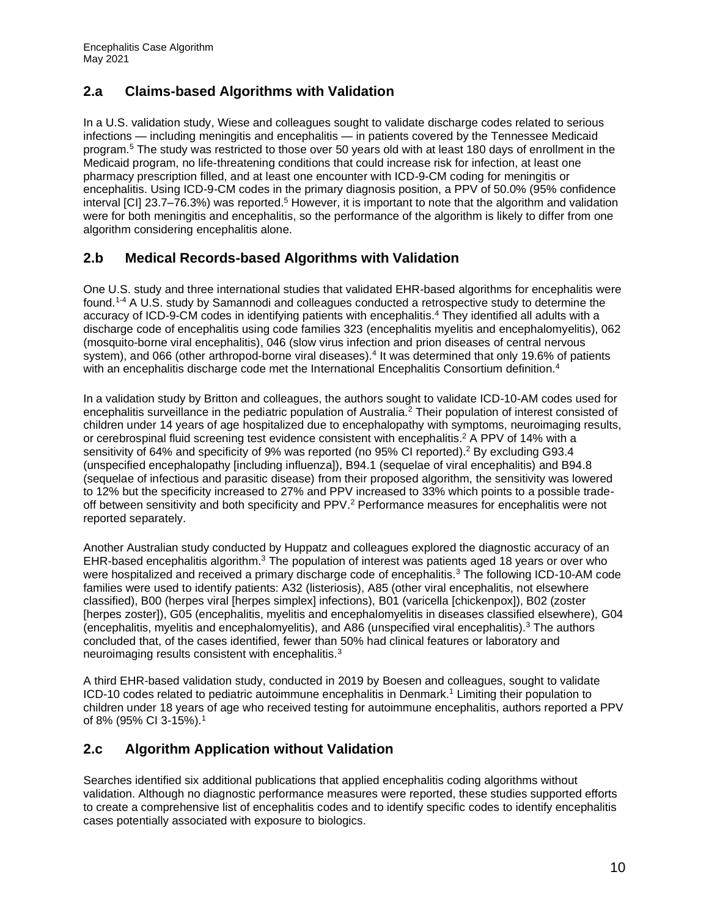## 2.a Claims-based Algorithms with Validation

In a U.S. validation study, Wiese and colleagues sought to validate discharge codes related to serious infections — including meningitis and encephalitis — in patients covered by the Tennessee Medicaid program.[5] The study was restricted to those over 50 years old with at least 180 days of enrollment in the Medicaid program, no life-threatening conditions that could increase risk for infection, at least one pharmacy prescription filled, and at least one encounter with ICD-9-CM coding for meningitis or encephalitis. Using ICD-9-CM codes in the primary diagnosis position, a PPV of 50.0% (95% confidence interval [CI] 23.7–76.3%) was reported.[5] However, it is important to note that the algorithm and validation were for both meningitis and encephalitis, so the performance of the algorithm is likely to differ from one algorithm considering encephalitis alone.

## 2.b Medical Records-based Algorithms with Validation

One U.S. study and three international studies that validated EHR-based algorithms for encephalitis were found.[1-4] A U.S. study by Samannodi and colleagues conducted a retrospective study to determine the accuracy of ICD-9-CM codes in identifying patients with encephalitis.[4] They identified all adults with a discharge code of encephalitis using code families 323 (encephalitis myelitis and encephalomyelitis), 062 (mosquito-borne viral encephalitis), 046 (slow virus infection and prion diseases of central nervous system), and 066 (other arthropod-borne viral diseases).[4] It was determined that only 19.6% of patients with an encephalitis discharge code met the International Encephalitis Consortium definition.[4]

In a validation study by Britton and colleagues, the authors sought to validate ICD-10-AM codes used for encephalitis surveillance in the pediatric population of Australia.[2] Their population of interest consisted of children under 14 years of age hospitalized due to encephalopathy with symptoms, neuroimaging results, or cerebrospinal fluid screening test evidence consistent with encephalitis.[2] A PPV of 14% with a sensitivity of 64% and specificity of 9% was reported (no 95% CI reported).[2] By excluding G93.4 (unspecified encephalopathy [including influenza]), B94.1 (sequelae of viral encephalitis) and B94.8 (sequelae of infectious and parasitic disease) from their proposed algorithm, the sensitivity was lowered to 12% but the specificity increased to 27% and PPV increased to 33% which points to a possible trade-off between sensitivity and both specificity and PPV.[2] Performance measures for encephalitis were not reported separately.

Another Australian study conducted by Huppatz and colleagues explored the diagnostic accuracy of an EHR-based encephalitis algorithm.[3] The population of interest was patients aged 18 years or over who were hospitalized and received a primary discharge code of encephalitis.[3] The following ICD-10-AM code families were used to identify patients: A32 (listeriosis), A85 (other viral encephalitis, not elsewhere classified), B00 (herpes viral [herpes simplex] infections), B01 (varicella [chickenpox]), B02 (zoster [herpes zoster]), G05 (encephalitis, myelitis and encephalomyelitis in diseases classified elsewhere), G04 (encephalitis, myelitis and encephalomyelitis), and A86 (unspecified viral encephalitis).[3] The authors concluded that, of the cases identified, fewer than 50% had clinical features or laboratory and neuroimaging results consistent with encephalitis.[3]

A third EHR-based validation study, conducted in 2019 by Boesen and colleagues, sought to validate ICD-10 codes related to pediatric autoimmune encephalitis in Denmark.[1] Limiting their population to children under 18 years of age who received testing for autoimmune encephalitis, authors reported a PPV of 8% (95% CI 3-15%).[1]

## 2.c Algorithm Application without Validation

Searches identified six additional publications that applied encephalitis coding algorithms without validation. Although no diagnostic performance measures were reported, these studies supported efforts to create a comprehensive list of encephalitis codes and to identify specific codes to identify encephalitis cases potentially associated with exposure to biologics.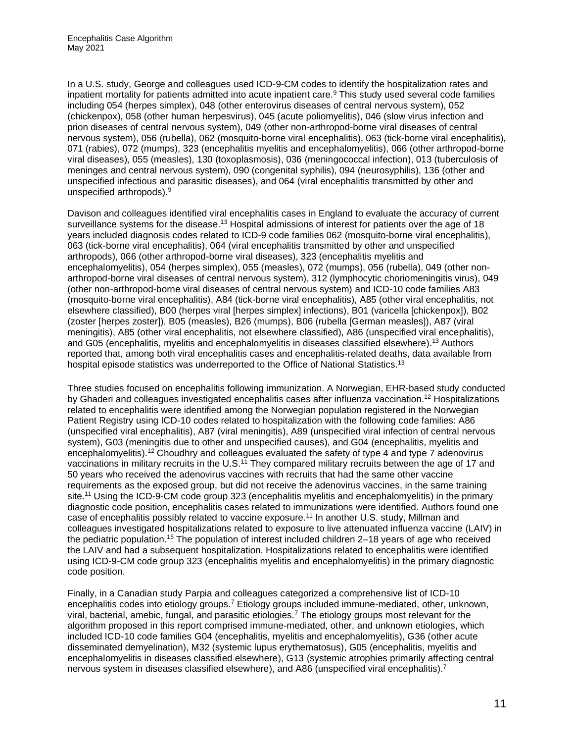In a U.S. study, George and colleagues used ICD-9-CM codes to identify the hospitalization rates and inpatient mortality for patients admitted into acute inpatient care.[9] This study used several code families including 054 (herpes simplex), 048 (other enterovirus diseases of central nervous system), 052 (chickenpox), 058 (other human herpesvirus), 045 (acute poliomyelitis), 046 (slow virus infection and prion diseases of central nervous system), 049 (other non-arthropod-borne viral diseases of central nervous system), 056 (rubella), 062 (mosquito-borne viral encephalitis), 063 (tick-borne viral encephalitis), 071 (rabies), 072 (mumps), 323 (encephalitis myelitis and encephalomyelitis), 066 (other arthropod-borne viral diseases), 055 (measles), 130 (toxoplasmosis), 036 (meningococcal infection), 013 (tuberculosis of meninges and central nervous system), 090 (congenital syphilis), 094 (neurosyphilis), 136 (other and unspecified infectious and parasitic diseases), and 064 (viral encephalitis transmitted by other and unspecified arthropods).[9]

Davison and colleagues identified viral encephalitis cases in England to evaluate the accuracy of current surveillance systems for the disease.[13] Hospital admissions of interest for patients over the age of 18 years included diagnosis codes related to ICD-9 code families 062 (mosquito-borne viral encephalitis), 063 (tick-borne viral encephalitis), 064 (viral encephalitis transmitted by other and unspecified arthropods), 066 (other arthropod-borne viral diseases), 323 (encephalitis myelitis and encephalomyelitis), 054 (herpes simplex), 055 (measles), 072 (mumps), 056 (rubella), 049 (other non-arthropod-borne viral diseases of central nervous system), 312 (lymphocytic choriomeningitis virus), 049 (other non-arthropod-borne viral diseases of central nervous system) and ICD-10 code families A83 (mosquito-borne viral encephalitis), A84 (tick-borne viral encephalitis), A85 (other viral encephalitis, not elsewhere classified), B00 (herpes viral [herpes simplex] infections), B01 (varicella [chickenpox]), B02 (zoster [herpes zoster]), B05 (measles), B26 (mumps), B06 (rubella [German measles]), A87 (viral meningitis), A85 (other viral encephalitis, not elsewhere classified), A86 (unspecified viral encephalitis), and G05 (encephalitis, myelitis and encephalomyelitis in diseases classified elsewhere).[13] Authors reported that, among both viral encephalitis cases and encephalitis-related deaths, data available from hospital episode statistics was underreported to the Office of National Statistics.[13]

Three studies focused on encephalitis following immunization. A Norwegian, EHR-based study conducted by Ghaderi and colleagues investigated encephalitis cases after influenza vaccination.[12] Hospitalizations related to encephalitis were identified among the Norwegian population registered in the Norwegian Patient Registry using ICD-10 codes related to hospitalization with the following code families: A86 (unspecified viral encephalitis), A87 (viral meningitis), A89 (unspecified viral infection of central nervous system), G03 (meningitis due to other and unspecified causes), and G04 (encephalitis, myelitis and encephalomyelitis).[12] Choudhry and colleagues evaluated the safety of type 4 and type 7 adenovirus vaccinations in military recruits in the U.S.[11] They compared military recruits between the age of 17 and 50 years who received the adenovirus vaccines with recruits that had the same other vaccine requirements as the exposed group, but did not receive the adenovirus vaccines, in the same training site.[11] Using the ICD-9-CM code group 323 (encephalitis myelitis and encephalomyelitis) in the primary diagnostic code position, encephalitis cases related to immunizations were identified. Authors found one case of encephalitis possibly related to vaccine exposure.[11] In another U.S. study, Millman and colleagues investigated hospitalizations related to exposure to live attenuated influenza vaccine (LAIV) in the pediatric population.[15] The population of interest included children 2–18 years of age who received the LAIV and had a subsequent hospitalization. Hospitalizations related to encephalitis were identified using ICD-9-CM code group 323 (encephalitis myelitis and encephalomyelitis) in the primary diagnostic code position.

Finally, in a Canadian study Parpia and colleagues categorized a comprehensive list of ICD-10 encephalitis codes into etiology groups.[7] Etiology groups included immune-mediated, other, unknown, viral, bacterial, amebic, fungal, and parasitic etiologies.[7] The etiology groups most relevant for the algorithm proposed in this report comprised immune-mediated, other, and unknown etiologies, which included ICD-10 code families G04 (encephalitis, myelitis and encephalomyelitis), G36 (other acute disseminated demyelination), M32 (systemic lupus erythematosus), G05 (encephalitis, myelitis and encephalomyelitis in diseases classified elsewhere), G13 (systemic atrophies primarily affecting central nervous system in diseases classified elsewhere), and A86 (unspecified viral encephalitis).[7]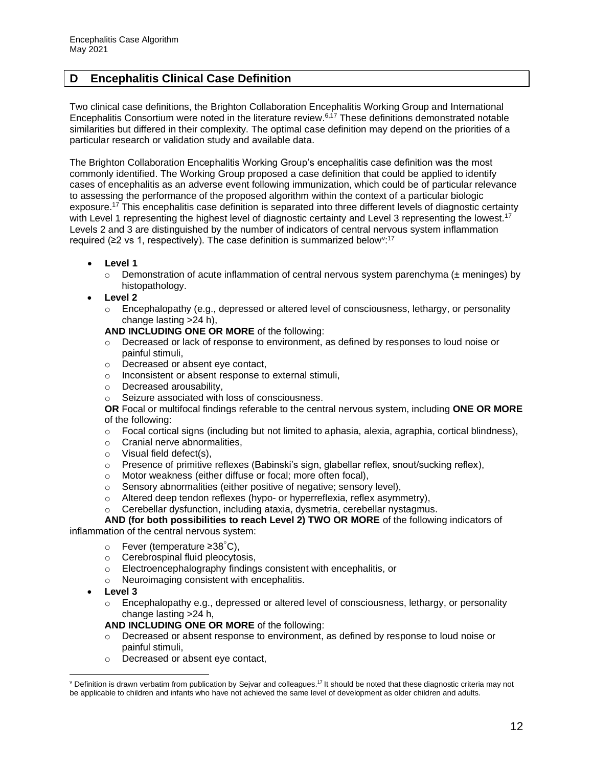## D Encephalitis Clinical Case Definition

Two clinical case definitions, the Brighton Collaboration Encephalitis Working Group and International Encephalitis Consortium were noted in the literature review.[6,17] These definitions demonstrated notable similarities but differed in their complexity. The optimal case definition may depend on the priorities of a particular research or validation study and available data.

The Brighton Collaboration Encephalitis Working Group's encephalitis case definition was the most commonly identified. The Working Group proposed a case definition that could be applied to identify cases of encephalitis as an adverse event following immunization, which could be of particular relevance to assessing the performance of the proposed algorithm within the context of a particular biologic exposure.[17] This encephalitis case definition is separated into three different levels of diagnostic certainty with Level 1 representing the highest level of diagnostic certainty and Level 3 representing the lowest.[17] Levels 2 and 3 are distinguished by the number of indicators of central nervous system inflammation required (≥2 vs 1, respectively). The case definition is summarized below[v]:[17]

- **Level 1**
  - Demonstration of acute inflammation of central nervous system parenchyma (± meninges) by histopathology.
- **Level 2**
  - Encephalopathy (e.g., depressed or altered level of consciousness, lethargy, or personality change lasting >24 h),

  **AND INCLUDING ONE OR MORE** of the following:
  - Decreased or lack of response to environment, as defined by responses to loud noise or painful stimuli,
  - Decreased or absent eye contact,
  - Inconsistent or absent response to external stimuli,
  - Decreased arousability,
  - Seizure associated with loss of consciousness.

  **OR** Focal or multifocal findings referable to the central nervous system, including **ONE OR MORE** of the following:
  - Focal cortical signs (including but not limited to aphasia, alexia, agraphia, cortical blindness),
  - Cranial nerve abnormalities,
  - Visual field defect(s),
  - Presence of primitive reflexes (Babinski's sign, glabellar reflex, snout/sucking reflex),
  - Motor weakness (either diffuse or focal; more often focal),
  - Sensory abnormalities (either positive of negative; sensory level),
  - Altered deep tendon reflexes (hypo- or hyperreflexia, reflex asymmetry),
  - Cerebellar dysfunction, including ataxia, dysmetria, cerebellar nystagmus.

  **AND (for both possibilities to reach Level 2) TWO OR MORE** of the following indicators of inflammation of the central nervous system:
  - Fever (temperature ≥38°C),
  - Cerebrospinal fluid pleocytosis,
  - Electroencephalography findings consistent with encephalitis, or
  - Neuroimaging consistent with encephalitis.
- **Level 3**
  - Encephalopathy e.g., depressed or altered level of consciousness, lethargy, or personality change lasting >24 h,

  **AND INCLUDING ONE OR MORE** of the following:
  - Decreased or absent response to environment, as defined by response to loud noise or painful stimuli,
  - Decreased or absent eye contact,

---

[v] Definition is drawn verbatim from publication by Sejvar and colleagues.[17] It should be noted that these diagnostic criteria may not be applicable to children and infants who have not achieved the same level of development as older children and adults.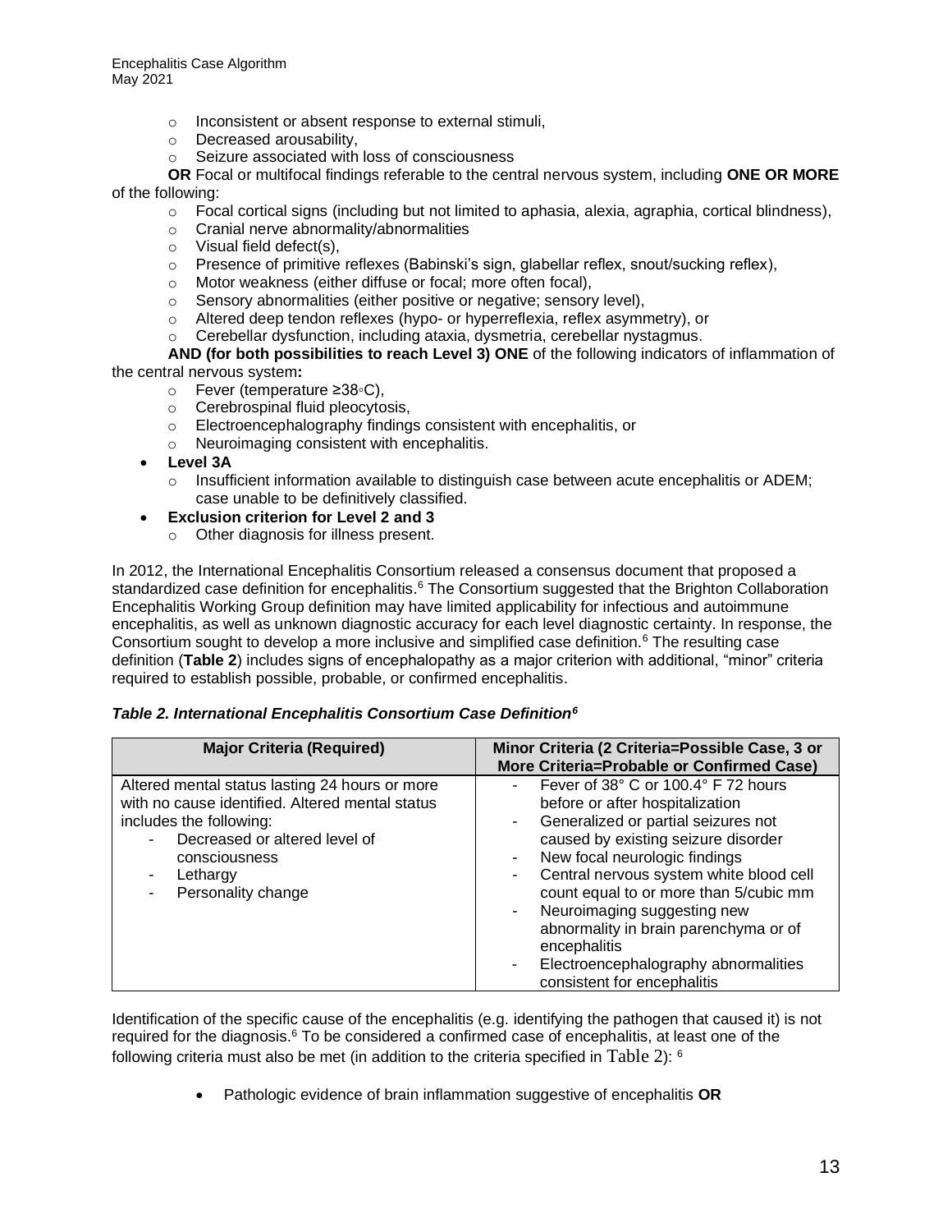- Inconsistent or absent response to external stimuli,
  - Decreased arousability,
  - Seizure associated with loss of consciousness

**OR** Focal or multifocal findings referable to the central nervous system, including **ONE OR MORE** of the following:

  - Focal cortical signs (including but not limited to aphasia, alexia, agraphia, cortical blindness),
  - Cranial nerve abnormality/abnormalities
  - Visual field defect(s),
  - Presence of primitive reflexes (Babinski's sign, glabellar reflex, snout/sucking reflex),
  - Motor weakness (either diffuse or focal; more often focal),
  - Sensory abnormalities (either positive or negative; sensory level),
  - Altered deep tendon reflexes (hypo- or hyperreflexia, reflex asymmetry), or
  - Cerebellar dysfunction, including ataxia, dysmetria, cerebellar nystagmus.

**AND (for both possibilities to reach Level 3) ONE** of the following indicators of inflammation of the central nervous system**:**

  - Fever (temperature ≥38◦C),
  - Cerebrospinal fluid pleocytosis,
  - Electroencephalography findings consistent with encephalitis, or
  - Neuroimaging consistent with encephalitis.

- **Level 3A**
  - Insufficient information available to distinguish case between acute encephalitis or ADEM; case unable to be definitively classified.
- **Exclusion criterion for Level 2 and 3**
  - Other diagnosis for illness present.

In 2012, the International Encephalitis Consortium released a consensus document that proposed a standardized case definition for encephalitis.[6] The Consortium suggested that the Brighton Collaboration Encephalitis Working Group definition may have limited applicability for infectious and autoimmune encephalitis, as well as unknown diagnostic accuracy for each level diagnostic certainty. In response, the Consortium sought to develop a more inclusive and simplified case definition.[6] The resulting case definition (**Table 2**) includes signs of encephalopathy as a major criterion with additional, "minor" criteria required to establish possible, probable, or confirmed encephalitis.

***Table 2. International Encephalitis Consortium Case Definition[6]***

| Major Criteria (Required) | Minor Criteria (2 Criteria=Possible Case, 3 or More Criteria=Probable or Confirmed Case) |
|---|---|
| Altered mental status lasting 24 hours or more with no cause identified. Altered mental status includes the following:<br>- Decreased or altered level of consciousness<br>- Lethargy<br>- Personality change | - Fever of 38° C or 100.4° F 72 hours before or after hospitalization<br>- Generalized or partial seizures not caused by existing seizure disorder<br>- New focal neurologic findings<br>- Central nervous system white blood cell count equal to or more than 5/cubic mm<br>- Neuroimaging suggesting new abnormality in brain parenchyma or of encephalitis<br>- Electroencephalography abnormalities consistent for encephalitis |

Identification of the specific cause of the encephalitis (e.g. identifying the pathogen that caused it) is not required for the diagnosis.[6] To be considered a confirmed case of encephalitis, at least one of the following criteria must also be met (in addition to the criteria specified in Table 2): [6]

- Pathologic evidence of brain inflammation suggestive of encephalitis **OR**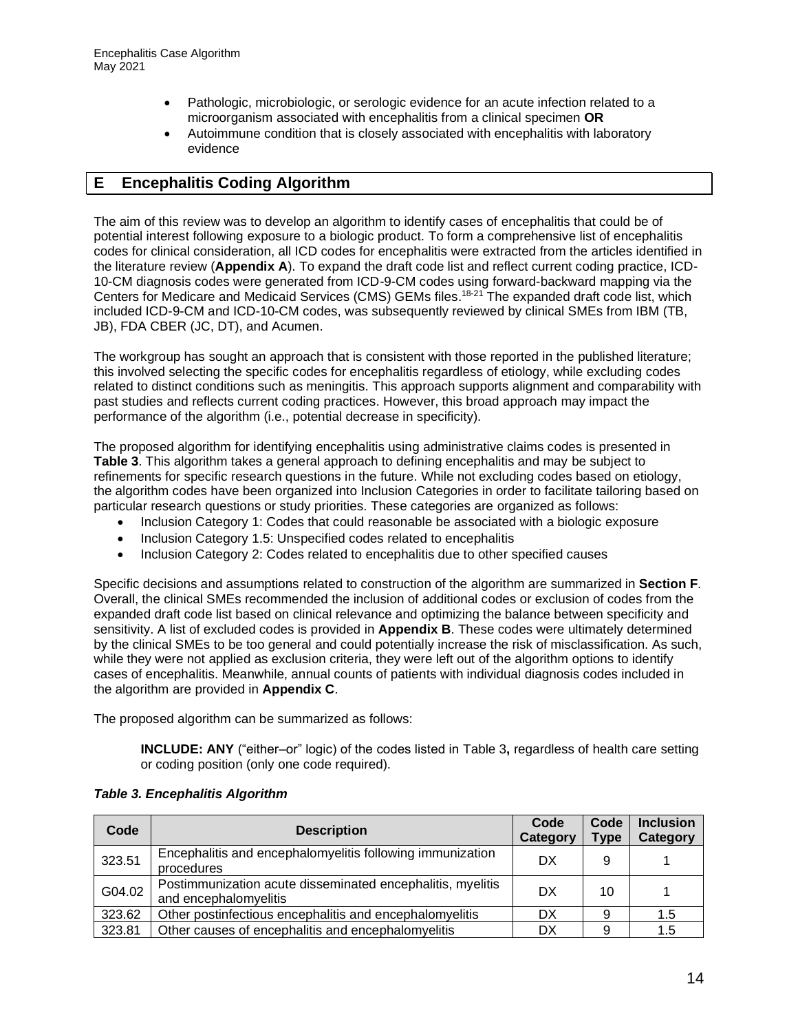- Pathologic, microbiologic, or serologic evidence for an acute infection related to a microorganism associated with encephalitis from a clinical specimen **OR**
- Autoimmune condition that is closely associated with encephalitis with laboratory evidence

## E Encephalitis Coding Algorithm

The aim of this review was to develop an algorithm to identify cases of encephalitis that could be of potential interest following exposure to a biologic product. To form a comprehensive list of encephalitis codes for clinical consideration, all ICD codes for encephalitis were extracted from the articles identified in the literature review (**Appendix A**). To expand the draft code list and reflect current coding practice, ICD-10-CM diagnosis codes were generated from ICD-9-CM codes using forward-backward mapping via the Centers for Medicare and Medicaid Services (CMS) GEMs files.[18-21] The expanded draft code list, which included ICD-9-CM and ICD-10-CM codes, was subsequently reviewed by clinical SMEs from IBM (TB, JB), FDA CBER (JC, DT), and Acumen.

The workgroup has sought an approach that is consistent with those reported in the published literature; this involved selecting the specific codes for encephalitis regardless of etiology, while excluding codes related to distinct conditions such as meningitis. This approach supports alignment and comparability with past studies and reflects current coding practices. However, this broad approach may impact the performance of the algorithm (i.e., potential decrease in specificity).

The proposed algorithm for identifying encephalitis using administrative claims codes is presented in **Table 3**. This algorithm takes a general approach to defining encephalitis and may be subject to refinements for specific research questions in the future. While not excluding codes based on etiology, the algorithm codes have been organized into Inclusion Categories in order to facilitate tailoring based on particular research questions or study priorities. These categories are organized as follows:

- Inclusion Category 1: Codes that could reasonable be associated with a biologic exposure
- Inclusion Category 1.5: Unspecified codes related to encephalitis
- Inclusion Category 2: Codes related to encephalitis due to other specified causes

Specific decisions and assumptions related to construction of the algorithm are summarized in **Section F**. Overall, the clinical SMEs recommended the inclusion of additional codes or exclusion of codes from the expanded draft code list based on clinical relevance and optimizing the balance between specificity and sensitivity. A list of excluded codes is provided in **Appendix B**. These codes were ultimately determined by the clinical SMEs to be too general and could potentially increase the risk of misclassification. As such, while they were not applied as exclusion criteria, they were left out of the algorithm options to identify cases of encephalitis. Meanwhile, annual counts of patients with individual diagnosis codes included in the algorithm are provided in **Appendix C**.

The proposed algorithm can be summarized as follows:

> **INCLUDE: ANY** ("either–or" logic) of the codes listed in Table 3**,** regardless of health care setting or coding position (only one code required).

***Table 3. Encephalitis Algorithm***

| Code | Description | Code Category | Code Type | Inclusion Category |
|---|---|---|---|---|
| 323.51 | Encephalitis and encephalomyelitis following immunization procedures | DX | 9 | 1 |
| G04.02 | Postimmunization acute disseminated encephalitis, myelitis and encephalomyelitis | DX | 10 | 1 |
| 323.62 | Other postinfectious encephalitis and encephalomyelitis | DX | 9 | 1.5 |
| 323.81 | Other causes of encephalitis and encephalomyelitis | DX | 9 | 1.5 |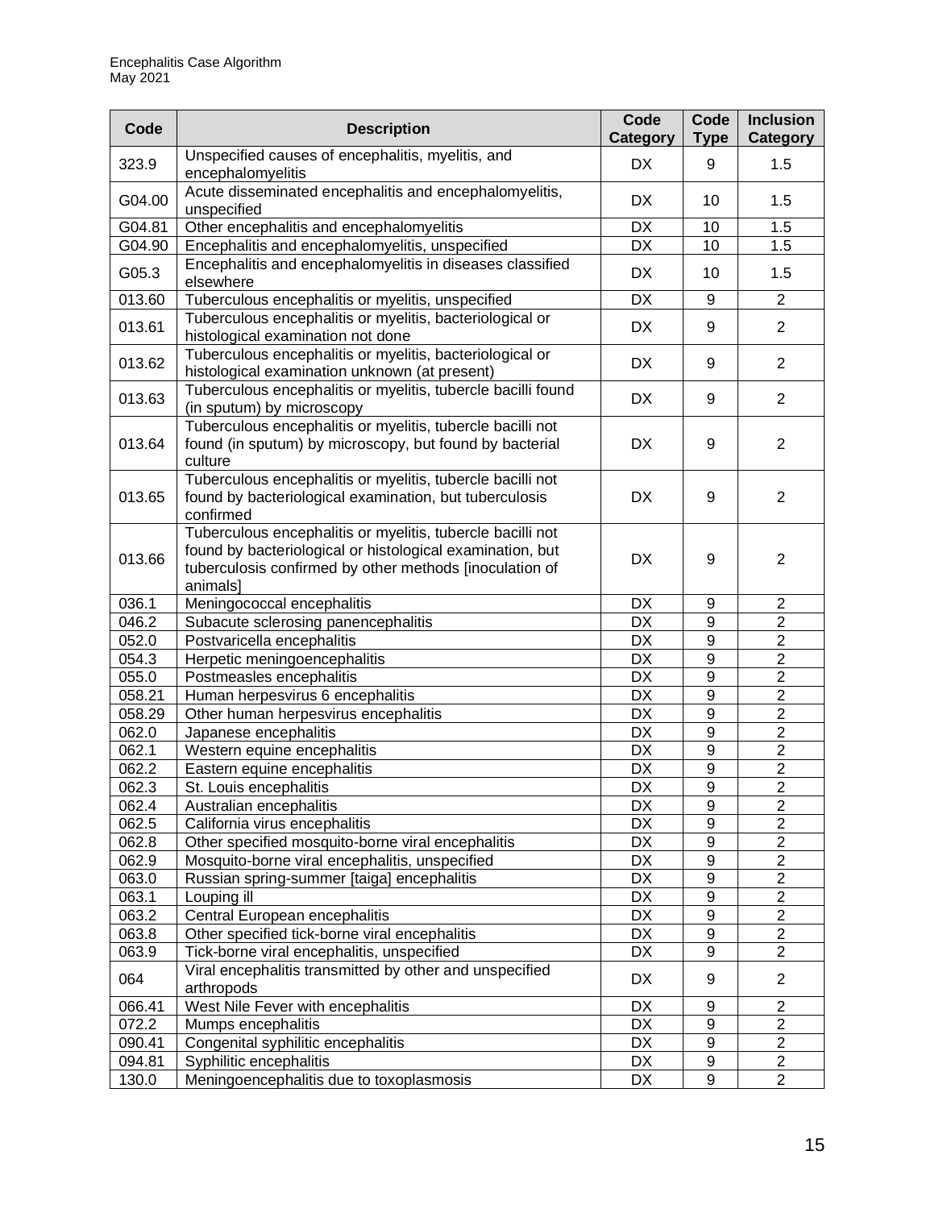| Code | Description | Code Category | Code Type | Inclusion Category |
|---|---|---|---|---|
| 323.9 | Unspecified causes of encephalitis, myelitis, and encephalomyelitis | DX | 9 | 1.5 |
| G04.00 | Acute disseminated encephalitis and encephalomyelitis, unspecified | DX | 10 | 1.5 |
| G04.81 | Other encephalitis and encephalomyelitis | DX | 10 | 1.5 |
| G04.90 | Encephalitis and encephalomyelitis, unspecified | DX | 10 | 1.5 |
| G05.3 | Encephalitis and encephalomyelitis in diseases classified elsewhere | DX | 10 | 1.5 |
| 013.60 | Tuberculous encephalitis or myelitis, unspecified | DX | 9 | 2 |
| 013.61 | Tuberculous encephalitis or myelitis, bacteriological or histological examination not done | DX | 9 | 2 |
| 013.62 | Tuberculous encephalitis or myelitis, bacteriological or histological examination unknown (at present) | DX | 9 | 2 |
| 013.63 | Tuberculous encephalitis or myelitis, tubercle bacilli found (in sputum) by microscopy | DX | 9 | 2 |
| 013.64 | Tuberculous encephalitis or myelitis, tubercle bacilli not found (in sputum) by microscopy, but found by bacterial culture | DX | 9 | 2 |
| 013.65 | Tuberculous encephalitis or myelitis, tubercle bacilli not found by bacteriological examination, but tuberculosis confirmed | DX | 9 | 2 |
| 013.66 | Tuberculous encephalitis or myelitis, tubercle bacilli not found by bacteriological or histological examination, but tuberculosis confirmed by other methods [inoculation of animals] | DX | 9 | 2 |
| 036.1 | Meningococcal encephalitis | DX | 9 | 2 |
| 046.2 | Subacute sclerosing panencephalitis | DX | 9 | 2 |
| 052.0 | Postvaricella encephalitis | DX | 9 | 2 |
| 054.3 | Herpetic meningoencephalitis | DX | 9 | 2 |
| 055.0 | Postmeasles encephalitis | DX | 9 | 2 |
| 058.21 | Human herpesvirus 6 encephalitis | DX | 9 | 2 |
| 058.29 | Other human herpesvirus encephalitis | DX | 9 | 2 |
| 062.0 | Japanese encephalitis | DX | 9 | 2 |
| 062.1 | Western equine encephalitis | DX | 9 | 2 |
| 062.2 | Eastern equine encephalitis | DX | 9 | 2 |
| 062.3 | St. Louis encephalitis | DX | 9 | 2 |
| 062.4 | Australian encephalitis | DX | 9 | 2 |
| 062.5 | California virus encephalitis | DX | 9 | 2 |
| 062.8 | Other specified mosquito-borne viral encephalitis | DX | 9 | 2 |
| 062.9 | Mosquito-borne viral encephalitis, unspecified | DX | 9 | 2 |
| 063.0 | Russian spring-summer [taiga] encephalitis | DX | 9 | 2 |
| 063.1 | Louping ill | DX | 9 | 2 |
| 063.2 | Central European encephalitis | DX | 9 | 2 |
| 063.8 | Other specified tick-borne viral encephalitis | DX | 9 | 2 |
| 063.9 | Tick-borne viral encephalitis, unspecified | DX | 9 | 2 |
| 064 | Viral encephalitis transmitted by other and unspecified arthropods | DX | 9 | 2 |
| 066.41 | West Nile Fever with encephalitis | DX | 9 | 2 |
| 072.2 | Mumps encephalitis | DX | 9 | 2 |
| 090.41 | Congenital syphilitic encephalitis | DX | 9 | 2 |
| 094.81 | Syphilitic encephalitis | DX | 9 | 2 |
| 130.0 | Meningoencephalitis due to toxoplasmosis | DX | 9 | 2 |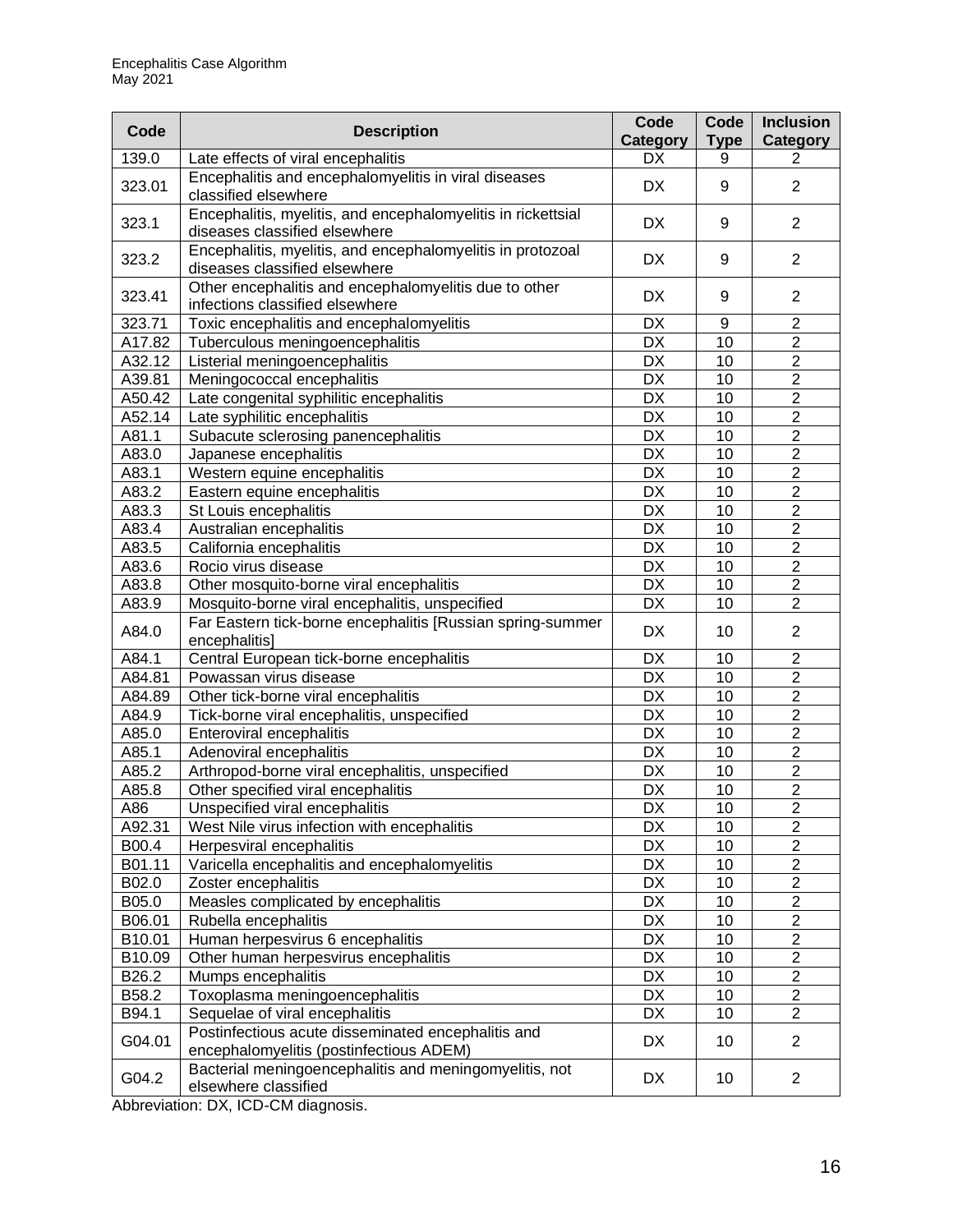| Code | Description | Code Category | Code Type | Inclusion Category |
|---|---|---|---|---|
| 139.0 | Late effects of viral encephalitis | DX | 9 | 2 |
| 323.01 | Encephalitis and encephalomyelitis in viral diseases classified elsewhere | DX | 9 | 2 |
| 323.1 | Encephalitis, myelitis, and encephalomyelitis in rickettsial diseases classified elsewhere | DX | 9 | 2 |
| 323.2 | Encephalitis, myelitis, and encephalomyelitis in protozoal diseases classified elsewhere | DX | 9 | 2 |
| 323.41 | Other encephalitis and encephalomyelitis due to other infections classified elsewhere | DX | 9 | 2 |
| 323.71 | Toxic encephalitis and encephalomyelitis | DX | 9 | 2 |
| A17.82 | Tuberculous meningoencephalitis | DX | 10 | 2 |
| A32.12 | Listerial meningoencephalitis | DX | 10 | 2 |
| A39.81 | Meningococcal encephalitis | DX | 10 | 2 |
| A50.42 | Late congenital syphilitic encephalitis | DX | 10 | 2 |
| A52.14 | Late syphilitic encephalitis | DX | 10 | 2 |
| A81.1 | Subacute sclerosing panencephalitis | DX | 10 | 2 |
| A83.0 | Japanese encephalitis | DX | 10 | 2 |
| A83.1 | Western equine encephalitis | DX | 10 | 2 |
| A83.2 | Eastern equine encephalitis | DX | 10 | 2 |
| A83.3 | St Louis encephalitis | DX | 10 | 2 |
| A83.4 | Australian encephalitis | DX | 10 | 2 |
| A83.5 | California encephalitis | DX | 10 | 2 |
| A83.6 | Rocio virus disease | DX | 10 | 2 |
| A83.8 | Other mosquito-borne viral encephalitis | DX | 10 | 2 |
| A83.9 | Mosquito-borne viral encephalitis, unspecified | DX | 10 | 2 |
| A84.0 | Far Eastern tick-borne encephalitis [Russian spring-summer encephalitis] | DX | 10 | 2 |
| A84.1 | Central European tick-borne encephalitis | DX | 10 | 2 |
| A84.81 | Powassan virus disease | DX | 10 | 2 |
| A84.89 | Other tick-borne viral encephalitis | DX | 10 | 2 |
| A84.9 | Tick-borne viral encephalitis, unspecified | DX | 10 | 2 |
| A85.0 | Enteroviral encephalitis | DX | 10 | 2 |
| A85.1 | Adenoviral encephalitis | DX | 10 | 2 |
| A85.2 | Arthropod-borne viral encephalitis, unspecified | DX | 10 | 2 |
| A85.8 | Other specified viral encephalitis | DX | 10 | 2 |
| A86 | Unspecified viral encephalitis | DX | 10 | 2 |
| A92.31 | West Nile virus infection with encephalitis | DX | 10 | 2 |
| B00.4 | Herpesviral encephalitis | DX | 10 | 2 |
| B01.11 | Varicella encephalitis and encephalomyelitis | DX | 10 | 2 |
| B02.0 | Zoster encephalitis | DX | 10 | 2 |
| B05.0 | Measles complicated by encephalitis | DX | 10 | 2 |
| B06.01 | Rubella encephalitis | DX | 10 | 2 |
| B10.01 | Human herpesvirus 6 encephalitis | DX | 10 | 2 |
| B10.09 | Other human herpesvirus encephalitis | DX | 10 | 2 |
| B26.2 | Mumps encephalitis | DX | 10 | 2 |
| B58.2 | Toxoplasma meningoencephalitis | DX | 10 | 2 |
| B94.1 | Sequelae of viral encephalitis | DX | 10 | 2 |
| G04.01 | Postinfectious acute disseminated encephalitis and encephalomyelitis (postinfectious ADEM) | DX | 10 | 2 |
| G04.2 | Bacterial meningoencephalitis and meningomyelitis, not elsewhere classified | DX | 10 | 2 |

Abbreviation: DX, ICD-CM diagnosis.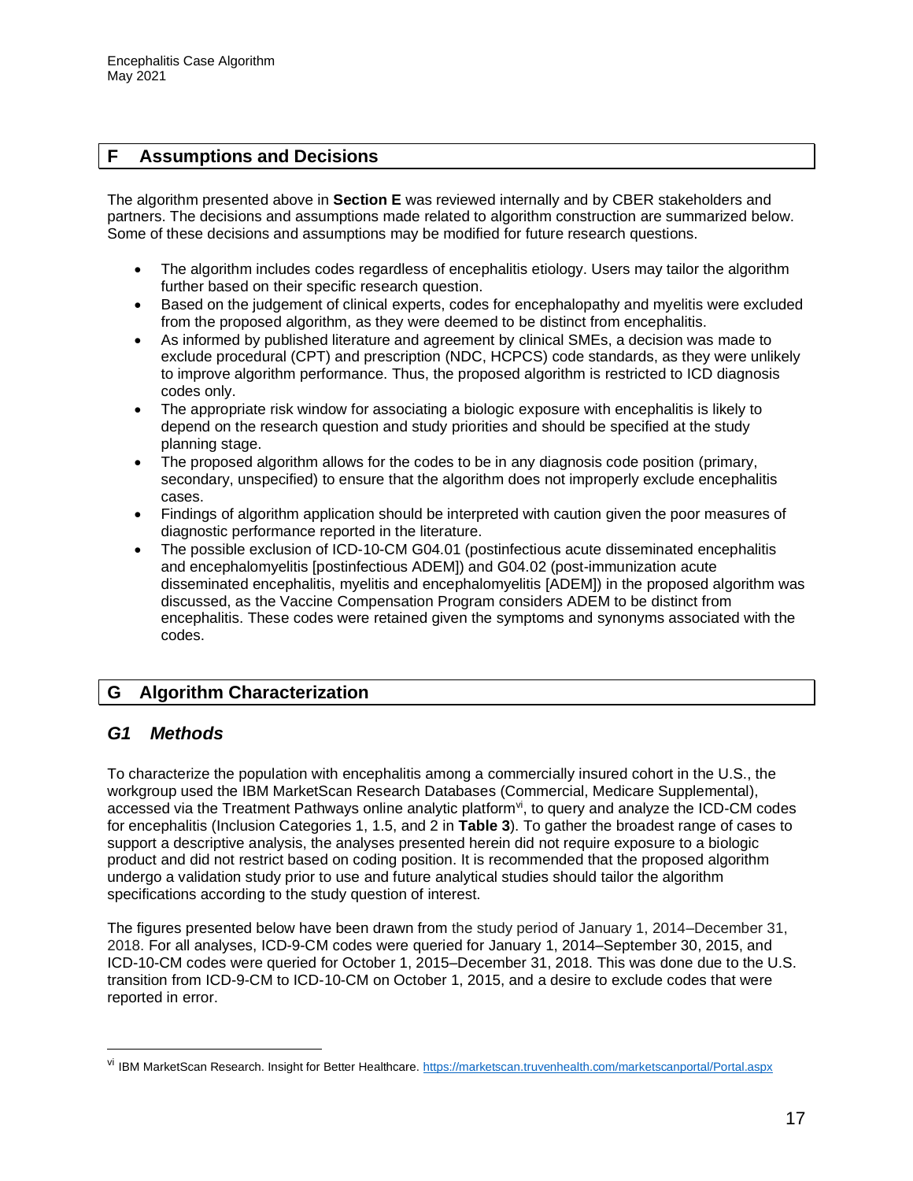## F Assumptions and Decisions

The algorithm presented above in **Section E** was reviewed internally and by CBER stakeholders and partners. The decisions and assumptions made related to algorithm construction are summarized below. Some of these decisions and assumptions may be modified for future research questions.

- The algorithm includes codes regardless of encephalitis etiology. Users may tailor the algorithm further based on their specific research question.
- Based on the judgement of clinical experts, codes for encephalopathy and myelitis were excluded from the proposed algorithm, as they were deemed to be distinct from encephalitis.
- As informed by published literature and agreement by clinical SMEs, a decision was made to exclude procedural (CPT) and prescription (NDC, HCPCS) code standards, as they were unlikely to improve algorithm performance. Thus, the proposed algorithm is restricted to ICD diagnosis codes only.
- The appropriate risk window for associating a biologic exposure with encephalitis is likely to depend on the research question and study priorities and should be specified at the study planning stage.
- The proposed algorithm allows for the codes to be in any diagnosis code position (primary, secondary, unspecified) to ensure that the algorithm does not improperly exclude encephalitis cases.
- Findings of algorithm application should be interpreted with caution given the poor measures of diagnostic performance reported in the literature.
- The possible exclusion of ICD-10-CM G04.01 (postinfectious acute disseminated encephalitis and encephalomyelitis [postinfectious ADEM]) and G04.02 (post-immunization acute disseminated encephalitis, myelitis and encephalomyelitis [ADEM]) in the proposed algorithm was discussed, as the Vaccine Compensation Program considers ADEM to be distinct from encephalitis. These codes were retained given the symptoms and synonyms associated with the codes.

## G Algorithm Characterization

### *G1 Methods*

To characterize the population with encephalitis among a commercially insured cohort in the U.S., the workgroup used the IBM MarketScan Research Databases (Commercial, Medicare Supplemental), accessed via the Treatment Pathways online analytic platform[vi], to query and analyze the ICD-CM codes for encephalitis (Inclusion Categories 1, 1.5, and 2 in **Table 3**). To gather the broadest range of cases to support a descriptive analysis, the analyses presented herein did not require exposure to a biologic product and did not restrict based on coding position. It is recommended that the proposed algorithm undergo a validation study prior to use and future analytical studies should tailor the algorithm specifications according to the study question of interest.

The figures presented below have been drawn from the study period of January 1, 2014–December 31, 2018. For all analyses, ICD-9-CM codes were queried for January 1, 2014–September 30, 2015, and ICD-10-CM codes were queried for October 1, 2015–December 31, 2018. This was done due to the U.S. transition from ICD-9-CM to ICD-10-CM on October 1, 2015, and a desire to exclude codes that were reported in error.

---

[vi] IBM MarketScan Research. Insight for Better Healthcare. https://marketscan.truvenhealth.com/marketscanportal/Portal.aspx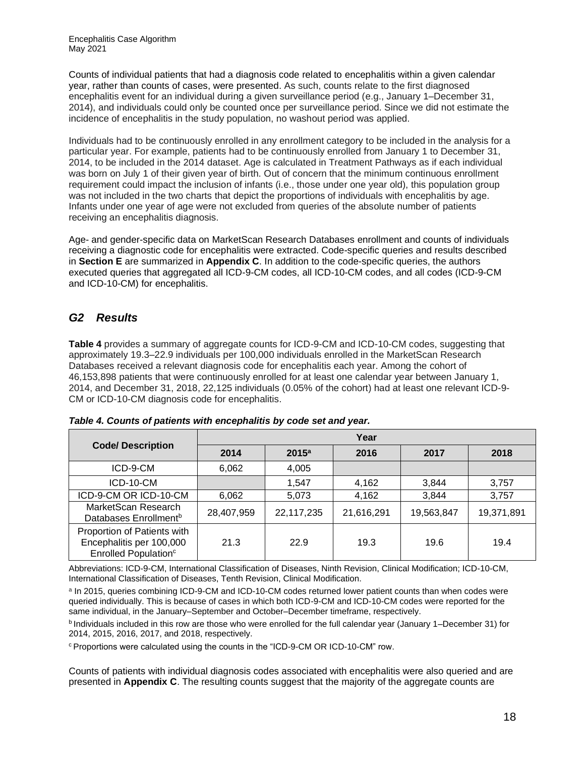Counts of individual patients that had a diagnosis code related to encephalitis within a given calendar year, rather than counts of cases, were presented. As such, counts relate to the first diagnosed encephalitis event for an individual during a given surveillance period (e.g., January 1–December 31, 2014), and individuals could only be counted once per surveillance period. Since we did not estimate the incidence of encephalitis in the study population, no washout period was applied.

Individuals had to be continuously enrolled in any enrollment category to be included in the analysis for a particular year. For example, patients had to be continuously enrolled from January 1 to December 31, 2014, to be included in the 2014 dataset. Age is calculated in Treatment Pathways as if each individual was born on July 1 of their given year of birth. Out of concern that the minimum continuous enrollment requirement could impact the inclusion of infants (i.e., those under one year old), this population group was not included in the two charts that depict the proportions of individuals with encephalitis by age. Infants under one year of age were not excluded from queries of the absolute number of patients receiving an encephalitis diagnosis.

Age- and gender-specific data on MarketScan Research Databases enrollment and counts of individuals receiving a diagnostic code for encephalitis were extracted. Code-specific queries and results described in **Section E** are summarized in **Appendix C**. In addition to the code-specific queries, the authors executed queries that aggregated all ICD-9-CM codes, all ICD-10-CM codes, and all codes (ICD-9-CM and ICD-10-CM) for encephalitis.

## *G2 Results*

**Table 4** provides a summary of aggregate counts for ICD-9-CM and ICD-10-CM codes, suggesting that approximately 19.3–22.9 individuals per 100,000 individuals enrolled in the MarketScan Research Databases received a relevant diagnosis code for encephalitis each year. Among the cohort of 46,153,898 patients that were continuously enrolled for at least one calendar year between January 1, 2014, and December 31, 2018, 22,125 individuals (0.05% of the cohort) had at least one relevant ICD-9-CM or ICD-10-CM diagnosis code for encephalitis.

***Table 4. Counts of patients with encephalitis by code set and year.***

| Code/ Description | Year | | | | |
|---|---|---|---|---|---|
| | 2014 | 2015[a] | 2016 | 2017 | 2018 |
| ICD-9-CM | 6,062 | 4,005 | | | |
| ICD-10-CM | | 1,547 | 4,162 | 3,844 | 3,757 |
| ICD-9-CM OR ICD-10-CM | 6,062 | 5,073 | 4,162 | 3,844 | 3,757 |
| MarketScan Research Databases Enrollment[b] | 28,407,959 | 22,117,235 | 21,616,291 | 19,563,847 | 19,371,891 |
| Proportion of Patients with Encephalitis per 100,000 Enrolled Population[c] | 21.3 | 22.9 | 19.3 | 19.6 | 19.4 |

Abbreviations: ICD-9-CM, International Classification of Diseases, Ninth Revision, Clinical Modification; ICD-10-CM, International Classification of Diseases, Tenth Revision, Clinical Modification.

[a] In 2015, queries combining ICD-9-CM and ICD-10-CM codes returned lower patient counts than when codes were queried individually. This is because of cases in which both ICD-9-CM and ICD-10-CM codes were reported for the same individual, in the January–September and October–December timeframe, respectively.

[b] Individuals included in this row are those who were enrolled for the full calendar year (January 1–December 31) for 2014, 2015, 2016, 2017, and 2018, respectively.

[c] Proportions were calculated using the counts in the "ICD-9-CM OR ICD-10-CM" row.

Counts of patients with individual diagnosis codes associated with encephalitis were also queried and are presented in **Appendix C**. The resulting counts suggest that the majority of the aggregate counts are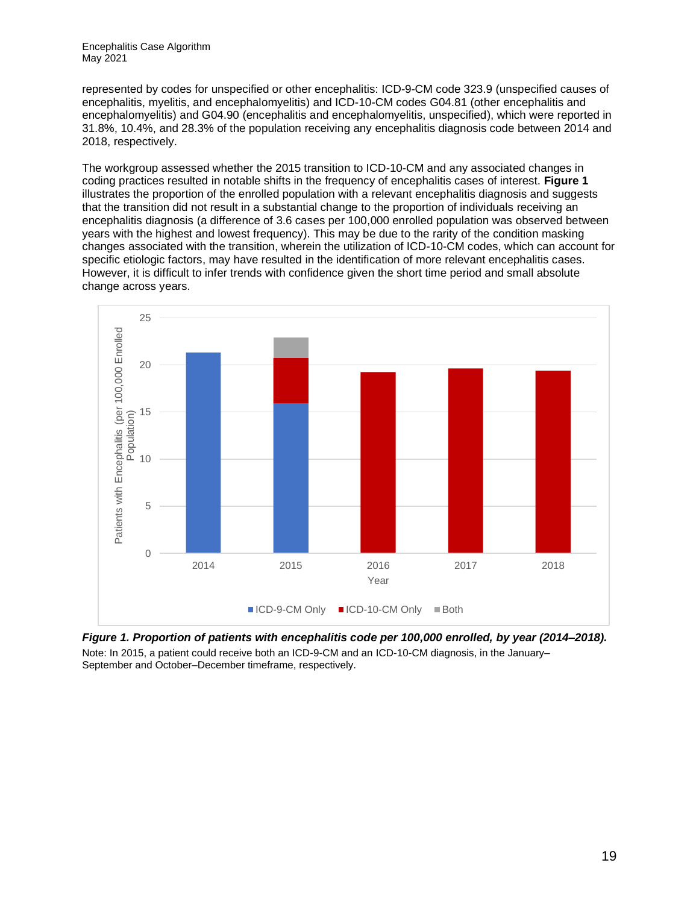represented by codes for unspecified or other encephalitis: ICD-9-CM code 323.9 (unspecified causes of encephalitis, myelitis, and encephalomyelitis) and ICD-10-CM codes G04.81 (other encephalitis and encephalomyelitis) and G04.90 (encephalitis and encephalomyelitis, unspecified), which were reported in 31.8%, 10.4%, and 28.3% of the population receiving any encephalitis diagnosis code between 2014 and 2018, respectively.

The workgroup assessed whether the 2015 transition to ICD-10-CM and any associated changes in coding practices resulted in notable shifts in the frequency of encephalitis cases of interest. **Figure 1** illustrates the proportion of the enrolled population with a relevant encephalitis diagnosis and suggests that the transition did not result in a substantial change to the proportion of individuals receiving an encephalitis diagnosis (a difference of 3.6 cases per 100,000 enrolled population was observed between years with the highest and lowest frequency). This may be due to the rarity of the condition masking changes associated with the transition, wherein the utilization of ICD-10-CM codes, which can account for specific etiologic factors, may have resulted in the identification of more relevant encephalitis cases. However, it is difficult to infer trends with confidence given the short time period and small absolute change across years.

***Figure 1. Proportion of patients with encephalitis code per 100,000 enrolled, by year (2014–2018).***

Note: In 2015, a patient could receive both an ICD-9-CM and an ICD-10-CM diagnosis, in the January–September and October–December timeframe, respectively.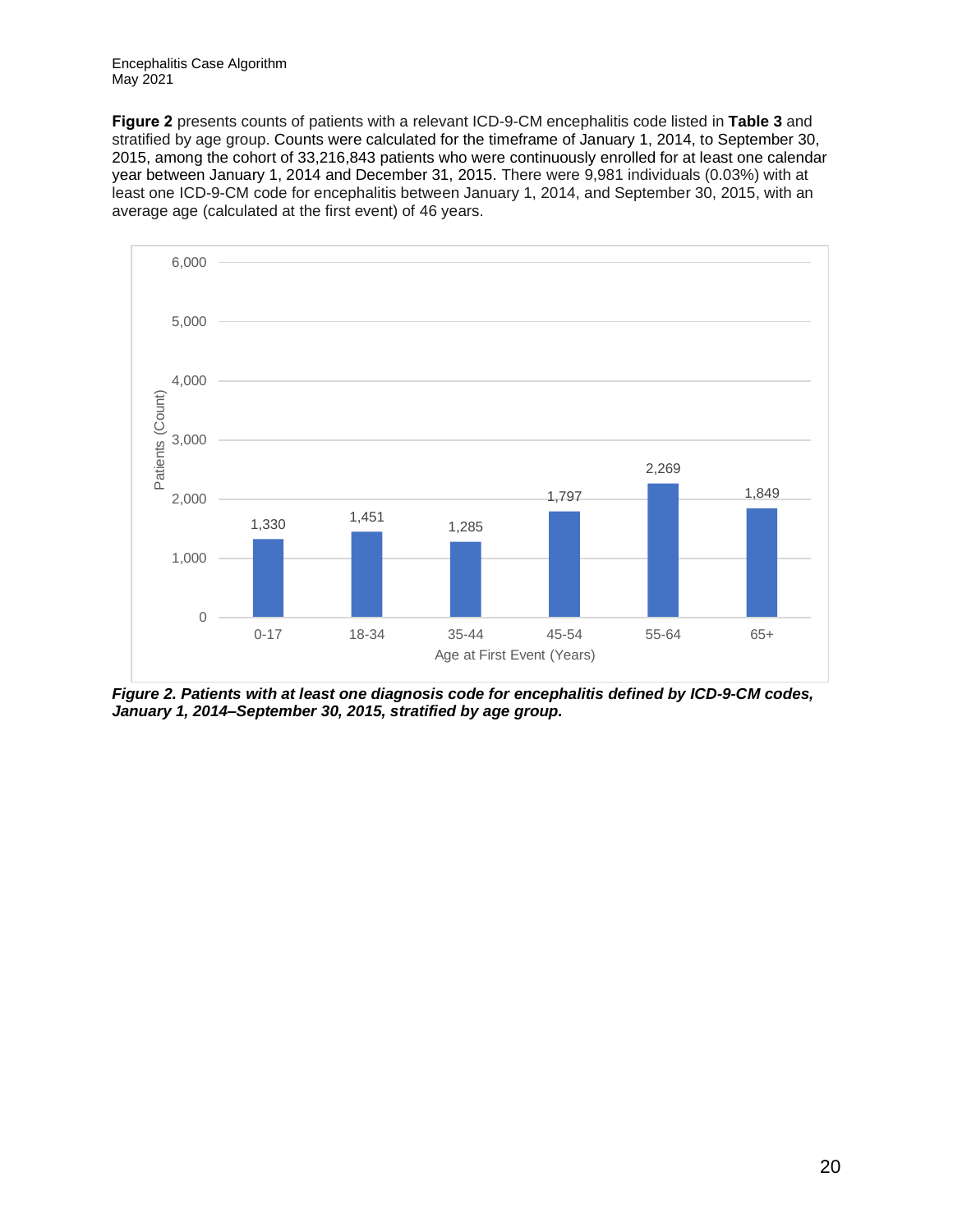**Figure 2** presents counts of patients with a relevant ICD-9-CM encephalitis code listed in **Table 3** and stratified by age group. Counts were calculated for the timeframe of January 1, 2014, to September 30, 2015, among the cohort of 33,216,843 patients who were continuously enrolled for at least one calendar year between January 1, 2014 and December 31, 2015. There were 9,981 individuals (0.03%) with at least one ICD-9-CM code for encephalitis between January 1, 2014, and September 30, 2015, with an average age (calculated at the first event) of 46 years.

| Age at First Event (Years) | Patients (Count) |
| --- | --- |
| 0-17 | 1,330 |
| 18-34 | 1,451 |
| 35-44 | 1,285 |
| 45-54 | 1,797 |
| 55-64 | 2,269 |
| 65+ | 1,849 |

***Figure 2. Patients with at least one diagnosis code for encephalitis defined by ICD-9-CM codes, January 1, 2014–September 30, 2015, stratified by age group.***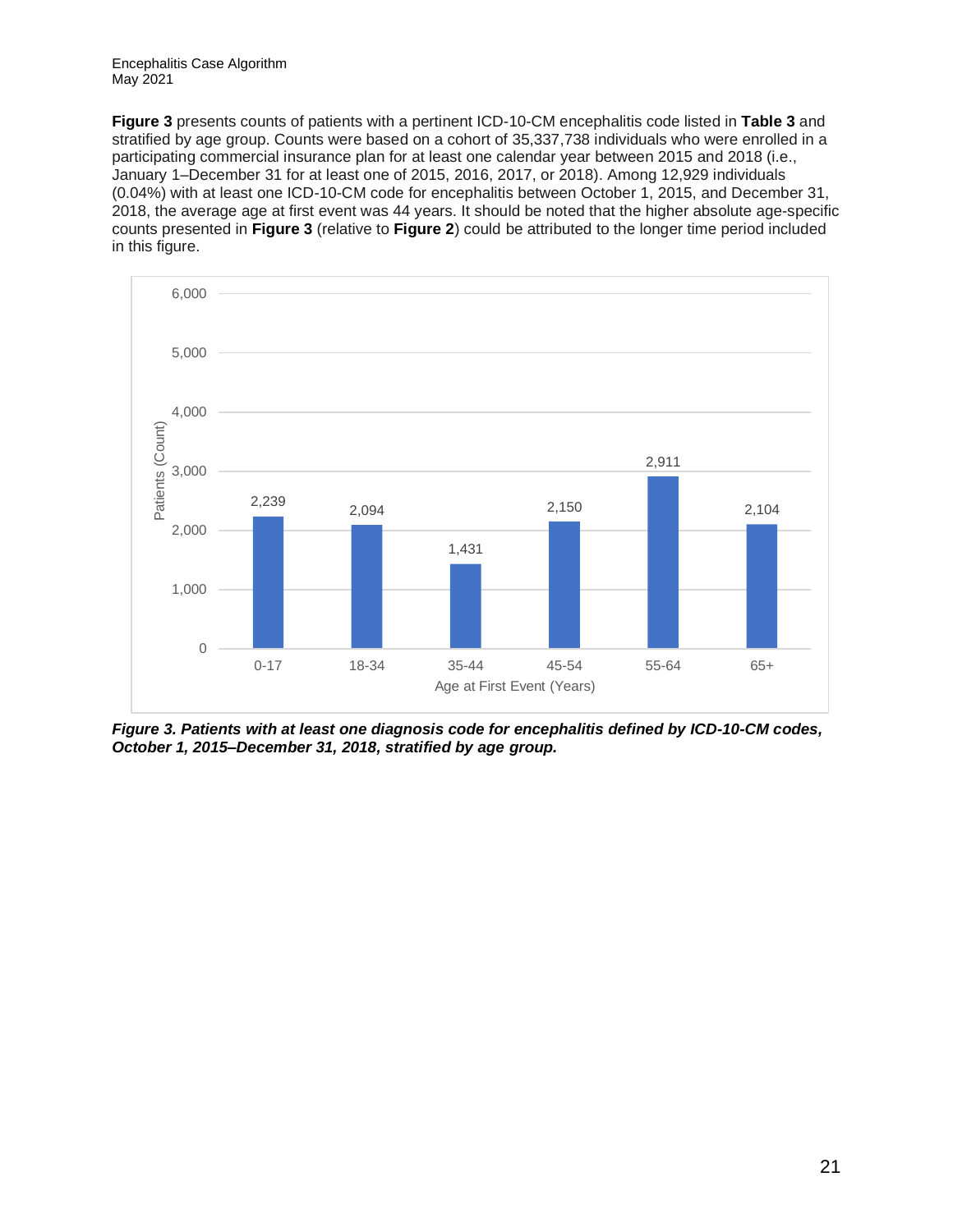**Figure 3** presents counts of patients with a pertinent ICD-10-CM encephalitis code listed in **Table 3** and stratified by age group. Counts were based on a cohort of 35,337,738 individuals who were enrolled in a participating commercial insurance plan for at least one calendar year between 2015 and 2018 (i.e., January 1–December 31 for at least one of 2015, 2016, 2017, or 2018). Among 12,929 individuals (0.04%) with at least one ICD-10-CM code for encephalitis between October 1, 2015, and December 31, 2018, the average age at first event was 44 years. It should be noted that the higher absolute age-specific counts presented in **Figure 3** (relative to **Figure 2**) could be attributed to the longer time period included in this figure.

| Age at First Event (Years) | Patients (Count) |
|---|---|
| 0-17 | 2,239 |
| 18-34 | 2,094 |
| 35-44 | 1,431 |
| 45-54 | 2,150 |
| 55-64 | 2,911 |
| 65+ | 2,104 |

***Figure 3. Patients with at least one diagnosis code for encephalitis defined by ICD-10-CM codes, October 1, 2015–December 31, 2018, stratified by age group.***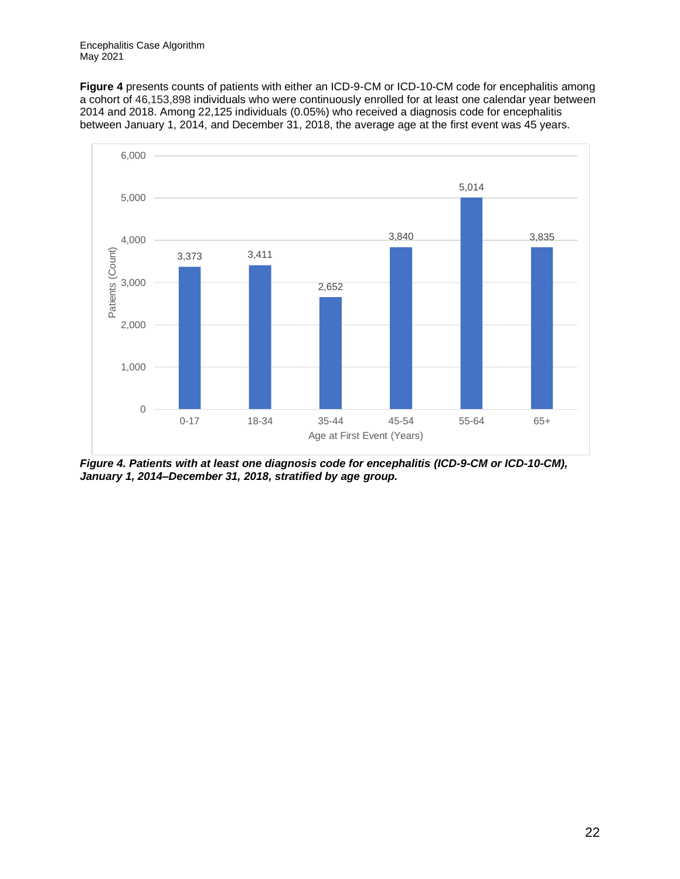**Figure 4** presents counts of patients with either an ICD-9-CM or ICD-10-CM code for encephalitis among a cohort of 46,153,898 individuals who were continuously enrolled for at least one calendar year between 2014 and 2018. Among 22,125 individuals (0.05%) who received a diagnosis code for encephalitis between January 1, 2014, and December 31, 2018, the average age at the first event was 45 years.

| Age at First Event (Years) | Patients (Count) |
|---|---|
| 0-17 | 3,373 |
| 18-34 | 3,411 |
| 35-44 | 2,652 |
| 45-54 | 3,840 |
| 55-64 | 5,014 |
| 65+ | 3,835 |

***Figure 4. Patients with at least one diagnosis code for encephalitis (ICD-9-CM or ICD-10-CM), January 1, 2014–December 31, 2018, stratified by age group.***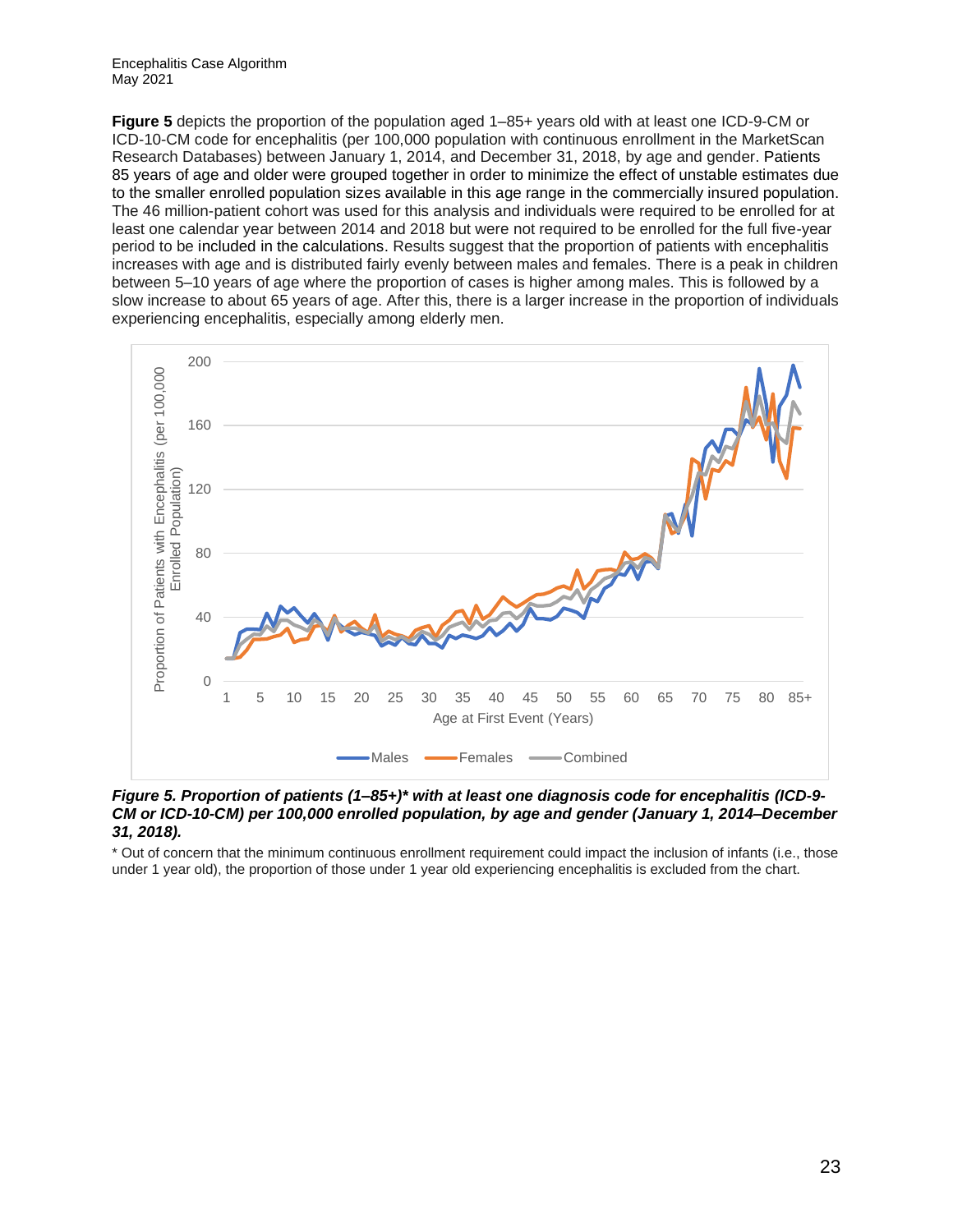**Figure 5** depicts the proportion of the population aged 1–85+ years old with at least one ICD-9-CM or ICD-10-CM code for encephalitis (per 100,000 population with continuous enrollment in the MarketScan Research Databases) between January 1, 2014, and December 31, 2018, by age and gender. Patients 85 years of age and older were grouped together in order to minimize the effect of unstable estimates due to the smaller enrolled population sizes available in this age range in the commercially insured population. The 46 million-patient cohort was used for this analysis and individuals were required to be enrolled for at least one calendar year between 2014 and 2018 but were not required to be enrolled for the full five-year period to be included in the calculations. Results suggest that the proportion of patients with encephalitis increases with age and is distributed fairly evenly between males and females. There is a peak in children between 5–10 years of age where the proportion of cases is higher among males. This is followed by a slow increase to about 65 years of age. After this, there is a larger increase in the proportion of individuals experiencing encephalitis, especially among elderly men.

***Figure 5. Proportion of patients (1–85+)\* with at least one diagnosis code for encephalitis (ICD-9-CM or ICD-10-CM) per 100,000 enrolled population, by age and gender (January 1, 2014–December 31, 2018).***

\* Out of concern that the minimum continuous enrollment requirement could impact the inclusion of infants (i.e., those under 1 year old), the proportion of those under 1 year old experiencing encephalitis is excluded from the chart.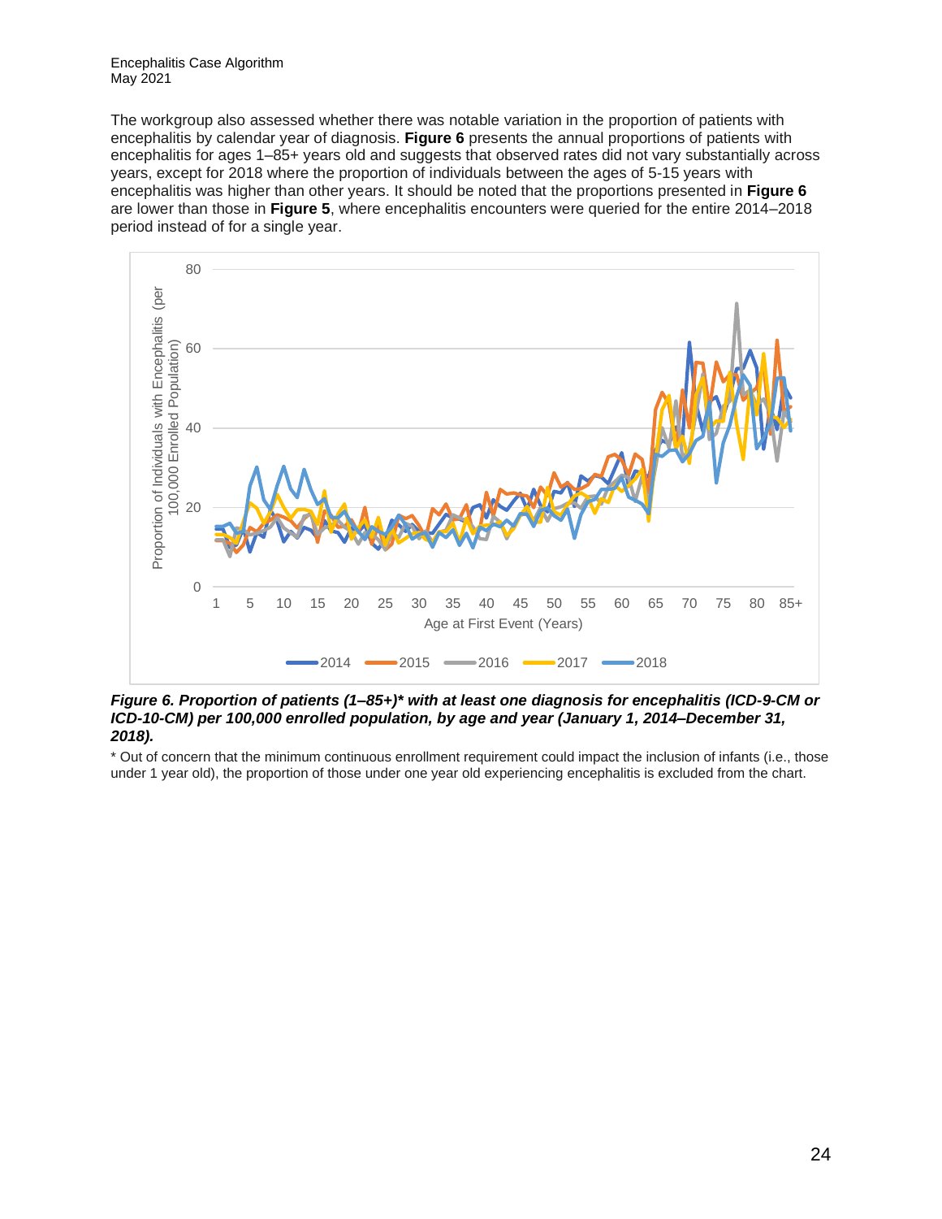The workgroup also assessed whether there was notable variation in the proportion of patients with encephalitis by calendar year of diagnosis. **Figure 6** presents the annual proportions of patients with encephalitis for ages 1–85+ years old and suggests that observed rates did not vary substantially across years, except for 2018 where the proportion of individuals between the ages of 5-15 years with encephalitis was higher than other years. It should be noted that the proportions presented in **Figure 6** are lower than those in **Figure 5**, where encephalitis encounters were queried for the entire 2014–2018 period instead of for a single year.

***Figure 6. Proportion of patients (1–85+)* with at least one diagnosis for encephalitis (ICD-9-CM or ICD-10-CM) per 100,000 enrolled population, by age and year (January 1, 2014–December 31, 2018).***

* Out of concern that the minimum continuous enrollment requirement could impact the inclusion of infants (i.e., those under 1 year old), the proportion of those under one year old experiencing encephalitis is excluded from the chart.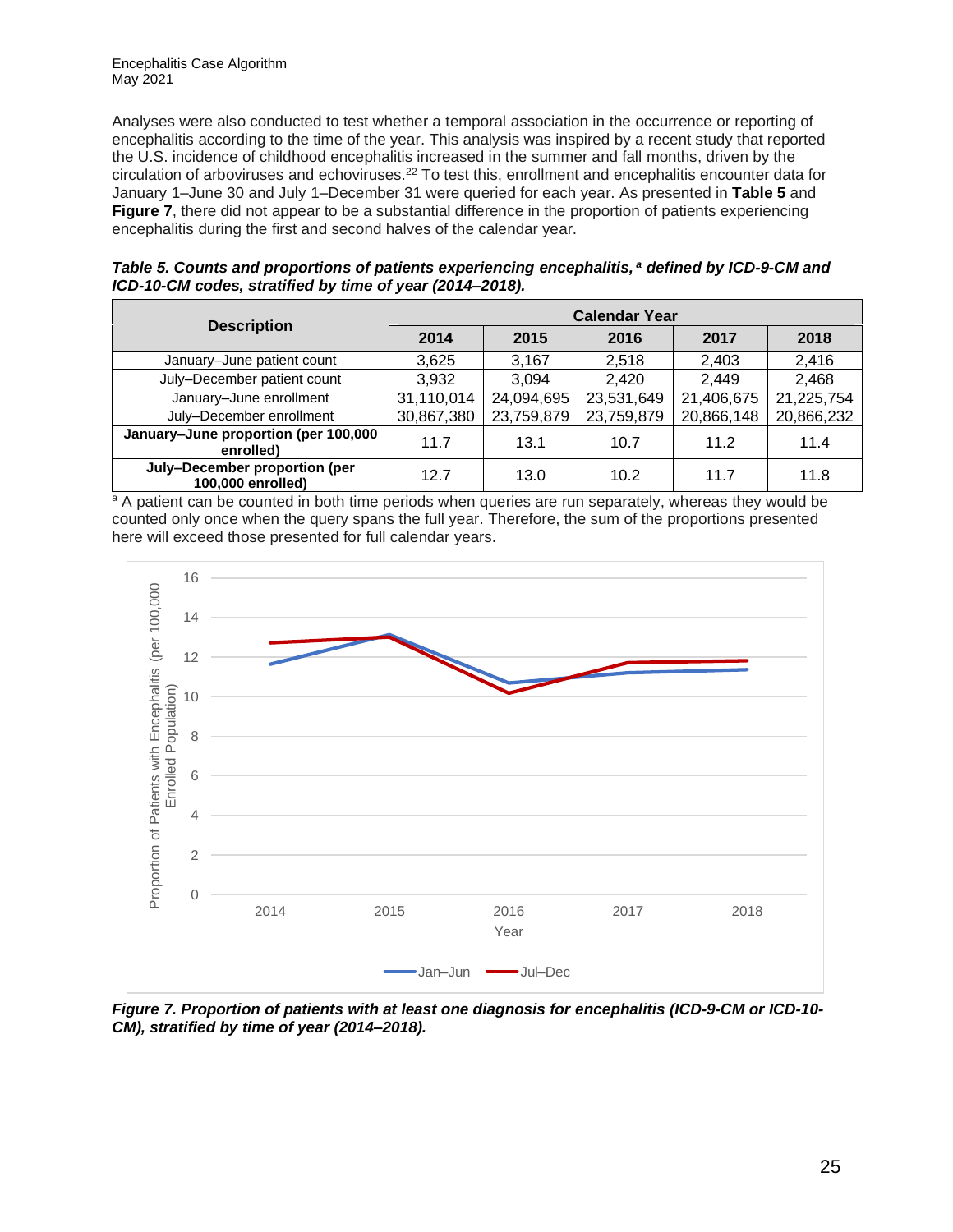Analyses were also conducted to test whether a temporal association in the occurrence or reporting of encephalitis according to the time of the year. This analysis was inspired by a recent study that reported the U.S. incidence of childhood encephalitis increased in the summer and fall months, driven by the circulation of arboviruses and echoviruses.[22] To test this, enrollment and encephalitis encounter data for January 1–June 30 and July 1–December 31 were queried for each year. As presented in **Table 5** and **Figure 7**, there did not appear to be a substantial difference in the proportion of patients experiencing encephalitis during the first and second halves of the calendar year.

***Table 5. Counts and proportions of patients experiencing encephalitis,[a] defined by ICD-9-CM and ICD-10-CM codes, stratified by time of year (2014–2018).***

| Description | Calendar Year | | | | |
|---|---|---|---|---|---|
| | **2014** | **2015** | **2016** | **2017** | **2018** |
| January–June patient count | 3,625 | 3,167 | 2,518 | 2,403 | 2,416 |
| July–December patient count | 3,932 | 3,094 | 2,420 | 2,449 | 2,468 |
| January–June enrollment | 31,110,014 | 24,094,695 | 23,531,649 | 21,406,675 | 21,225,754 |
| July–December enrollment | 30,867,380 | 23,759,879 | 23,759,879 | 20,866,148 | 20,866,232 |
| **January–June proportion (per 100,000 enrolled)** | 11.7 | 13.1 | 10.7 | 11.2 | 11.4 |
| **July–December proportion (per 100,000 enrolled)** | 12.7 | 13.0 | 10.2 | 11.7 | 11.8 |

[a] A patient can be counted in both time periods when queries are run separately, whereas they would be counted only once when the query spans the full year. Therefore, the sum of the proportions presented here will exceed those presented for full calendar years.

***Figure 7. Proportion of patients with at least one diagnosis for encephalitis (ICD-9-CM or ICD-10-CM), stratified by time of year (2014–2018).***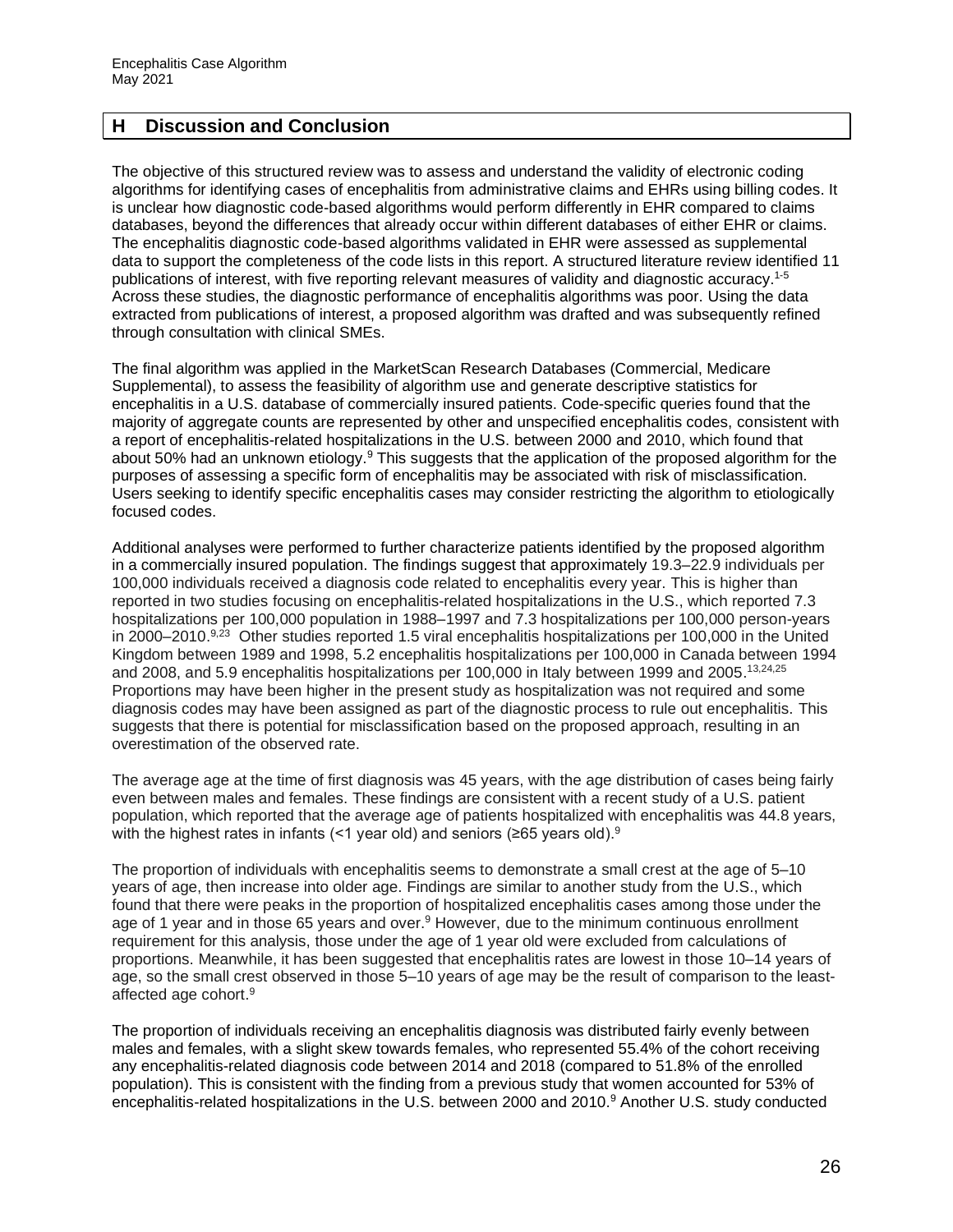## H Discussion and Conclusion

The objective of this structured review was to assess and understand the validity of electronic coding algorithms for identifying cases of encephalitis from administrative claims and EHRs using billing codes. It is unclear how diagnostic code-based algorithms would perform differently in EHR compared to claims databases, beyond the differences that already occur within different databases of either EHR or claims. The encephalitis diagnostic code-based algorithms validated in EHR were assessed as supplemental data to support the completeness of the code lists in this report. A structured literature review identified 11 publications of interest, with five reporting relevant measures of validity and diagnostic accuracy.[1-5] Across these studies, the diagnostic performance of encephalitis algorithms was poor. Using the data extracted from publications of interest, a proposed algorithm was drafted and was subsequently refined through consultation with clinical SMEs.

The final algorithm was applied in the MarketScan Research Databases (Commercial, Medicare Supplemental), to assess the feasibility of algorithm use and generate descriptive statistics for encephalitis in a U.S. database of commercially insured patients. Code-specific queries found that the majority of aggregate counts are represented by other and unspecified encephalitis codes, consistent with a report of encephalitis-related hospitalizations in the U.S. between 2000 and 2010, which found that about 50% had an unknown etiology.[9] This suggests that the application of the proposed algorithm for the purposes of assessing a specific form of encephalitis may be associated with risk of misclassification. Users seeking to identify specific encephalitis cases may consider restricting the algorithm to etiologically focused codes.

Additional analyses were performed to further characterize patients identified by the proposed algorithm in a commercially insured population. The findings suggest that approximately 19.3–22.9 individuals per 100,000 individuals received a diagnosis code related to encephalitis every year. This is higher than reported in two studies focusing on encephalitis-related hospitalizations in the U.S., which reported 7.3 hospitalizations per 100,000 population in 1988–1997 and 7.3 hospitalizations per 100,000 person-years in 2000–2010.[9,23] Other studies reported 1.5 viral encephalitis hospitalizations per 100,000 in the United Kingdom between 1989 and 1998, 5.2 encephalitis hospitalizations per 100,000 in Canada between 1994 and 2008, and 5.9 encephalitis hospitalizations per 100,000 in Italy between 1999 and 2005.[13,24,25] Proportions may have been higher in the present study as hospitalization was not required and some diagnosis codes may have been assigned as part of the diagnostic process to rule out encephalitis. This suggests that there is potential for misclassification based on the proposed approach, resulting in an overestimation of the observed rate.

The average age at the time of first diagnosis was 45 years, with the age distribution of cases being fairly even between males and females. These findings are consistent with a recent study of a U.S. patient population, which reported that the average age of patients hospitalized with encephalitis was 44.8 years, with the highest rates in infants (<1 year old) and seniors (≥65 years old).[9]

The proportion of individuals with encephalitis seems to demonstrate a small crest at the age of 5–10 years of age, then increase into older age. Findings are similar to another study from the U.S., which found that there were peaks in the proportion of hospitalized encephalitis cases among those under the age of 1 year and in those 65 years and over.[9] However, due to the minimum continuous enrollment requirement for this analysis, those under the age of 1 year old were excluded from calculations of proportions. Meanwhile, it has been suggested that encephalitis rates are lowest in those 10–14 years of age, so the small crest observed in those 5–10 years of age may be the result of comparison to the least-affected age cohort.[9]

The proportion of individuals receiving an encephalitis diagnosis was distributed fairly evenly between males and females, with a slight skew towards females, who represented 55.4% of the cohort receiving any encephalitis-related diagnosis code between 2014 and 2018 (compared to 51.8% of the enrolled population). This is consistent with the finding from a previous study that women accounted for 53% of encephalitis-related hospitalizations in the U.S. between 2000 and 2010.[9] Another U.S. study conducted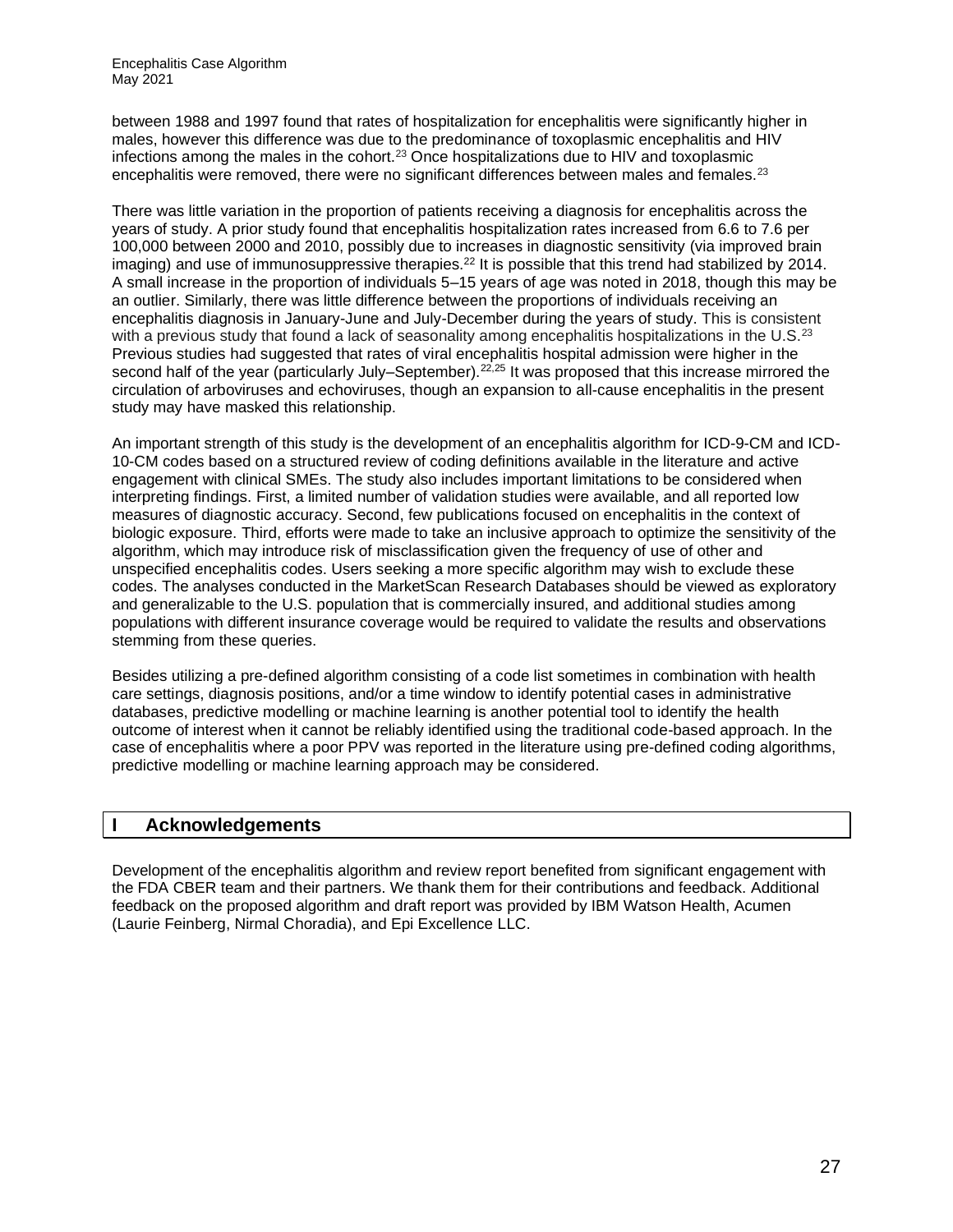between 1988 and 1997 found that rates of hospitalization for encephalitis were significantly higher in males, however this difference was due to the predominance of toxoplasmic encephalitis and HIV infections among the males in the cohort.[23] Once hospitalizations due to HIV and toxoplasmic encephalitis were removed, there were no significant differences between males and females.[23]

There was little variation in the proportion of patients receiving a diagnosis for encephalitis across the years of study. A prior study found that encephalitis hospitalization rates increased from 6.6 to 7.6 per 100,000 between 2000 and 2010, possibly due to increases in diagnostic sensitivity (via improved brain imaging) and use of immunosuppressive therapies.[22] It is possible that this trend had stabilized by 2014. A small increase in the proportion of individuals 5–15 years of age was noted in 2018, though this may be an outlier. Similarly, there was little difference between the proportions of individuals receiving an encephalitis diagnosis in January-June and July-December during the years of study. This is consistent with a previous study that found a lack of seasonality among encephalitis hospitalizations in the U.S.[23] Previous studies had suggested that rates of viral encephalitis hospital admission were higher in the second half of the year (particularly July–September).[22,25] It was proposed that this increase mirrored the circulation of arboviruses and echoviruses, though an expansion to all-cause encephalitis in the present study may have masked this relationship.

An important strength of this study is the development of an encephalitis algorithm for ICD-9-CM and ICD-10-CM codes based on a structured review of coding definitions available in the literature and active engagement with clinical SMEs. The study also includes important limitations to be considered when interpreting findings. First, a limited number of validation studies were available, and all reported low measures of diagnostic accuracy. Second, few publications focused on encephalitis in the context of biologic exposure. Third, efforts were made to take an inclusive approach to optimize the sensitivity of the algorithm, which may introduce risk of misclassification given the frequency of use of other and unspecified encephalitis codes. Users seeking a more specific algorithm may wish to exclude these codes. The analyses conducted in the MarketScan Research Databases should be viewed as exploratory and generalizable to the U.S. population that is commercially insured, and additional studies among populations with different insurance coverage would be required to validate the results and observations stemming from these queries.

Besides utilizing a pre-defined algorithm consisting of a code list sometimes in combination with health care settings, diagnosis positions, and/or a time window to identify potential cases in administrative databases, predictive modelling or machine learning is another potential tool to identify the health outcome of interest when it cannot be reliably identified using the traditional code-based approach. In the case of encephalitis where a poor PPV was reported in the literature using pre-defined coding algorithms, predictive modelling or machine learning approach may be considered.

## I Acknowledgements

Development of the encephalitis algorithm and review report benefited from significant engagement with the FDA CBER team and their partners. We thank them for their contributions and feedback. Additional feedback on the proposed algorithm and draft report was provided by IBM Watson Health, Acumen (Laurie Feinberg, Nirmal Choradia), and Epi Excellence LLC.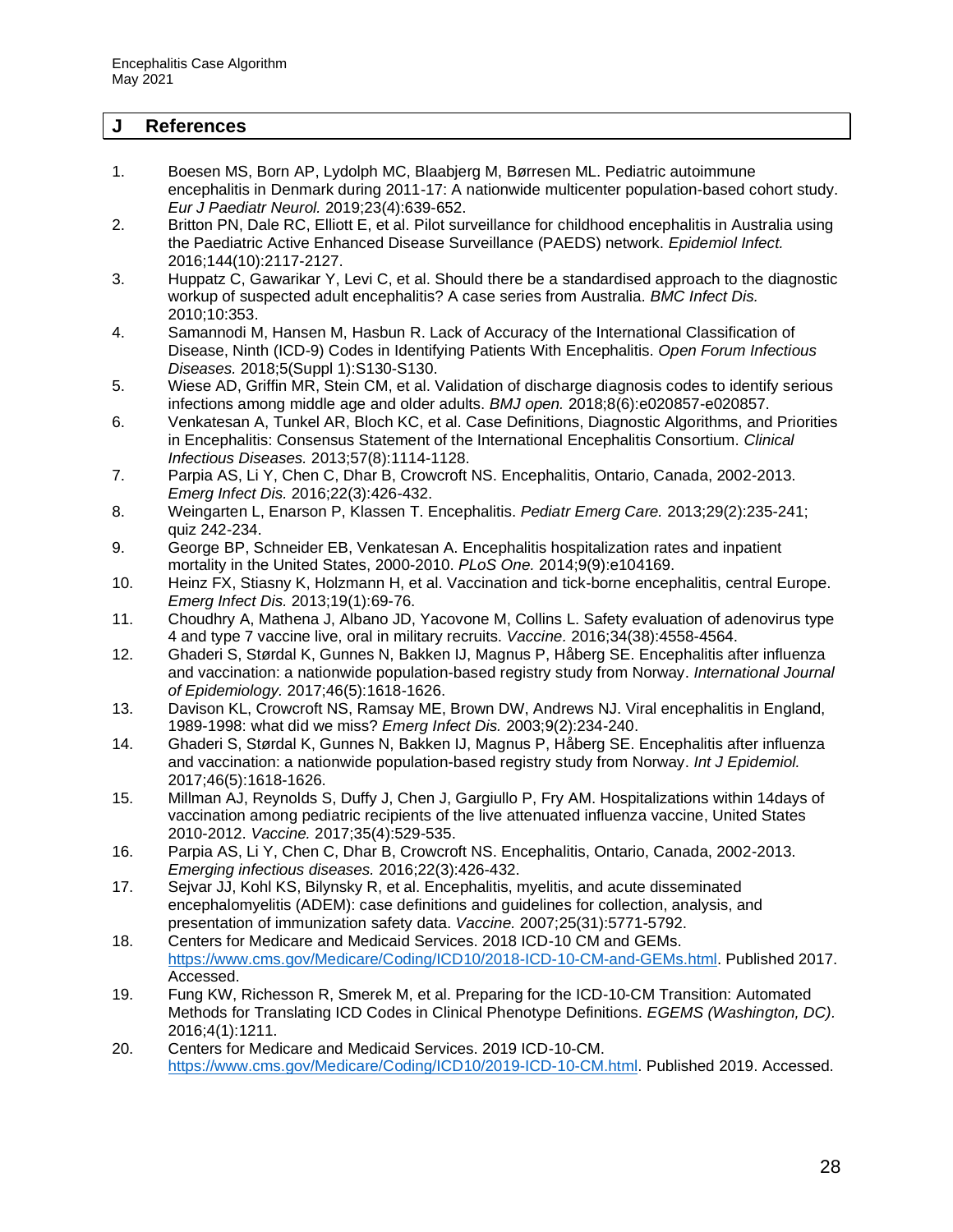## J References

1. Boesen MS, Born AP, Lydolph MC, Blaabjerg M, Børresen ML. Pediatric autoimmune encephalitis in Denmark during 2011-17: A nationwide multicenter population-based cohort study. *Eur J Paediatr Neurol.* 2019;23(4):639-652.
2. Britton PN, Dale RC, Elliott E, et al. Pilot surveillance for childhood encephalitis in Australia using the Paediatric Active Enhanced Disease Surveillance (PAEDS) network. *Epidemiol Infect.* 2016;144(10):2117-2127.
3. Huppatz C, Gawarikar Y, Levi C, et al. Should there be a standardised approach to the diagnostic workup of suspected adult encephalitis? A case series from Australia. *BMC Infect Dis.* 2010;10:353.
4. Samannodi M, Hansen M, Hasbun R. Lack of Accuracy of the International Classification of Disease, Ninth (ICD-9) Codes in Identifying Patients With Encephalitis. *Open Forum Infectious Diseases.* 2018;5(Suppl 1):S130-S130.
5. Wiese AD, Griffin MR, Stein CM, et al. Validation of discharge diagnosis codes to identify serious infections among middle age and older adults. *BMJ open.* 2018;8(6):e020857-e020857.
6. Venkatesan A, Tunkel AR, Bloch KC, et al. Case Definitions, Diagnostic Algorithms, and Priorities in Encephalitis: Consensus Statement of the International Encephalitis Consortium. *Clinical Infectious Diseases.* 2013;57(8):1114-1128.
7. Parpia AS, Li Y, Chen C, Dhar B, Crowcroft NS. Encephalitis, Ontario, Canada, 2002-2013. *Emerg Infect Dis.* 2016;22(3):426-432.
8. Weingarten L, Enarson P, Klassen T. Encephalitis. *Pediatr Emerg Care.* 2013;29(2):235-241; quiz 242-234.
9. George BP, Schneider EB, Venkatesan A. Encephalitis hospitalization rates and inpatient mortality in the United States, 2000-2010. *PLoS One.* 2014;9(9):e104169.
10. Heinz FX, Stiasny K, Holzmann H, et al. Vaccination and tick-borne encephalitis, central Europe. *Emerg Infect Dis.* 2013;19(1):69-76.
11. Choudhry A, Mathena J, Albano JD, Yacovone M, Collins L. Safety evaluation of adenovirus type 4 and type 7 vaccine live, oral in military recruits. *Vaccine.* 2016;34(38):4558-4564.
12. Ghaderi S, Størdal K, Gunnes N, Bakken IJ, Magnus P, Håberg SE. Encephalitis after influenza and vaccination: a nationwide population-based registry study from Norway. *International Journal of Epidemiology.* 2017;46(5):1618-1626.
13. Davison KL, Crowcroft NS, Ramsay ME, Brown DW, Andrews NJ. Viral encephalitis in England, 1989-1998: what did we miss? *Emerg Infect Dis.* 2003;9(2):234-240.
14. Ghaderi S, Størdal K, Gunnes N, Bakken IJ, Magnus P, Håberg SE. Encephalitis after influenza and vaccination: a nationwide population-based registry study from Norway. *Int J Epidemiol.* 2017;46(5):1618-1626.
15. Millman AJ, Reynolds S, Duffy J, Chen J, Gargiullo P, Fry AM. Hospitalizations within 14days of vaccination among pediatric recipients of the live attenuated influenza vaccine, United States 2010-2012. *Vaccine.* 2017;35(4):529-535.
16. Parpia AS, Li Y, Chen C, Dhar B, Crowcroft NS. Encephalitis, Ontario, Canada, 2002-2013. *Emerging infectious diseases.* 2016;22(3):426-432.
17. Sejvar JJ, Kohl KS, Bilynsky R, et al. Encephalitis, myelitis, and acute disseminated encephalomyelitis (ADEM): case definitions and guidelines for collection, analysis, and presentation of immunization safety data. *Vaccine.* 2007;25(31):5771-5792.
18. Centers for Medicare and Medicaid Services. 2018 ICD-10 CM and GEMs. https://www.cms.gov/Medicare/Coding/ICD10/2018-ICD-10-CM-and-GEMs.html. Published 2017. Accessed.
19. Fung KW, Richesson R, Smerek M, et al. Preparing for the ICD-10-CM Transition: Automated Methods for Translating ICD Codes in Clinical Phenotype Definitions. *EGEMS (Washington, DC).* 2016;4(1):1211.
20. Centers for Medicare and Medicaid Services. 2019 ICD-10-CM. https://www.cms.gov/Medicare/Coding/ICD10/2019-ICD-10-CM.html. Published 2019. Accessed.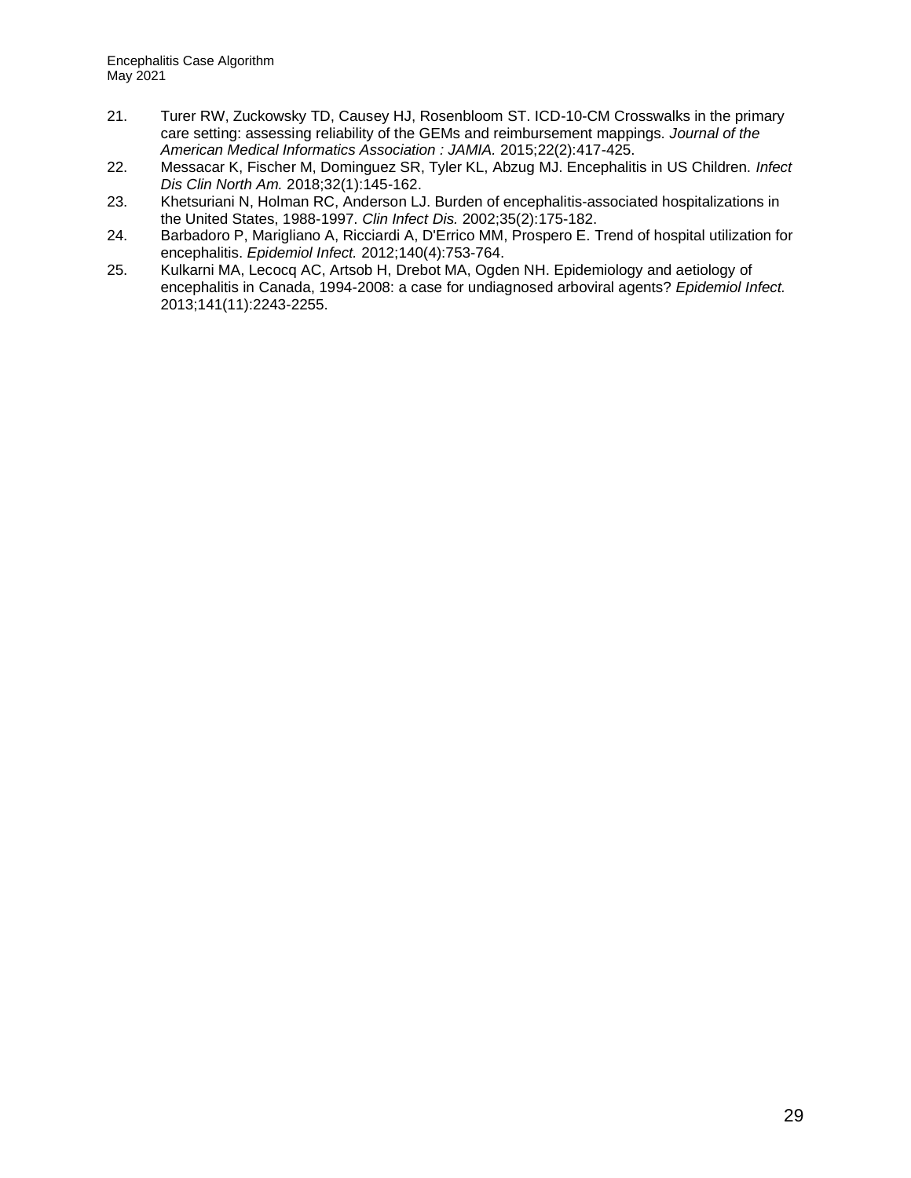21. Turer RW, Zuckowsky TD, Causey HJ, Rosenbloom ST. ICD-10-CM Crosswalks in the primary care setting: assessing reliability of the GEMs and reimbursement mappings. *Journal of the American Medical Informatics Association : JAMIA.* 2015;22(2):417-425.
22. Messacar K, Fischer M, Dominguez SR, Tyler KL, Abzug MJ. Encephalitis in US Children. *Infect Dis Clin North Am.* 2018;32(1):145-162.
23. Khetsuriani N, Holman RC, Anderson LJ. Burden of encephalitis-associated hospitalizations in the United States, 1988-1997. *Clin Infect Dis.* 2002;35(2):175-182.
24. Barbadoro P, Marigliano A, Ricciardi A, D'Errico MM, Prospero E. Trend of hospital utilization for encephalitis. *Epidemiol Infect.* 2012;140(4):753-764.
25. Kulkarni MA, Lecocq AC, Artsob H, Drebot MA, Ogden NH. Epidemiology and aetiology of encephalitis in Canada, 1994-2008: a case for undiagnosed arboviral agents? *Epidemiol Infect.* 2013;141(11):2243-2255.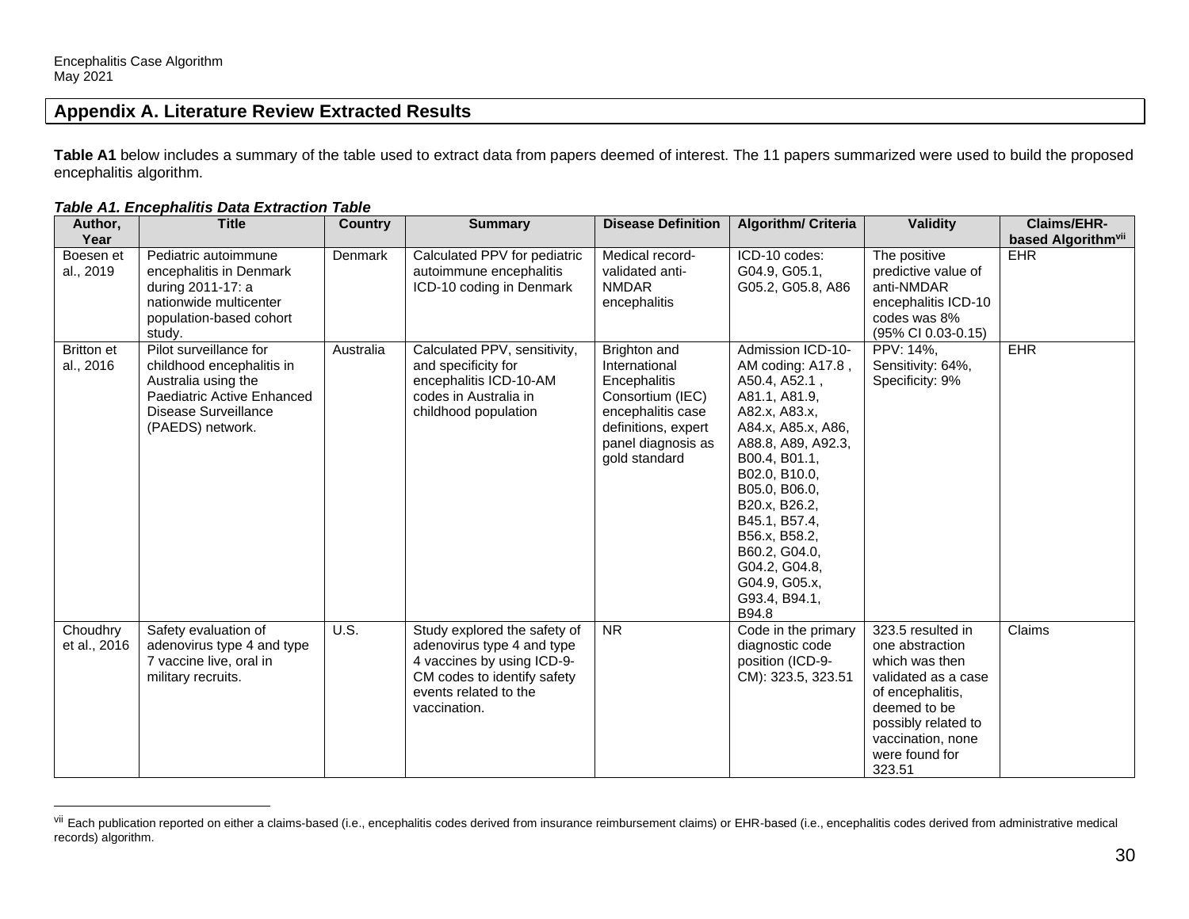## Appendix A. Literature Review Extracted Results

**Table A1** below includes a summary of the table used to extract data from papers deemed of interest. The 11 papers summarized were used to build the proposed encephalitis algorithm.

***Table A1. Encephalitis Data Extraction Table***

| Author, Year | Title | Country | Summary | Disease Definition | Algorithm/ Criteria | Validity | Claims/EHR-based Algorithm[vii] |
|---|---|---|---|---|---|---|---|
| Boesen et al., 2019 | Pediatric autoimmune encephalitis in Denmark during 2011-17: a nationwide multicenter population-based cohort study. | Denmark | Calculated PPV for pediatric autoimmune encephalitis ICD-10 coding in Denmark | Medical record-validated anti-NMDAR encephalitis | ICD-10 codes: G04.9, G05.1, G05.2, G05.8, A86 | The positive predictive value of anti-NMDAR encephalitis ICD-10 codes was 8% (95% CI 0.03-0.15) | EHR |
| Britton et al., 2016 | Pilot surveillance for childhood encephalitis in Australia using the Paediatric Active Enhanced Disease Surveillance (PAEDS) network. | Australia | Calculated PPV, sensitivity, and specificity for encephalitis ICD-10-AM codes in Australia in childhood population | Brighton and International Encephalitis Consortium (IEC) encephalitis case definitions, expert panel diagnosis as gold standard | Admission ICD-10-AM coding: A17.8 , A50.4, A52.1 , A81.1, A81.9, A82.x, A83.x, A84.x, A85.x, A86, A88.8, A89, A92.3, B00.4, B01.1, B02.0, B10.0, B05.0, B06.0, B20.x, B26.2, B45.1, B57.4, B56.x, B58.2, B60.2, G04.0, G04.2, G04.8, G04.9, G05.x, G93.4, B94.1, B94.8 | PPV: 14%, Sensitivity: 64%, Specificity: 9% | EHR |
| Choudhry et al., 2016 | Safety evaluation of adenovirus type 4 and type 7 vaccine live, oral in military recruits. | U.S. | Study explored the safety of adenovirus type 4 and type 4 vaccines by using ICD-9-CM codes to identify safety events related to the vaccination. | NR | Code in the primary diagnostic code position (ICD-9-CM): 323.5, 323.51 | 323.5 resulted in one abstraction which was then validated as a case of encephalitis, deemed to be possibly related to vaccination, none were found for 323.51 | Claims |

[vii] Each publication reported on either a claims-based (i.e., encephalitis codes derived from insurance reimbursement claims) or EHR-based (i.e., encephalitis codes derived from administrative medical records) algorithm.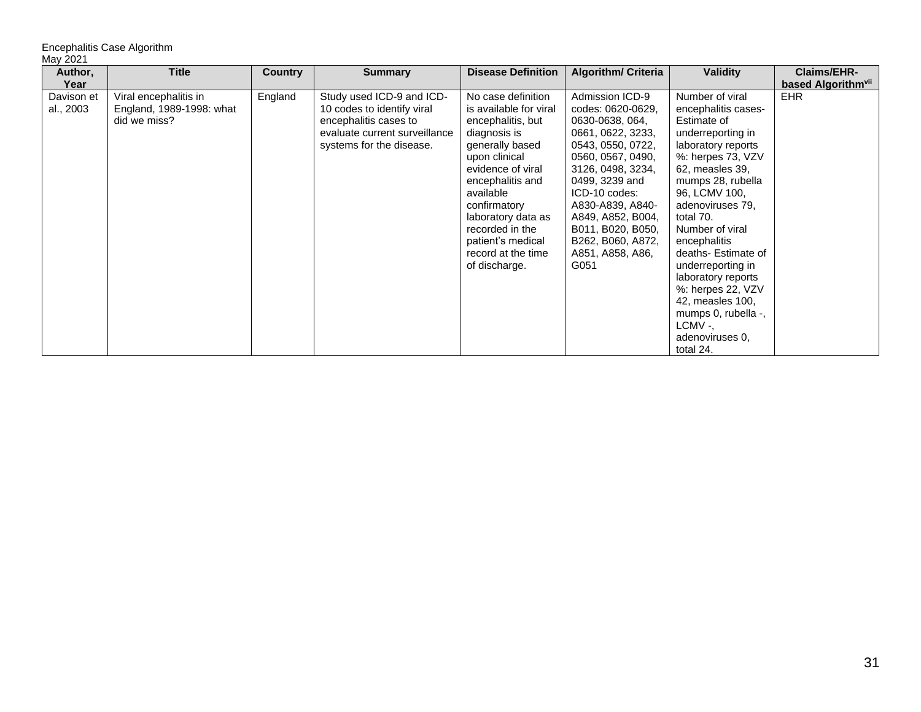Encephalitis Case Algorithm
May 2021

| Author, Year | Title | Country | Summary | Disease Definition | Algorithm/ Criteria | Validity | Claims/EHR-based Algorithm[vii] |
|---|---|---|---|---|---|---|---|
| Davison et al., 2003 | Viral encephalitis in England, 1989-1998: what did we miss? | England | Study used ICD-9 and ICD-10 codes to identify viral encephalitis cases to evaluate current surveillance systems for the disease. | No case definition is available for viral encephalitis, but diagnosis is generally based upon clinical evidence of viral encephalitis and available confirmatory laboratory data as recorded in the patient's medical record at the time of discharge. | Admission ICD-9 codes: 0620-0629, 0630-0638, 064, 0661, 0622, 3233, 0543, 0550, 0722, 0560, 0567, 0490, 3126, 0498, 3234, 0499, 3239 and ICD-10 codes: A830-A839, A840-A849, A852, B004, B011, B020, B050, B262, B060, A872, A851, A858, A86, G051 | Number of viral encephalitis cases- Estimate of underreporting in laboratory reports %: herpes 73, VZV 62, measles 39, mumps 28, rubella 96, LCMV 100, adenoviruses 79, total 70. Number of viral encephalitis deaths- Estimate of underreporting in laboratory reports %: herpes 22, VZV 42, measles 100, mumps 0, rubella -, LCMV -, adenoviruses 0, total 24. | EHR |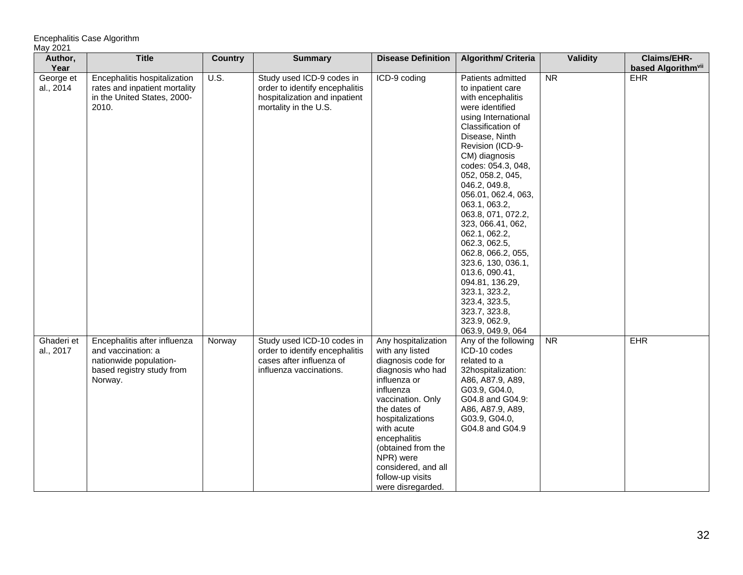| Author, Year | Title | Country | Summary | Disease Definition | Algorithm/ Criteria | Validity | Claims/EHR-based Algorithm[vii] |
|---|---|---|---|---|---|---|---|
| George et al., 2014 | Encephalitis hospitalization rates and inpatient mortality in the United States, 2000-2010. | U.S. | Study used ICD-9 codes in order to identify encephalitis hospitalization and inpatient mortality in the U.S. | ICD-9 coding | Patients admitted to inpatient care with encephalitis were identified using International Classification of Disease, Ninth Revision (ICD-9-CM) diagnosis codes: 054.3, 048, 052, 058.2, 045, 046.2, 049.8, 056.01, 062.4, 063, 063.1, 063.2, 063.8, 071, 072.2, 323, 066.41, 062, 062.1, 062.2, 062.3, 062.5, 062.8, 066.2, 055, 323.6, 130, 036.1, 013.6, 090.41, 094.81, 136.29, 323.1, 323.2, 323.4, 323.5, 323.7, 323.8, 323.9, 062.9, 063.9, 049.9, 064 | NR | EHR |
| Ghaderi et al., 2017 | Encephalitis after influenza and vaccination: a nationwide population-based registry study from Norway. | Norway | Study used ICD-10 codes in order to identify encephalitis cases after influenza of influenza vaccinations. | Any hospitalization with any listed diagnosis code for diagnosis who had influenza or influenza vaccination. Only the dates of hospitalizations with acute encephalitis (obtained from the NPR) were considered, and all follow-up visits were disregarded. | Any of the following ICD-10 codes related to a 32hospitalization: A86, A87.9, A89, G03.9, G04.0, G04.8 and G04.9: A86, A87.9, A89, G03.9, G04.0, G04.8 and G04.9 | NR | EHR |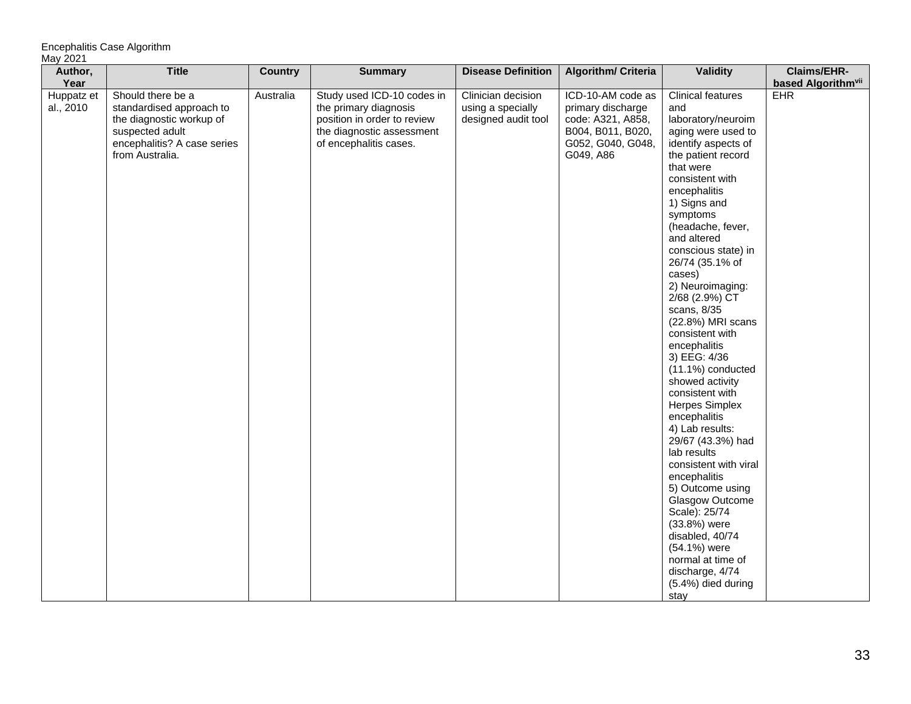| Author, Year | Title | Country | Summary | Disease Definition | Algorithm/ Criteria | Validity | Claims/EHR-based Algorithm[vii] |
|---|---|---|---|---|---|---|---|
| Huppatz et al., 2010 | Should there be a standardised approach to the diagnostic workup of suspected adult encephalitis? A case series from Australia. | Australia | Study used ICD-10 codes in the primary diagnosis position in order to review the diagnostic assessment of encephalitis cases. | Clinician decision using a specially designed audit tool | ICD-10-AM code as primary discharge code: A321, A858, B004, B011, B020, G052, G040, G048, G049, A86 | Clinical features and laboratory/neuroimaging were used to identify aspects of the patient record that were consistent with encephalitis 1) Signs and symptoms (headache, fever, and altered conscious state) in 26/74 (35.1% of cases) 2) Neuroimaging: 2/68 (2.9%) CT scans, 8/35 (22.8%) MRI scans consistent with encephalitis 3) EEG: 4/36 (11.1%) conducted showed activity consistent with Herpes Simplex encephalitis 4) Lab results: 29/67 (43.3%) had lab results consistent with viral encephalitis 5) Outcome using Glasgow Outcome Scale): 25/74 (33.8%) were disabled, 40/74 (54.1%) were normal at time of discharge, 4/74 (5.4%) died during stay | EHR |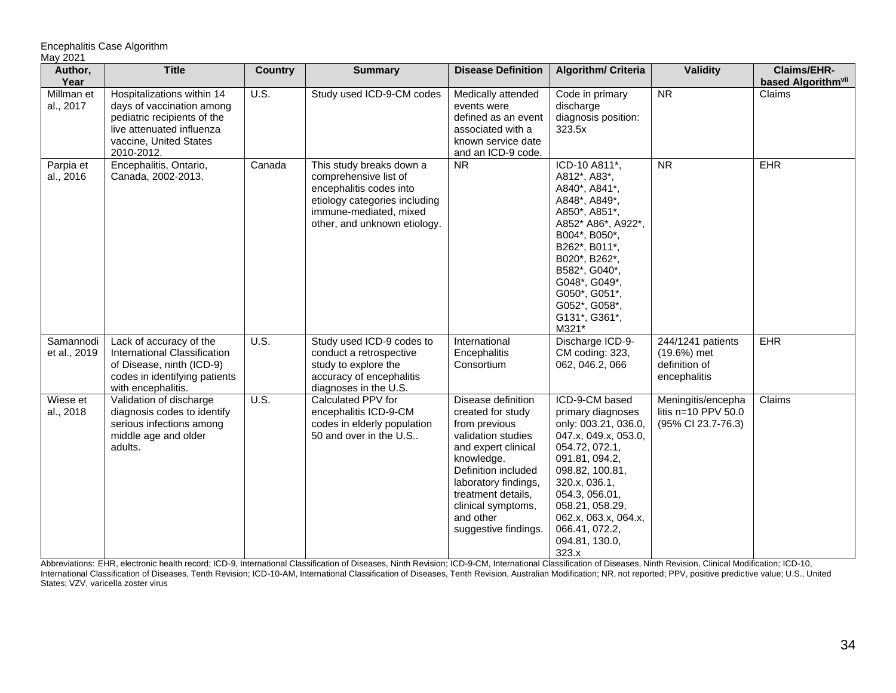| Author, Year | Title | Country | Summary | Disease Definition | Algorithm/ Criteria | Validity | Claims/EHR-based Algorithm[vii] |
|---|---|---|---|---|---|---|---|
| Millman et al., 2017 | Hospitalizations within 14 days of vaccination among pediatric recipients of the live attenuated influenza vaccine, United States 2010-2012. | U.S. | Study used ICD-9-CM codes | Medically attended events were defined as an event associated with a known service date and an ICD-9 code. | Code in primary discharge diagnosis position: 323.5x | NR | Claims |
| Parpia et al., 2016 | Encephalitis, Ontario, Canada, 2002-2013. | Canada | This study breaks down a comprehensive list of encephalitis codes into etiology categories including immune-mediated, mixed other, and unknown etiology. | NR | ICD-10 A811*, A812*, A83*, A840*, A841*, A848*, A849*, A850*, A851*, A852* A86*, A922*, B004*, B050*, B262*, B011*, B020*, B262*, B582*, G040*, G048*, G049*, G050*, G051*, G052*, G058*, G131*, G361*, M321* | NR | EHR |
| Samannodi et al., 2019 | Lack of accuracy of the International Classification of Disease, ninth (ICD-9) codes in identifying patients with encephalitis. | U.S. | Study used ICD-9 codes to conduct a retrospective study to explore the accuracy of encephalitis diagnoses in the U.S. | International Encephalitis Consortium | Discharge ICD-9-CM coding: 323, 062, 046.2, 066 | 244/1241 patients (19.6%) met definition of encephalitis | EHR |
| Wiese et al., 2018 | Validation of discharge diagnosis codes to identify serious infections among middle age and older adults. | U.S. | Calculated PPV for encephalitis ICD-9-CM codes in elderly population 50 and over in the U.S.. | Disease definition created for study from previous validation studies and expert clinical knowledge. Definition included laboratory findings, treatment details, clinical symptoms, and other suggestive findings. | ICD-9-CM based primary diagnoses only: 003.21, 036.0, 047.x, 049.x, 053.0, 054.72, 072.1, 091.81, 094.2, 098.82, 100.81, 320.x, 036.1, 054.3, 056.01, 058.21, 058.29, 062.x, 063.x, 064.x, 066.41, 072.2, 094.81, 130.0, 323.x | Meningitis/encephalitis n=10 PPV 50.0 (95% CI 23.7-76.3) | Claims |

Abbreviations: EHR, electronic health record; ICD-9, International Classification of Diseases, Ninth Revision; ICD-9-CM, International Classification of Diseases, Ninth Revision, Clinical Modification; ICD-10, International Classification of Diseases, Tenth Revision; ICD-10-AM, International Classification of Diseases, Tenth Revision, Australian Modification; NR, not reported; PPV, positive predictive value; U.S., United States; VZV, varicella zoster virus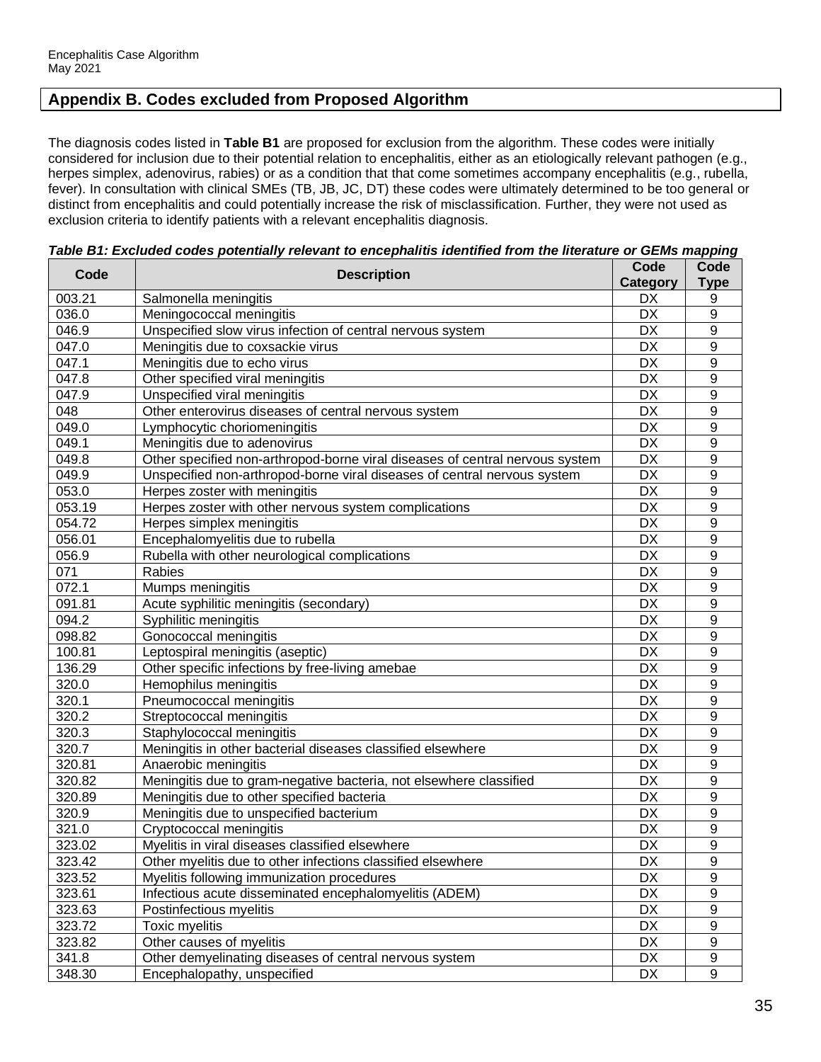## Appendix B. Codes excluded from Proposed Algorithm

The diagnosis codes listed in **Table B1** are proposed for exclusion from the algorithm. These codes were initially considered for inclusion due to their potential relation to encephalitis, either as an etiologically relevant pathogen (e.g., herpes simplex, adenovirus, rabies) or as a condition that that come sometimes accompany encephalitis (e.g., rubella, fever). In consultation with clinical SMEs (TB, JB, JC, DT) these codes were ultimately determined to be too general or distinct from encephalitis and could potentially increase the risk of misclassification. Further, they were not used as exclusion criteria to identify patients with a relevant encephalitis diagnosis.

***Table B1: Excluded codes potentially relevant to encephalitis identified from the literature or GEMs mapping***

| Code | Description | Code Category | Code Type |
|---|---|---|---|
| 003.21 | Salmonella meningitis | DX | 9 |
| 036.0 | Meningococcal meningitis | DX | 9 |
| 046.9 | Unspecified slow virus infection of central nervous system | DX | 9 |
| 047.0 | Meningitis due to coxsackie virus | DX | 9 |
| 047.1 | Meningitis due to echo virus | DX | 9 |
| 047.8 | Other specified viral meningitis | DX | 9 |
| 047.9 | Unspecified viral meningitis | DX | 9 |
| 048 | Other enterovirus diseases of central nervous system | DX | 9 |
| 049.0 | Lymphocytic choriomeningitis | DX | 9 |
| 049.1 | Meningitis due to adenovirus | DX | 9 |
| 049.8 | Other specified non-arthropod-borne viral diseases of central nervous system | DX | 9 |
| 049.9 | Unspecified non-arthropod-borne viral diseases of central nervous system | DX | 9 |
| 053.0 | Herpes zoster with meningitis | DX | 9 |
| 053.19 | Herpes zoster with other nervous system complications | DX | 9 |
| 054.72 | Herpes simplex meningitis | DX | 9 |
| 056.01 | Encephalomyelitis due to rubella | DX | 9 |
| 056.9 | Rubella with other neurological complications | DX | 9 |
| 071 | Rabies | DX | 9 |
| 072.1 | Mumps meningitis | DX | 9 |
| 091.81 | Acute syphilitic meningitis (secondary) | DX | 9 |
| 094.2 | Syphilitic meningitis | DX | 9 |
| 098.82 | Gonococcal meningitis | DX | 9 |
| 100.81 | Leptospiral meningitis (aseptic) | DX | 9 |
| 136.29 | Other specific infections by free-living amebae | DX | 9 |
| 320.0 | Hemophilus meningitis | DX | 9 |
| 320.1 | Pneumococcal meningitis | DX | 9 |
| 320.2 | Streptococcal meningitis | DX | 9 |
| 320.3 | Staphylococcal meningitis | DX | 9 |
| 320.7 | Meningitis in other bacterial diseases classified elsewhere | DX | 9 |
| 320.81 | Anaerobic meningitis | DX | 9 |
| 320.82 | Meningitis due to gram-negative bacteria, not elsewhere classified | DX | 9 |
| 320.89 | Meningitis due to other specified bacteria | DX | 9 |
| 320.9 | Meningitis due to unspecified bacterium | DX | 9 |
| 321.0 | Cryptococcal meningitis | DX | 9 |
| 323.02 | Myelitis in viral diseases classified elsewhere | DX | 9 |
| 323.42 | Other myelitis due to other infections classified elsewhere | DX | 9 |
| 323.52 | Myelitis following immunization procedures | DX | 9 |
| 323.61 | Infectious acute disseminated encephalomyelitis (ADEM) | DX | 9 |
| 323.63 | Postinfectious myelitis | DX | 9 |
| 323.72 | Toxic myelitis | DX | 9 |
| 323.82 | Other causes of myelitis | DX | 9 |
| 341.8 | Other demyelinating diseases of central nervous system | DX | 9 |
| 348.30 | Encephalopathy, unspecified | DX | 9 |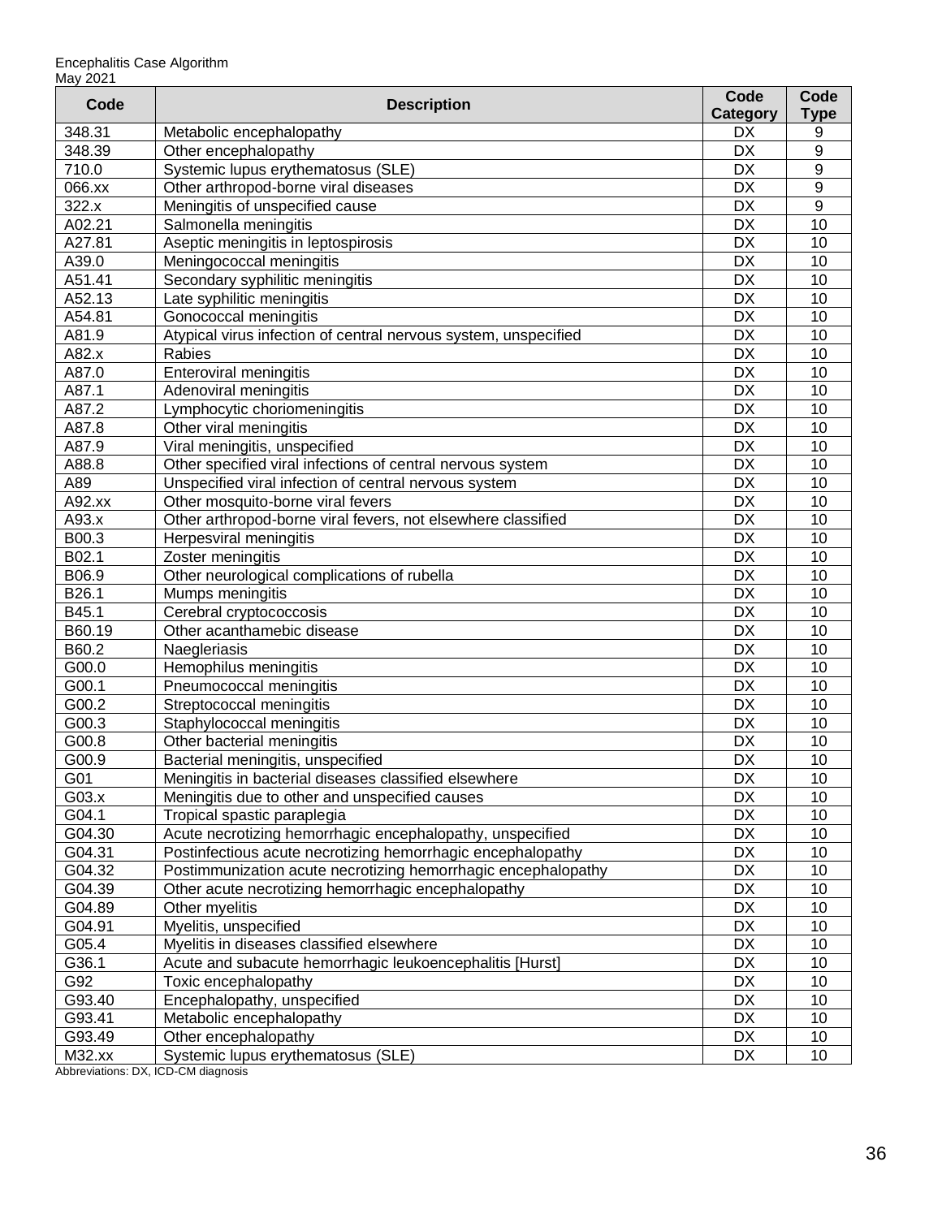| Code | Description | Code Category | Code Type |
|---|---|---|---|
| 348.31 | Metabolic encephalopathy | DX | 9 |
| 348.39 | Other encephalopathy | DX | 9 |
| 710.0 | Systemic lupus erythematosus (SLE) | DX | 9 |
| 066.xx | Other arthropod-borne viral diseases | DX | 9 |
| 322.x | Meningitis of unspecified cause | DX | 9 |
| A02.21 | Salmonella meningitis | DX | 10 |
| A27.81 | Aseptic meningitis in leptospirosis | DX | 10 |
| A39.0 | Meningococcal meningitis | DX | 10 |
| A51.41 | Secondary syphilitic meningitis | DX | 10 |
| A52.13 | Late syphilitic meningitis | DX | 10 |
| A54.81 | Gonococcal meningitis | DX | 10 |
| A81.9 | Atypical virus infection of central nervous system, unspecified | DX | 10 |
| A82.x | Rabies | DX | 10 |
| A87.0 | Enteroviral meningitis | DX | 10 |
| A87.1 | Adenoviral meningitis | DX | 10 |
| A87.2 | Lymphocytic choriomeningitis | DX | 10 |
| A87.8 | Other viral meningitis | DX | 10 |
| A87.9 | Viral meningitis, unspecified | DX | 10 |
| A88.8 | Other specified viral infections of central nervous system | DX | 10 |
| A89 | Unspecified viral infection of central nervous system | DX | 10 |
| A92.xx | Other mosquito-borne viral fevers | DX | 10 |
| A93.x | Other arthropod-borne viral fevers, not elsewhere classified | DX | 10 |
| B00.3 | Herpesviral meningitis | DX | 10 |
| B02.1 | Zoster meningitis | DX | 10 |
| B06.9 | Other neurological complications of rubella | DX | 10 |
| B26.1 | Mumps meningitis | DX | 10 |
| B45.1 | Cerebral cryptococcosis | DX | 10 |
| B60.19 | Other acanthamebic disease | DX | 10 |
| B60.2 | Naegleriasis | DX | 10 |
| G00.0 | Hemophilus meningitis | DX | 10 |
| G00.1 | Pneumococcal meningitis | DX | 10 |
| G00.2 | Streptococcal meningitis | DX | 10 |
| G00.3 | Staphylococcal meningitis | DX | 10 |
| G00.8 | Other bacterial meningitis | DX | 10 |
| G00.9 | Bacterial meningitis, unspecified | DX | 10 |
| G01 | Meningitis in bacterial diseases classified elsewhere | DX | 10 |
| G03.x | Meningitis due to other and unspecified causes | DX | 10 |
| G04.1 | Tropical spastic paraplegia | DX | 10 |
| G04.30 | Acute necrotizing hemorrhagic encephalopathy, unspecified | DX | 10 |
| G04.31 | Postinfectious acute necrotizing hemorrhagic encephalopathy | DX | 10 |
| G04.32 | Postimmunization acute necrotizing hemorrhagic encephalopathy | DX | 10 |
| G04.39 | Other acute necrotizing hemorrhagic encephalopathy | DX | 10 |
| G04.89 | Other myelitis | DX | 10 |
| G04.91 | Myelitis, unspecified | DX | 10 |
| G05.4 | Myelitis in diseases classified elsewhere | DX | 10 |
| G36.1 | Acute and subacute hemorrhagic leukoencephalitis [Hurst] | DX | 10 |
| G92 | Toxic encephalopathy | DX | 10 |
| G93.40 | Encephalopathy, unspecified | DX | 10 |
| G93.41 | Metabolic encephalopathy | DX | 10 |
| G93.49 | Other encephalopathy | DX | 10 |
| M32.xx | Systemic lupus erythematosus (SLE) | DX | 10 |

Abbreviations: DX, ICD-CM diagnosis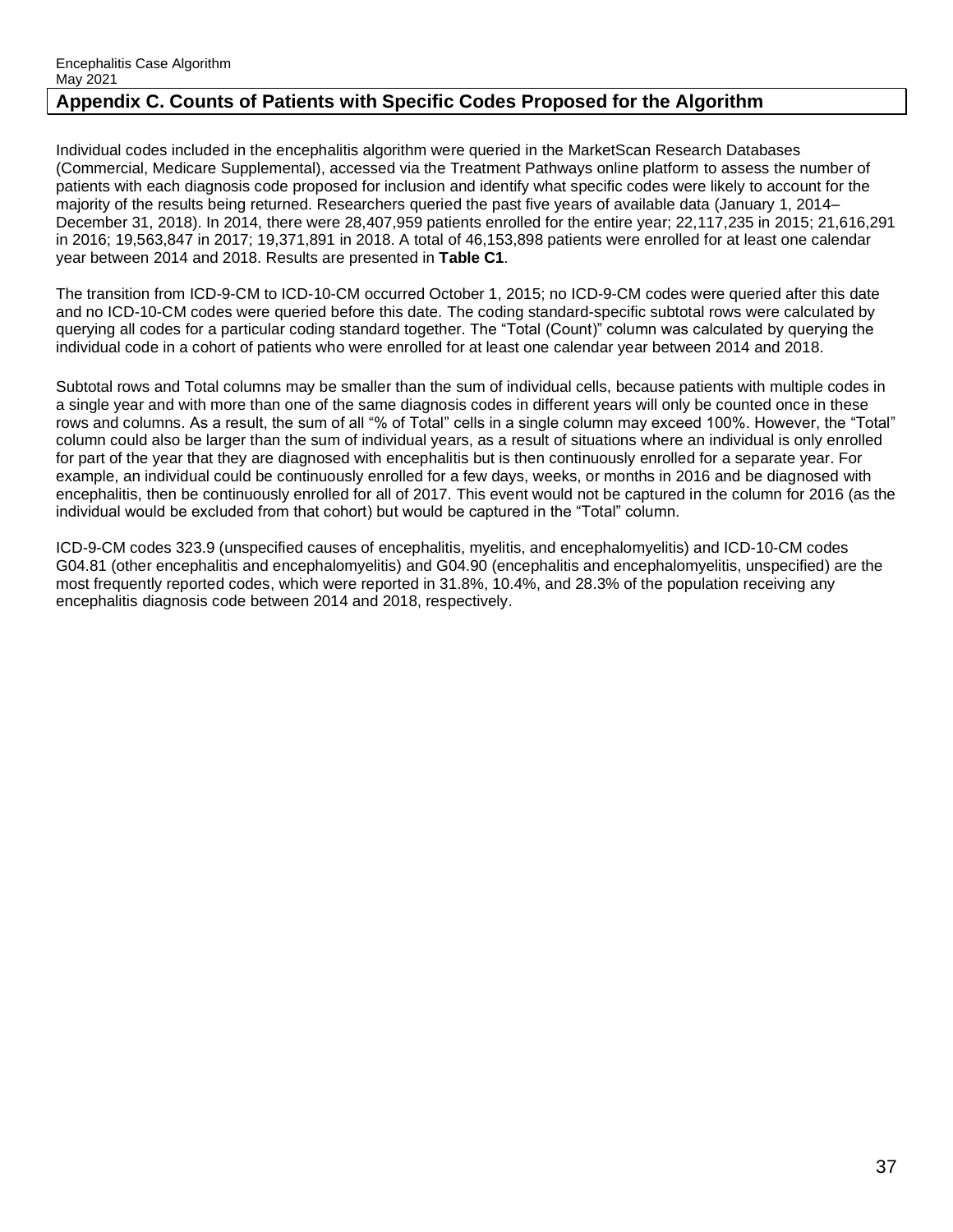## Appendix C. Counts of Patients with Specific Codes Proposed for the Algorithm

Individual codes included in the encephalitis algorithm were queried in the MarketScan Research Databases (Commercial, Medicare Supplemental), accessed via the Treatment Pathways online platform to assess the number of patients with each diagnosis code proposed for inclusion and identify what specific codes were likely to account for the majority of the results being returned. Researchers queried the past five years of available data (January 1, 2014–December 31, 2018). In 2014, there were 28,407,959 patients enrolled for the entire year; 22,117,235 in 2015; 21,616,291 in 2016; 19,563,847 in 2017; 19,371,891 in 2018. A total of 46,153,898 patients were enrolled for at least one calendar year between 2014 and 2018. Results are presented in **Table C1**.

The transition from ICD-9-CM to ICD-10-CM occurred October 1, 2015; no ICD-9-CM codes were queried after this date and no ICD-10-CM codes were queried before this date. The coding standard-specific subtotal rows were calculated by querying all codes for a particular coding standard together. The "Total (Count)" column was calculated by querying the individual code in a cohort of patients who were enrolled for at least one calendar year between 2014 and 2018.

Subtotal rows and Total columns may be smaller than the sum of individual cells, because patients with multiple codes in a single year and with more than one of the same diagnosis codes in different years will only be counted once in these rows and columns. As a result, the sum of all "% of Total" cells in a single column may exceed 100%. However, the "Total" column could also be larger than the sum of individual years, as a result of situations where an individual is only enrolled for part of the year that they are diagnosed with encephalitis but is then continuously enrolled for a separate year. For example, an individual could be continuously enrolled for a few days, weeks, or months in 2016 and be diagnosed with encephalitis, then be continuously enrolled for all of 2017. This event would not be captured in the column for 2016 (as the individual would be excluded from that cohort) but would be captured in the "Total" column.

ICD-9-CM codes 323.9 (unspecified causes of encephalitis, myelitis, and encephalomyelitis) and ICD-10-CM codes G04.81 (other encephalitis and encephalomyelitis) and G04.90 (encephalitis and encephalomyelitis, unspecified) are the most frequently reported codes, which were reported in 31.8%, 10.4%, and 28.3% of the population receiving any encephalitis diagnosis code between 2014 and 2018, respectively.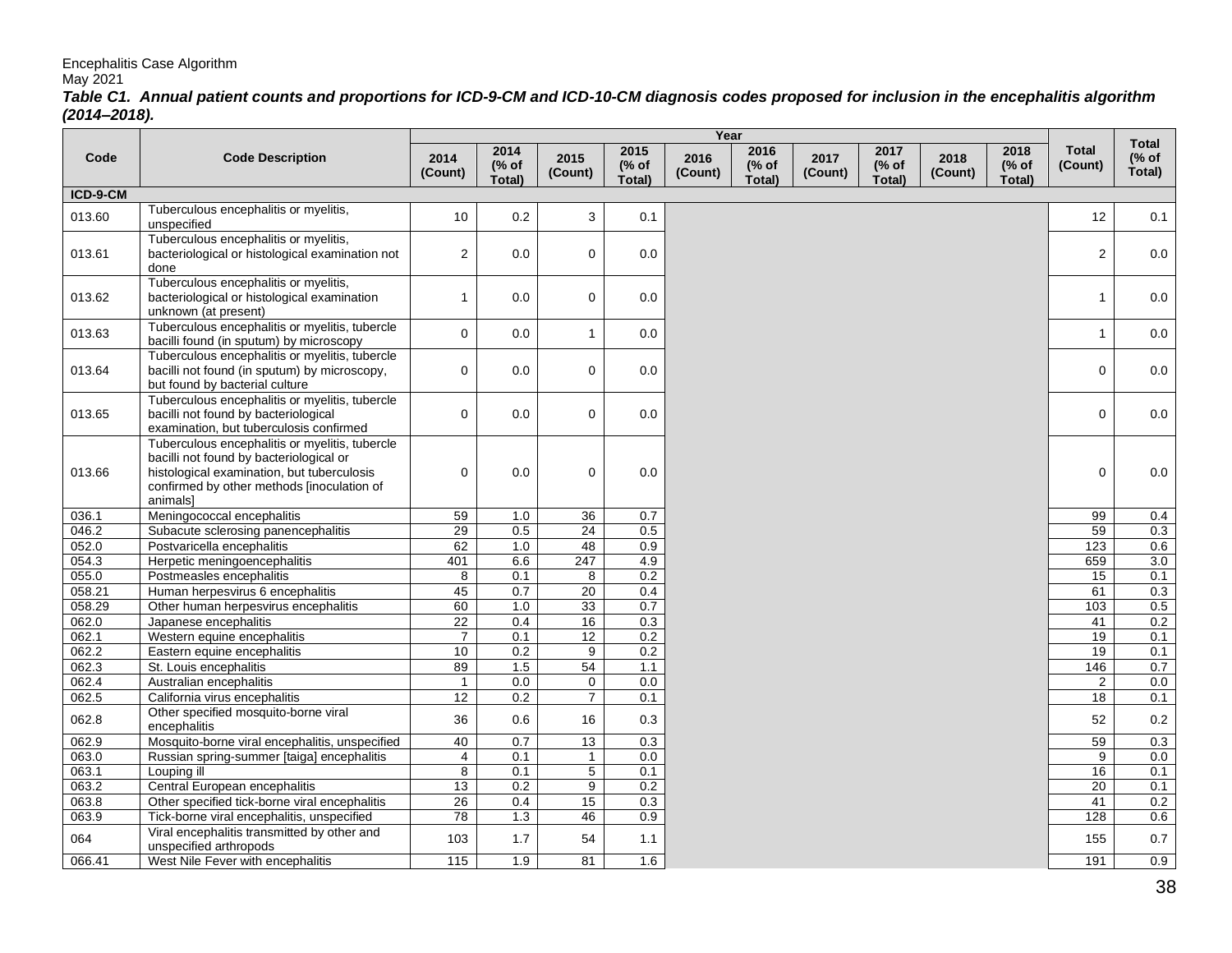Encephalitis Case Algorithm
May 2021

***Table C1. Annual patient counts and proportions for ICD-9-CM and ICD-10-CM diagnosis codes proposed for inclusion in the encephalitis algorithm (2014–2018).***

| Code | Code Description | Year | | | | | | | | | | Total (Count) | Total (% of Total) |
|---|---|---|---|---|---|---|---|---|---|---|---|---|---|
| | | 2014 (Count) | 2014 (% of Total) | 2015 (Count) | 2015 (% of Total) | 2016 (Count) | 2016 (% of Total) | 2017 (Count) | 2017 (% of Total) | 2018 (Count) | 2018 (% of Total) | | |
| **ICD-9-CM** | | | | | | | | | | | | | |
| 013.60 | Tuberculous encephalitis or myelitis, unspecified | 10 | 0.2 | 3 | 0.1 | | | | | | | 12 | 0.1 |
| 013.61 | Tuberculous encephalitis or myelitis, bacteriological or histological examination not done | 2 | 0.0 | 0 | 0.0 | | | | | | | 2 | 0.0 |
| 013.62 | Tuberculous encephalitis or myelitis, bacteriological or histological examination unknown (at present) | 1 | 0.0 | 0 | 0.0 | | | | | | | 1 | 0.0 |
| 013.63 | Tuberculous encephalitis or myelitis, tubercle bacilli found (in sputum) by microscopy | 0 | 0.0 | 1 | 0.0 | | | | | | | 1 | 0.0 |
| 013.64 | Tuberculous encephalitis or myelitis, tubercle bacilli not found (in sputum) by microscopy, but found by bacterial culture | 0 | 0.0 | 0 | 0.0 | | | | | | | 0 | 0.0 |
| 013.65 | Tuberculous encephalitis or myelitis, tubercle bacilli not found by bacteriological examination, but tuberculosis confirmed | 0 | 0.0 | 0 | 0.0 | | | | | | | 0 | 0.0 |
| 013.66 | Tuberculous encephalitis or myelitis, tubercle bacilli not found by bacteriological or histological examination, but tuberculosis confirmed by other methods [inoculation of animals] | 0 | 0.0 | 0 | 0.0 | | | | | | | 0 | 0.0 |
| 036.1 | Meningococcal encephalitis | 59 | 1.0 | 36 | 0.7 | | | | | | | 99 | 0.4 |
| 046.2 | Subacute sclerosing panencephalitis | 29 | 0.5 | 24 | 0.5 | | | | | | | 59 | 0.3 |
| 052.0 | Postvaricella encephalitis | 62 | 1.0 | 48 | 0.9 | | | | | | | 123 | 0.6 |
| 054.3 | Herpetic meningoencephalitis | 401 | 6.6 | 247 | 4.9 | | | | | | | 659 | 3.0 |
| 055.0 | Postmeasles encephalitis | 8 | 0.1 | 8 | 0.2 | | | | | | | 15 | 0.1 |
| 058.21 | Human herpesvirus 6 encephalitis | 45 | 0.7 | 20 | 0.4 | | | | | | | 61 | 0.3 |
| 058.29 | Other human herpesvirus encephalitis | 60 | 1.0 | 33 | 0.7 | | | | | | | 103 | 0.5 |
| 062.0 | Japanese encephalitis | 22 | 0.4 | 16 | 0.3 | | | | | | | 41 | 0.2 |
| 062.1 | Western equine encephalitis | 7 | 0.1 | 12 | 0.2 | | | | | | | 19 | 0.1 |
| 062.2 | Eastern equine encephalitis | 10 | 0.2 | 9 | 0.2 | | | | | | | 19 | 0.1 |
| 062.3 | St. Louis encephalitis | 89 | 1.5 | 54 | 1.1 | | | | | | | 146 | 0.7 |
| 062.4 | Australian encephalitis | 1 | 0.0 | 0 | 0.0 | | | | | | | 2 | 0.0 |
| 062.5 | California virus encephalitis | 12 | 0.2 | 7 | 0.1 | | | | | | | 18 | 0.1 |
| 062.8 | Other specified mosquito-borne viral encephalitis | 36 | 0.6 | 16 | 0.3 | | | | | | | 52 | 0.2 |
| 062.9 | Mosquito-borne viral encephalitis, unspecified | 40 | 0.7 | 13 | 0.3 | | | | | | | 59 | 0.3 |
| 063.0 | Russian spring-summer [taiga] encephalitis | 4 | 0.1 | 1 | 0.0 | | | | | | | 9 | 0.0 |
| 063.1 | Louping ill | 8 | 0.1 | 5 | 0.1 | | | | | | | 16 | 0.1 |
| 063.2 | Central European encephalitis | 13 | 0.2 | 9 | 0.2 | | | | | | | 20 | 0.1 |
| 063.8 | Other specified tick-borne viral encephalitis | 26 | 0.4 | 15 | 0.3 | | | | | | | 41 | 0.2 |
| 063.9 | Tick-borne viral encephalitis, unspecified | 78 | 1.3 | 46 | 0.9 | | | | | | | 128 | 0.6 |
| 064 | Viral encephalitis transmitted by other and unspecified arthropods | 103 | 1.7 | 54 | 1.1 | | | | | | | 155 | 0.7 |
| 066.41 | West Nile Fever with encephalitis | 115 | 1.9 | 81 | 1.6 | | | | | | | 191 | 0.9 |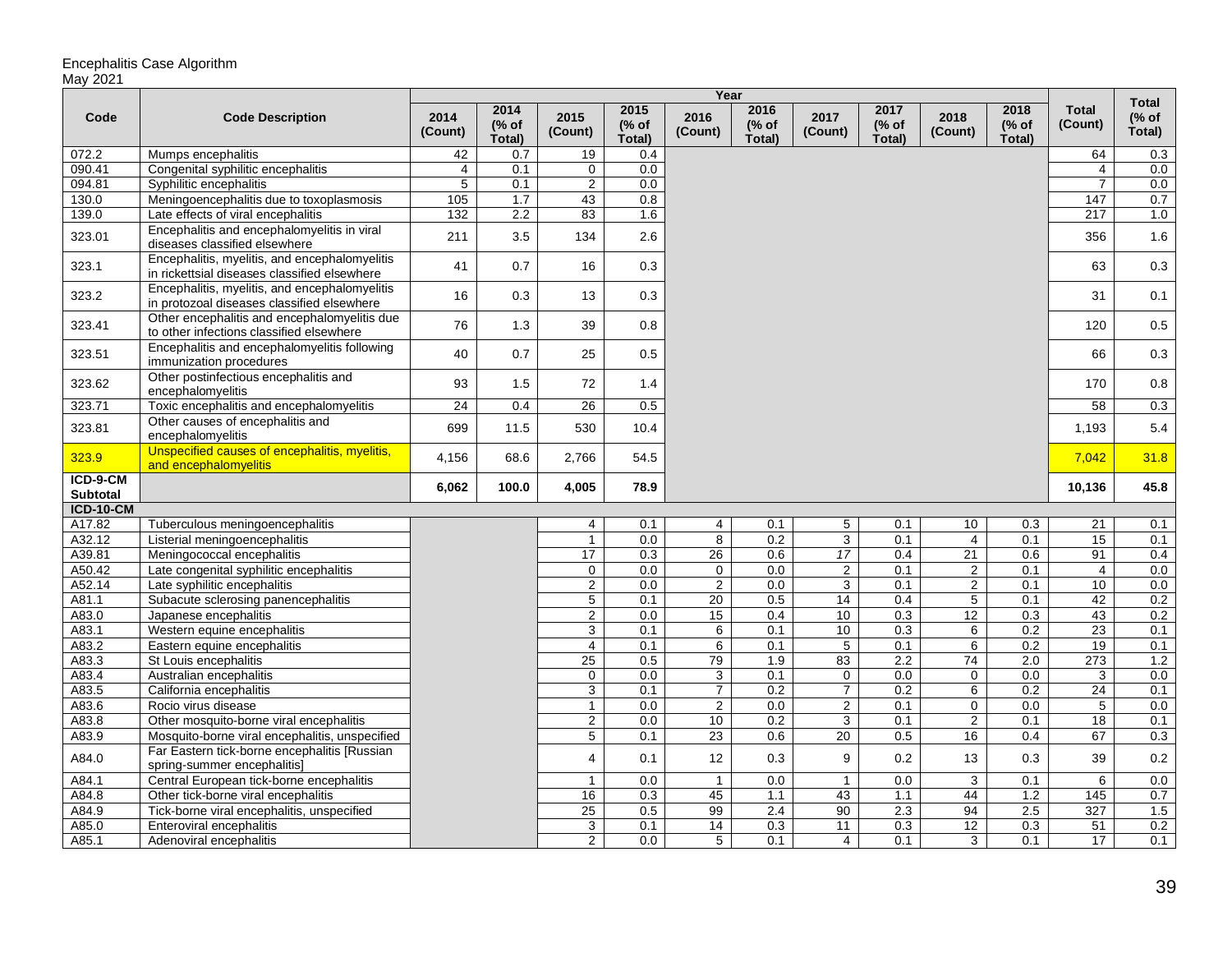Encephalitis Case Algorithm
May 2021

| Code | Code Description | Year | | | | | | | | | | Total (Count) | Total (% of Total) |
|---|---|---|---|---|---|---|---|---|---|---|---|---|---|
| | | 2014 (Count) | 2014 (% of Total) | 2015 (Count) | 2015 (% of Total) | 2016 (Count) | 2016 (% of Total) | 2017 (Count) | 2017 (% of Total) | 2018 (Count) | 2018 (% of Total) | | |
| 072.2 | Mumps encephalitis | 42 | 0.7 | 19 | 0.4 | | | | | | | 64 | 0.3 |
| 090.41 | Congenital syphilitic encephalitis | 4 | 0.1 | 0 | 0.0 | | | | | | | 4 | 0.0 |
| 094.81 | Syphilitic encephalitis | 5 | 0.1 | 2 | 0.0 | | | | | | | 7 | 0.0 |
| 130.0 | Meningoencephalitis due to toxoplasmosis | 105 | 1.7 | 43 | 0.8 | | | | | | | 147 | 0.7 |
| 139.0 | Late effects of viral encephalitis | 132 | 2.2 | 83 | 1.6 | | | | | | | 217 | 1.0 |
| 323.01 | Encephalitis and encephalomyelitis in viral diseases classified elsewhere | 211 | 3.5 | 134 | 2.6 | | | | | | | 356 | 1.6 |
| 323.1 | Encephalitis, myelitis, and encephalomyelitis in rickettsial diseases classified elsewhere | 41 | 0.7 | 16 | 0.3 | | | | | | | 63 | 0.3 |
| 323.2 | Encephalitis, myelitis, and encephalomyelitis in protozoal diseases classified elsewhere | 16 | 0.3 | 13 | 0.3 | | | | | | | 31 | 0.1 |
| 323.41 | Other encephalitis and encephalomyelitis due to other infections classified elsewhere | 76 | 1.3 | 39 | 0.8 | | | | | | | 120 | 0.5 |
| 323.51 | Encephalitis and encephalomyelitis following immunization procedures | 40 | 0.7 | 25 | 0.5 | | | | | | | 66 | 0.3 |
| 323.62 | Other postinfectious encephalitis and encephalomyelitis | 93 | 1.5 | 72 | 1.4 | | | | | | | 170 | 0.8 |
| 323.71 | Toxic encephalitis and encephalomyelitis | 24 | 0.4 | 26 | 0.5 | | | | | | | 58 | 0.3 |
| 323.81 | Other causes of encephalitis and encephalomyelitis | 699 | 11.5 | 530 | 10.4 | | | | | | | 1,193 | 5.4 |
| 323.9 | Unspecified causes of encephalitis, myelitis, and encephalomyelitis | 4,156 | 68.6 | 2,766 | 54.5 | | | | | | | 7,042 | 31.8 |
| **ICD-9-CM Subtotal** | | **6,062** | **100.0** | **4,005** | **78.9** | | | | | | | **10,136** | **45.8** |
| **ICD-10-CM** | | | | | | | | | | | | | |
| A17.82 | Tuberculous meningoencephalitis | | | 4 | 0.1 | 4 | 0.1 | 5 | 0.1 | 10 | 0.3 | 21 | 0.1 |
| A32.12 | Listerial meningoencephalitis | | | 1 | 0.0 | 8 | 0.2 | 3 | 0.1 | 4 | 0.1 | 15 | 0.1 |
| A39.81 | Meningococcal encephalitis | | | 17 | 0.3 | 26 | 0.6 | 17 | 0.4 | 21 | 0.6 | 91 | 0.4 |
| A50.42 | Late congenital syphilitic encephalitis | | | 0 | 0.0 | 0 | 0.0 | 2 | 0.1 | 2 | 0.1 | 4 | 0.0 |
| A52.14 | Late syphilitic encephalitis | | | 2 | 0.0 | 2 | 0.0 | 3 | 0.1 | 2 | 0.1 | 10 | 0.0 |
| A81.1 | Subacute sclerosing panencephalitis | | | 5 | 0.1 | 20 | 0.5 | 14 | 0.4 | 5 | 0.1 | 42 | 0.2 |
| A83.0 | Japanese encephalitis | | | 2 | 0.0 | 15 | 0.4 | 10 | 0.3 | 12 | 0.3 | 43 | 0.2 |
| A83.1 | Western equine encephalitis | | | 3 | 0.1 | 6 | 0.1 | 10 | 0.3 | 6 | 0.2 | 23 | 0.1 |
| A83.2 | Eastern equine encephalitis | | | 4 | 0.1 | 6 | 0.1 | 5 | 0.1 | 6 | 0.2 | 19 | 0.1 |
| A83.3 | St Louis encephalitis | | | 25 | 0.5 | 79 | 1.9 | 83 | 2.2 | 74 | 2.0 | 273 | 1.2 |
| A83.4 | Australian encephalitis | | | 0 | 0.0 | 3 | 0.1 | 0 | 0.0 | 0 | 0.0 | 3 | 0.0 |
| A83.5 | California encephalitis | | | 3 | 0.1 | 7 | 0.2 | 7 | 0.2 | 6 | 0.2 | 24 | 0.1 |
| A83.6 | Rocio virus disease | | | 1 | 0.0 | 2 | 0.0 | 2 | 0.1 | 0 | 0.0 | 5 | 0.0 |
| A83.8 | Other mosquito-borne viral encephalitis | | | 2 | 0.0 | 10 | 0.2 | 3 | 0.1 | 2 | 0.1 | 18 | 0.1 |
| A83.9 | Mosquito-borne viral encephalitis, unspecified | | | 5 | 0.1 | 23 | 0.6 | 20 | 0.5 | 16 | 0.4 | 67 | 0.3 |
| A84.0 | Far Eastern tick-borne encephalitis [Russian spring-summer encephalitis] | | | 4 | 0.1 | 12 | 0.3 | 9 | 0.2 | 13 | 0.3 | 39 | 0.2 |
| A84.1 | Central European tick-borne encephalitis | | | 1 | 0.0 | 1 | 0.0 | 1 | 0.0 | 3 | 0.1 | 6 | 0.0 |
| A84.8 | Other tick-borne viral encephalitis | | | 16 | 0.3 | 45 | 1.1 | 43 | 1.1 | 44 | 1.2 | 145 | 0.7 |
| A84.9 | Tick-borne viral encephalitis, unspecified | | | 25 | 0.5 | 99 | 2.4 | 90 | 2.3 | 94 | 2.5 | 327 | 1.5 |
| A85.0 | Enteroviral encephalitis | | | 3 | 0.1 | 14 | 0.3 | 11 | 0.3 | 12 | 0.3 | 51 | 0.2 |
| A85.1 | Adenoviral encephalitis | | | 2 | 0.0 | 5 | 0.1 | 4 | 0.1 | 3 | 0.1 | 17 | 0.1 |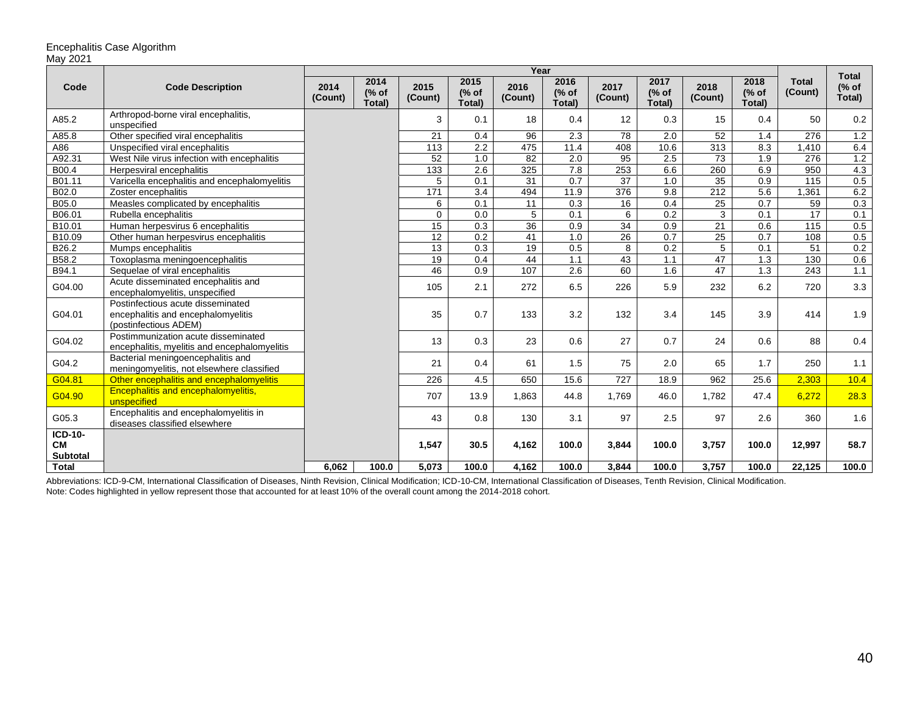Encephalitis Case Algorithm
May 2021

| Code | Code Description | Year | | | | | | | | | | Total (Count) | Total (% of Total) |
|---|---|---|---|---|---|---|---|---|---|---|---|---|---|
| | | 2014 (Count) | 2014 (% of Total) | 2015 (Count) | 2015 (% of Total) | 2016 (Count) | 2016 (% of Total) | 2017 (Count) | 2017 (% of Total) | 2018 (Count) | 2018 (% of Total) | | |
| A85.2 | Arthropod-borne viral encephalitis, unspecified | | | 3 | 0.1 | 18 | 0.4 | 12 | 0.3 | 15 | 0.4 | 50 | 0.2 |
| A85.8 | Other specified viral encephalitis | | | 21 | 0.4 | 96 | 2.3 | 78 | 2.0 | 52 | 1.4 | 276 | 1.2 |
| A86 | Unspecified viral encephalitis | | | 113 | 2.2 | 475 | 11.4 | 408 | 10.6 | 313 | 8.3 | 1,410 | 6.4 |
| A92.31 | West Nile virus infection with encephalitis | | | 52 | 1.0 | 82 | 2.0 | 95 | 2.5 | 73 | 1.9 | 276 | 1.2 |
| B00.4 | Herpesviral encephalitis | | | 133 | 2.6 | 325 | 7.8 | 253 | 6.6 | 260 | 6.9 | 950 | 4.3 |
| B01.11 | Varicella encephalitis and encephalomyelitis | | | 5 | 0.1 | 31 | 0.7 | 37 | 1.0 | 35 | 0.9 | 115 | 0.5 |
| B02.0 | Zoster encephalitis | | | 171 | 3.4 | 494 | 11.9 | 376 | 9.8 | 212 | 5.6 | 1,361 | 6.2 |
| B05.0 | Measles complicated by encephalitis | | | 6 | 0.1 | 11 | 0.3 | 16 | 0.4 | 25 | 0.7 | 59 | 0.3 |
| B06.01 | Rubella encephalitis | | | 0 | 0.0 | 5 | 0.1 | 6 | 0.2 | 3 | 0.1 | 17 | 0.1 |
| B10.01 | Human herpesvirus 6 encephalitis | | | 15 | 0.3 | 36 | 0.9 | 34 | 0.9 | 21 | 0.6 | 115 | 0.5 |
| B10.09 | Other human herpesvirus encephalitis | | | 12 | 0.2 | 41 | 1.0 | 26 | 0.7 | 25 | 0.7 | 108 | 0.5 |
| B26.2 | Mumps encephalitis | | | 13 | 0.3 | 19 | 0.5 | 8 | 0.2 | 5 | 0.1 | 51 | 0.2 |
| B58.2 | Toxoplasma meningoencephalitis | | | 19 | 0.4 | 44 | 1.1 | 43 | 1.1 | 47 | 1.3 | 130 | 0.6 |
| B94.1 | Sequelae of viral encephalitis | | | 46 | 0.9 | 107 | 2.6 | 60 | 1.6 | 47 | 1.3 | 243 | 1.1 |
| G04.00 | Acute disseminated encephalitis and encephalomyelitis, unspecified | | | 105 | 2.1 | 272 | 6.5 | 226 | 5.9 | 232 | 6.2 | 720 | 3.3 |
| G04.01 | Postinfectious acute disseminated encephalitis and encephalomyelitis (postinfectious ADEM) | | | 35 | 0.7 | 133 | 3.2 | 132 | 3.4 | 145 | 3.9 | 414 | 1.9 |
| G04.02 | Postimmunization acute disseminated encephalitis, myelitis and encephalomyelitis | | | 13 | 0.3 | 23 | 0.6 | 27 | 0.7 | 24 | 0.6 | 88 | 0.4 |
| G04.2 | Bacterial meningoencephalitis and meningomyelitis, not elsewhere classified | | | 21 | 0.4 | 61 | 1.5 | 75 | 2.0 | 65 | 1.7 | 250 | 1.1 |
| G04.81 | Other encephalitis and encephalomyelitis | | | 226 | 4.5 | 650 | 15.6 | 727 | 18.9 | 962 | 25.6 | 2,303 | 10.4 |
| G04.90 | Encephalitis and encephalomyelitis, unspecified | | | 707 | 13.9 | 1,863 | 44.8 | 1,769 | 46.0 | 1,782 | 47.4 | 6,272 | 28.3 |
| G05.3 | Encephalitis and encephalomyelitis in diseases classified elsewhere | | | 43 | 0.8 | 130 | 3.1 | 97 | 2.5 | 97 | 2.6 | 360 | 1.6 |
| **ICD-10-CM Subtotal** | | | | **1,547** | **30.5** | **4,162** | **100.0** | **3,844** | **100.0** | **3,757** | **100.0** | **12,997** | **58.7** |
| **Total** | | **6,062** | **100.0** | **5,073** | **100.0** | **4,162** | **100.0** | **3,844** | **100.0** | **3,757** | **100.0** | **22,125** | **100.0** |

Abbreviations: ICD-9-CM, International Classification of Diseases, Ninth Revision, Clinical Modification; ICD-10-CM, International Classification of Diseases, Tenth Revision, Clinical Modification.
Note: Codes highlighted in yellow represent those that accounted for at least 10% of the overall count among the 2014-2018 cohort.